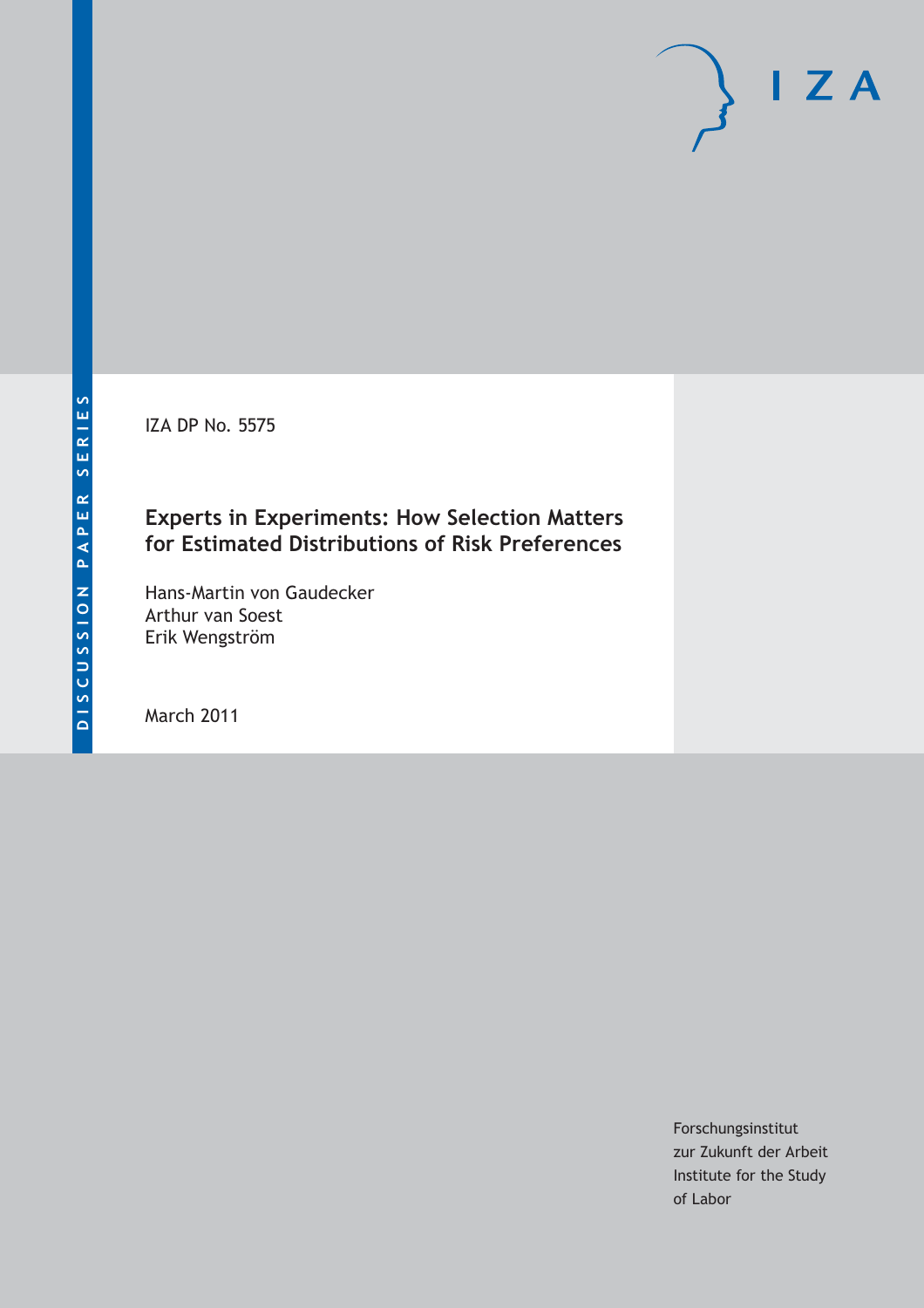DISCUSSION PAPER SERIES

IZA DP No. 5575

# Experts in Experiments: How Selection Matters for Estimated Distributions of Risk Preferences

Hans-Martin von Gaudecker
Arthur van Soest
Erik Wengström

March 2011

Forschungsinstitut
zur Zukunft der Arbeit
Institute for the Study
of Labor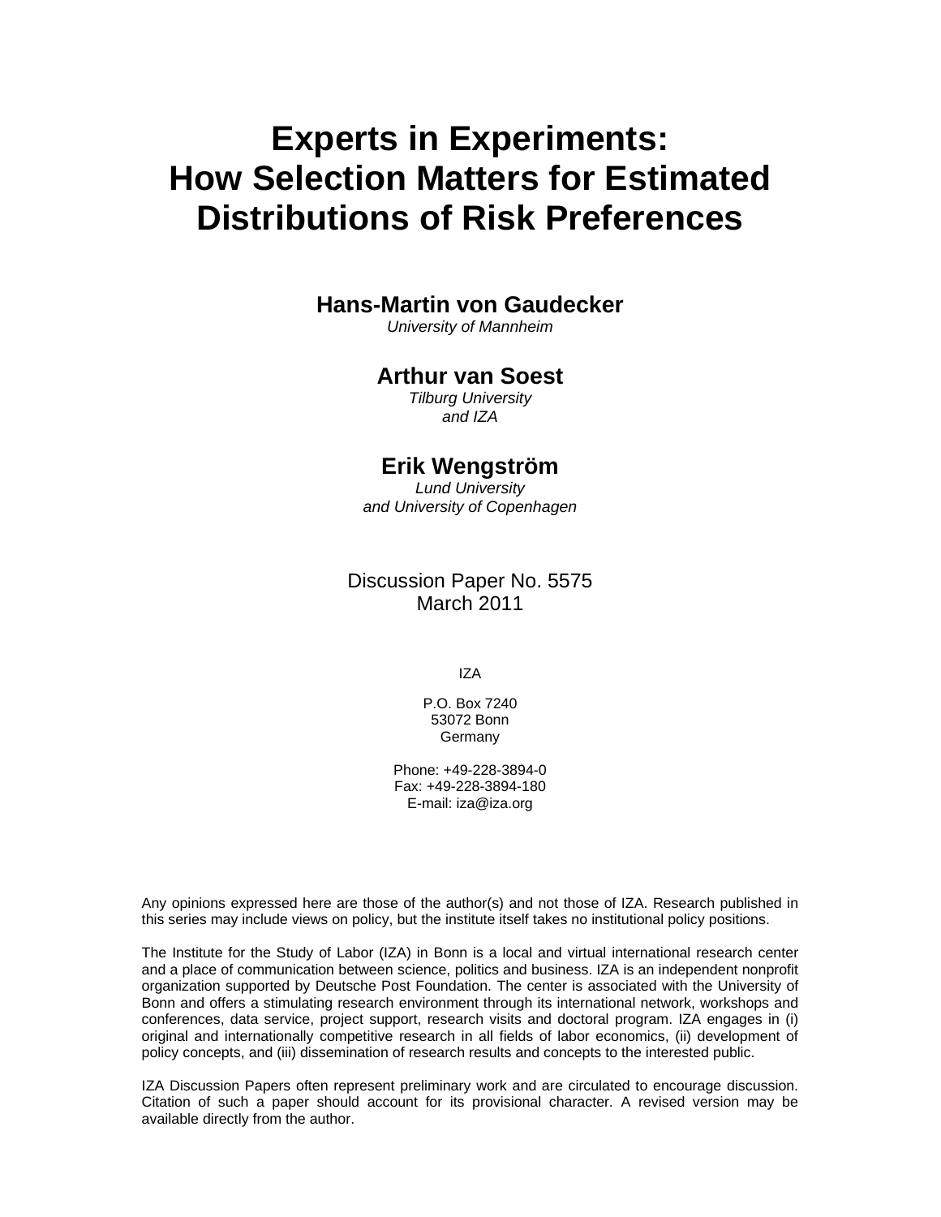# Experts in Experiments: How Selection Matters for Estimated Distributions of Risk Preferences

**Hans-Martin von Gaudecker**
*University of Mannheim*

**Arthur van Soest**
*Tilburg University and IZA*

**Erik Wengström**
*Lund University and University of Copenhagen*

Discussion Paper No. 5575
March 2011

IZA

P.O. Box 7240
53072 Bonn
Germany

Phone: +49-228-3894-0
Fax: +49-228-3894-180
E-mail: iza@iza.org

Any opinions expressed here are those of the author(s) and not those of IZA. Research published in this series may include views on policy, but the institute itself takes no institutional policy positions.

The Institute for the Study of Labor (IZA) in Bonn is a local and virtual international research center and a place of communication between science, politics and business. IZA is an independent nonprofit organization supported by Deutsche Post Foundation. The center is associated with the University of Bonn and offers a stimulating research environment through its international network, workshops and conferences, data service, project support, research visits and doctoral program. IZA engages in (i) original and internationally competitive research in all fields of labor economics, (ii) development of policy concepts, and (iii) dissemination of research results and concepts to the interested public.

IZA Discussion Papers often represent preliminary work and are circulated to encourage discussion. Citation of such a paper should account for its provisional character. A revised version may be available directly from the author.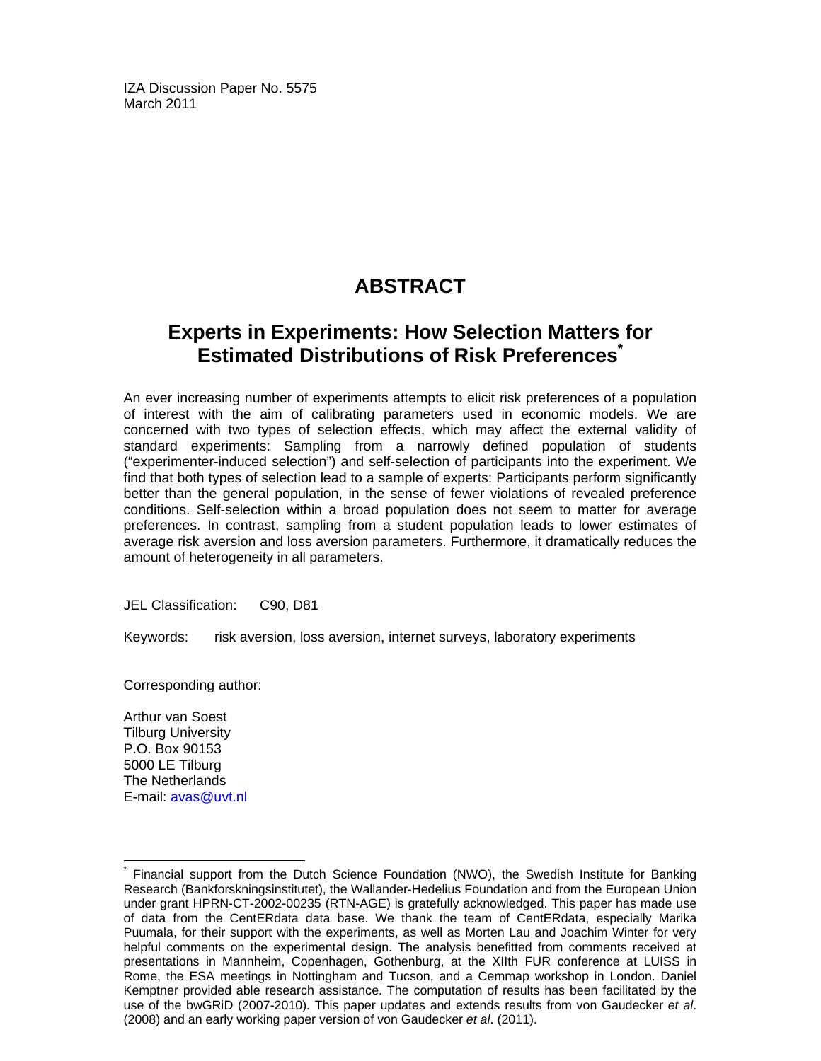IZA Discussion Paper No. 5575
March 2011

# ABSTRACT

## Experts in Experiments: How Selection Matters for Estimated Distributions of Risk Preferences*

An ever increasing number of experiments attempts to elicit risk preferences of a population of interest with the aim of calibrating parameters used in economic models. We are concerned with two types of selection effects, which may affect the external validity of standard experiments: Sampling from a narrowly defined population of students ("experimenter-induced selection") and self-selection of participants into the experiment. We find that both types of selection lead to a sample of experts: Participants perform significantly better than the general population, in the sense of fewer violations of revealed preference conditions. Self-selection within a broad population does not seem to matter for average preferences. In contrast, sampling from a student population leads to lower estimates of average risk aversion and loss aversion parameters. Furthermore, it dramatically reduces the amount of heterogeneity in all parameters.

JEL Classification: C90, D81

Keywords: risk aversion, loss aversion, internet surveys, laboratory experiments

Corresponding author:

Arthur van Soest
Tilburg University
P.O. Box 90153
5000 LE Tilburg
The Netherlands
E-mail: avas@uvt.nl

---

* Financial support from the Dutch Science Foundation (NWO), the Swedish Institute for Banking Research (Bankforskningsinstitutet), the Wallander-Hedelius Foundation and from the European Union under grant HPRN-CT-2002-00235 (RTN-AGE) is gratefully acknowledged. This paper has made use of data from the CentERdata data base. We thank the team of CentERdata, especially Marika Puumala, for their support with the experiments, as well as Morten Lau and Joachim Winter for very helpful comments on the experimental design. The analysis benefitted from comments received at presentations in Mannheim, Copenhagen, Gothenburg, at the XIIth FUR conference at LUISS in Rome, the ESA meetings in Nottingham and Tucson, and a Cemmap workshop in London. Daniel Kemptner provided able research assistance. The computation of results has been facilitated by the use of the bwGRiD (2007-2010). This paper updates and extends results from von Gaudecker *et al*. (2008) and an early working paper version of von Gaudecker *et al*. (2011).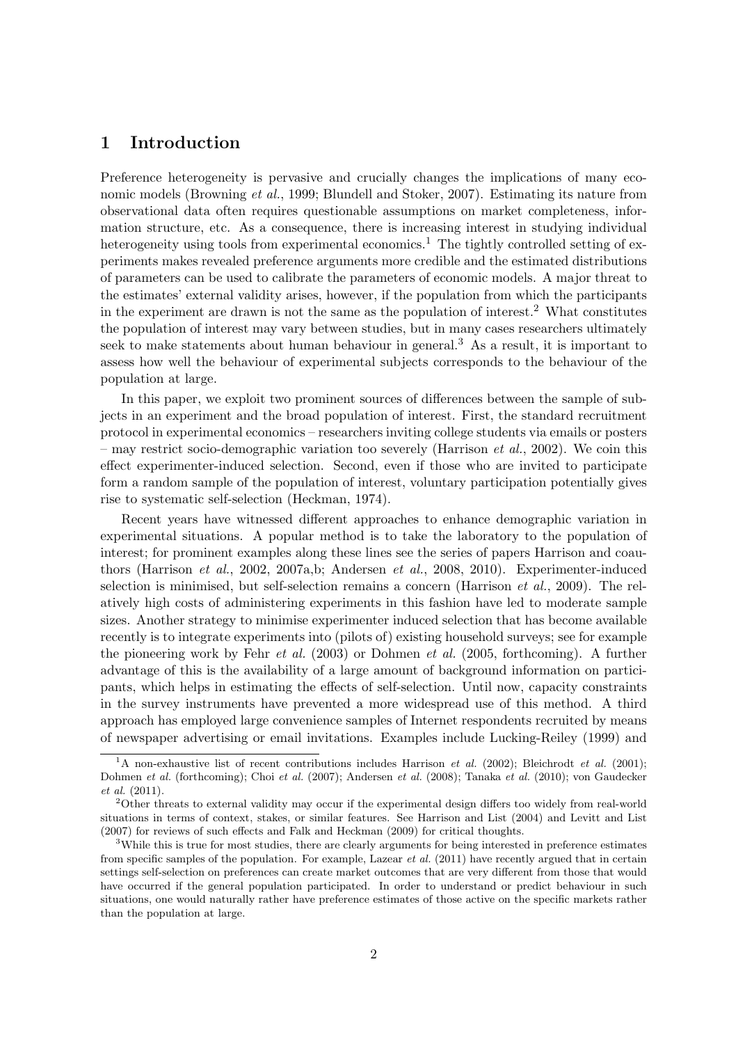## 1 Introduction

Preference heterogeneity is pervasive and crucially changes the implications of many economic models (Browning *et al.*, 1999; Blundell and Stoker, 2007). Estimating its nature from observational data often requires questionable assumptions on market completeness, information structure, etc. As a consequence, there is increasing interest in studying individual heterogeneity using tools from experimental economics.[1] The tightly controlled setting of experiments makes revealed preference arguments more credible and the estimated distributions of parameters can be used to calibrate the parameters of economic models. A major threat to the estimates' external validity arises, however, if the population from which the participants in the experiment are drawn is not the same as the population of interest.[2] What constitutes the population of interest may vary between studies, but in many cases researchers ultimately seek to make statements about human behaviour in general.[3] As a result, it is important to assess how well the behaviour of experimental subjects corresponds to the behaviour of the population at large.

In this paper, we exploit two prominent sources of differences between the sample of subjects in an experiment and the broad population of interest. First, the standard recruitment protocol in experimental economics – researchers inviting college students via emails or posters – may restrict socio-demographic variation too severely (Harrison *et al.*, 2002). We coin this effect experimenter-induced selection. Second, even if those who are invited to participate form a random sample of the population of interest, voluntary participation potentially gives rise to systematic self-selection (Heckman, 1974).

Recent years have witnessed different approaches to enhance demographic variation in experimental situations. A popular method is to take the laboratory to the population of interest; for prominent examples along these lines see the series of papers Harrison and coauthors (Harrison *et al.*, 2002, 2007a,b; Andersen *et al.*, 2008, 2010). Experimenter-induced selection is minimised, but self-selection remains a concern (Harrison *et al.*, 2009). The relatively high costs of administering experiments in this fashion have led to moderate sample sizes. Another strategy to minimise experimenter induced selection that has become available recently is to integrate experiments into (pilots of) existing household surveys; see for example the pioneering work by Fehr *et al.* (2003) or Dohmen *et al.* (2005, forthcoming). A further advantage of this is the availability of a large amount of background information on participants, which helps in estimating the effects of self-selection. Until now, capacity constraints in the survey instruments have prevented a more widespread use of this method. A third approach has employed large convenience samples of Internet respondents recruited by means of newspaper advertising or email invitations. Examples include Lucking-Reiley (1999) and

[1] A non-exhaustive list of recent contributions includes Harrison *et al.* (2002); Bleichrodt *et al.* (2001); Dohmen *et al.* (forthcoming); Choi *et al.* (2007); Andersen *et al.* (2008); Tanaka *et al.* (2010); von Gaudecker *et al.* (2011).

[2] Other threats to external validity may occur if the experimental design differs too widely from real-world situations in terms of context, stakes, or similar features. See Harrison and List (2004) and Levitt and List (2007) for reviews of such effects and Falk and Heckman (2009) for critical thoughts.

[3] While this is true for most studies, there are clearly arguments for being interested in preference estimates from specific samples of the population. For example, Lazear *et al.* (2011) have recently argued that in certain settings self-selection on preferences can create market outcomes that are very different from those that would have occurred if the general population participated. In order to understand or predict behaviour in such situations, one would naturally rather have preference estimates of those active on the specific markets rather than the population at large.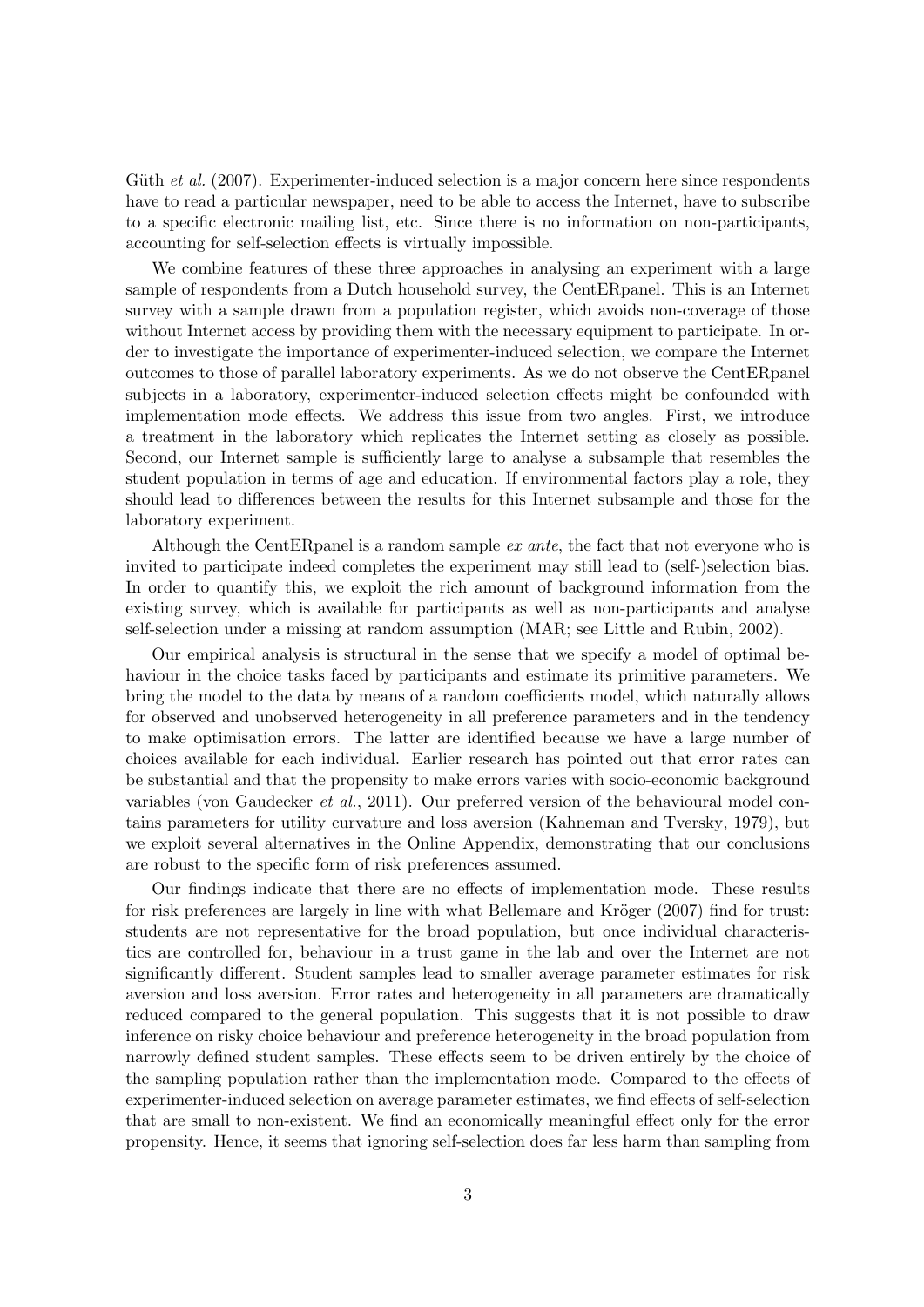Güth *et al.* (2007). Experimenter-induced selection is a major concern here since respondents have to read a particular newspaper, need to be able to access the Internet, have to subscribe to a specific electronic mailing list, etc. Since there is no information on non-participants, accounting for self-selection effects is virtually impossible.

We combine features of these three approaches in analysing an experiment with a large sample of respondents from a Dutch household survey, the CentERpanel. This is an Internet survey with a sample drawn from a population register, which avoids non-coverage of those without Internet access by providing them with the necessary equipment to participate. In order to investigate the importance of experimenter-induced selection, we compare the Internet outcomes to those of parallel laboratory experiments. As we do not observe the CentERpanel subjects in a laboratory, experimenter-induced selection effects might be confounded with implementation mode effects. We address this issue from two angles. First, we introduce a treatment in the laboratory which replicates the Internet setting as closely as possible. Second, our Internet sample is sufficiently large to analyse a subsample that resembles the student population in terms of age and education. If environmental factors play a role, they should lead to differences between the results for this Internet subsample and those for the laboratory experiment.

Although the CentERpanel is a random sample *ex ante*, the fact that not everyone who is invited to participate indeed completes the experiment may still lead to (self-)selection bias. In order to quantify this, we exploit the rich amount of background information from the existing survey, which is available for participants as well as non-participants and analyse self-selection under a missing at random assumption (MAR; see Little and Rubin, 2002).

Our empirical analysis is structural in the sense that we specify a model of optimal behaviour in the choice tasks faced by participants and estimate its primitive parameters. We bring the model to the data by means of a random coefficients model, which naturally allows for observed and unobserved heterogeneity in all preference parameters and in the tendency to make optimisation errors. The latter are identified because we have a large number of choices available for each individual. Earlier research has pointed out that error rates can be substantial and that the propensity to make errors varies with socio-economic background variables (von Gaudecker *et al.*, 2011). Our preferred version of the behavioural model contains parameters for utility curvature and loss aversion (Kahneman and Tversky, 1979), but we exploit several alternatives in the Online Appendix, demonstrating that our conclusions are robust to the specific form of risk preferences assumed.

Our findings indicate that there are no effects of implementation mode. These results for risk preferences are largely in line with what Bellemare and Kröger (2007) find for trust: students are not representative for the broad population, but once individual characteristics are controlled for, behaviour in a trust game in the lab and over the Internet are not significantly different. Student samples lead to smaller average parameter estimates for risk aversion and loss aversion. Error rates and heterogeneity in all parameters are dramatically reduced compared to the general population. This suggests that it is not possible to draw inference on risky choice behaviour and preference heterogeneity in the broad population from narrowly defined student samples. These effects seem to be driven entirely by the choice of the sampling population rather than the implementation mode. Compared to the effects of experimenter-induced selection on average parameter estimates, we find effects of self-selection that are small to non-existent. We find an economically meaningful effect only for the error propensity. Hence, it seems that ignoring self-selection does far less harm than sampling from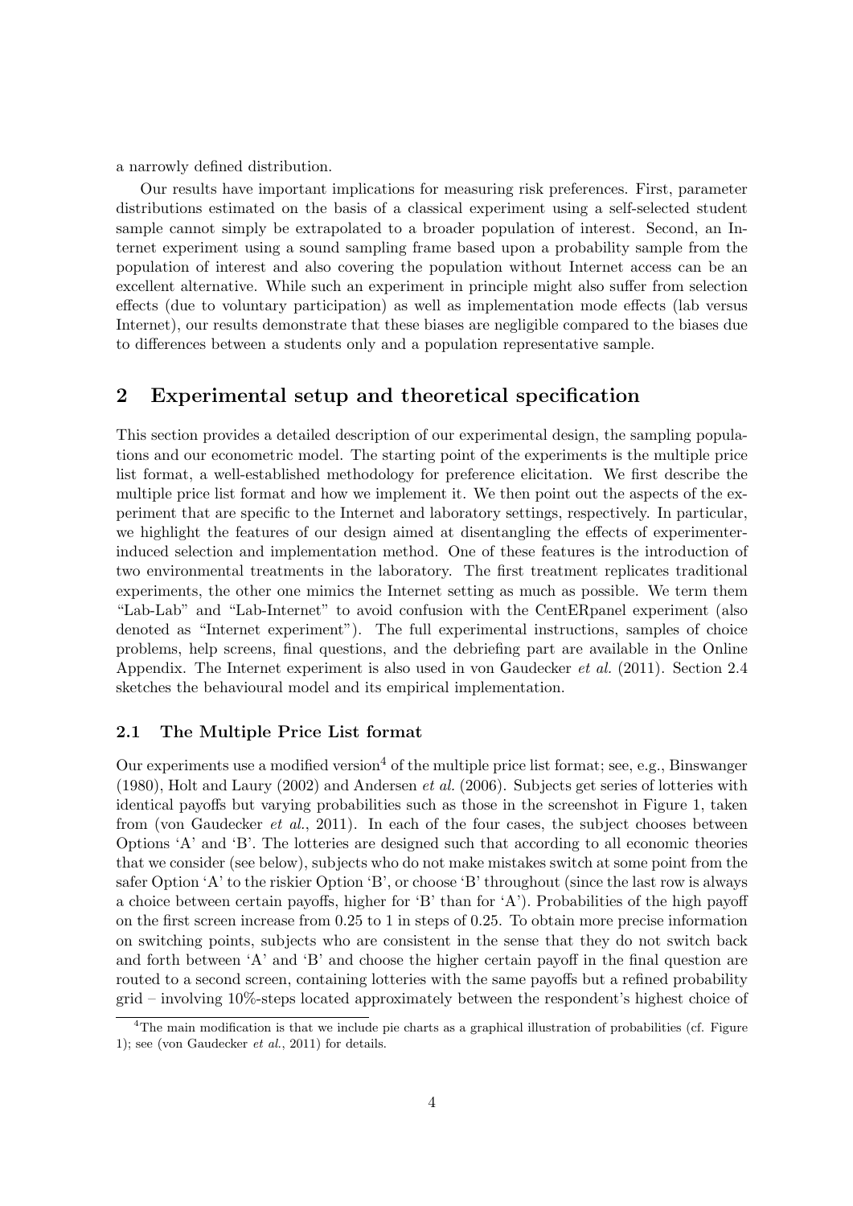a narrowly defined distribution.

Our results have important implications for measuring risk preferences. First, parameter distributions estimated on the basis of a classical experiment using a self-selected student sample cannot simply be extrapolated to a broader population of interest. Second, an Internet experiment using a sound sampling frame based upon a probability sample from the population of interest and also covering the population without Internet access can be an excellent alternative. While such an experiment in principle might also suffer from selection effects (due to voluntary participation) as well as implementation mode effects (lab versus Internet), our results demonstrate that these biases are negligible compared to the biases due to differences between a students only and a population representative sample.

## 2 Experimental setup and theoretical specification

This section provides a detailed description of our experimental design, the sampling populations and our econometric model. The starting point of the experiments is the multiple price list format, a well-established methodology for preference elicitation. We first describe the multiple price list format and how we implement it. We then point out the aspects of the experiment that are specific to the Internet and laboratory settings, respectively. In particular, we highlight the features of our design aimed at disentangling the effects of experimenter-induced selection and implementation method. One of these features is the introduction of two environmental treatments in the laboratory. The first treatment replicates traditional experiments, the other one mimics the Internet setting as much as possible. We term them "Lab-Lab" and "Lab-Internet" to avoid confusion with the CentERpanel experiment (also denoted as "Internet experiment"). The full experimental instructions, samples of choice problems, help screens, final questions, and the debriefing part are available in the Online Appendix. The Internet experiment is also used in von Gaudecker *et al.* (2011). Section 2.4 sketches the behavioural model and its empirical implementation.

### 2.1 The Multiple Price List format

Our experiments use a modified version[4] of the multiple price list format; see, e.g., Binswanger (1980), Holt and Laury (2002) and Andersen *et al.* (2006). Subjects get series of lotteries with identical payoffs but varying probabilities such as those in the screenshot in Figure 1, taken from (von Gaudecker *et al.*, 2011). In each of the four cases, the subject chooses between Options 'A' and 'B'. The lotteries are designed such that according to all economic theories that we consider (see below), subjects who do not make mistakes switch at some point from the safer Option 'A' to the riskier Option 'B', or choose 'B' throughout (since the last row is always a choice between certain payoffs, higher for 'B' than for 'A'). Probabilities of the high payoff on the first screen increase from 0.25 to 1 in steps of 0.25. To obtain more precise information on switching points, subjects who are consistent in the sense that they do not switch back and forth between 'A' and 'B' and choose the higher certain payoff in the final question are routed to a second screen, containing lotteries with the same payoffs but a refined probability grid – involving 10%-steps located approximately between the respondent's highest choice of

[4]The main modification is that we include pie charts as a graphical illustration of probabilities (cf. Figure 1); see (von Gaudecker *et al.*, 2011) for details.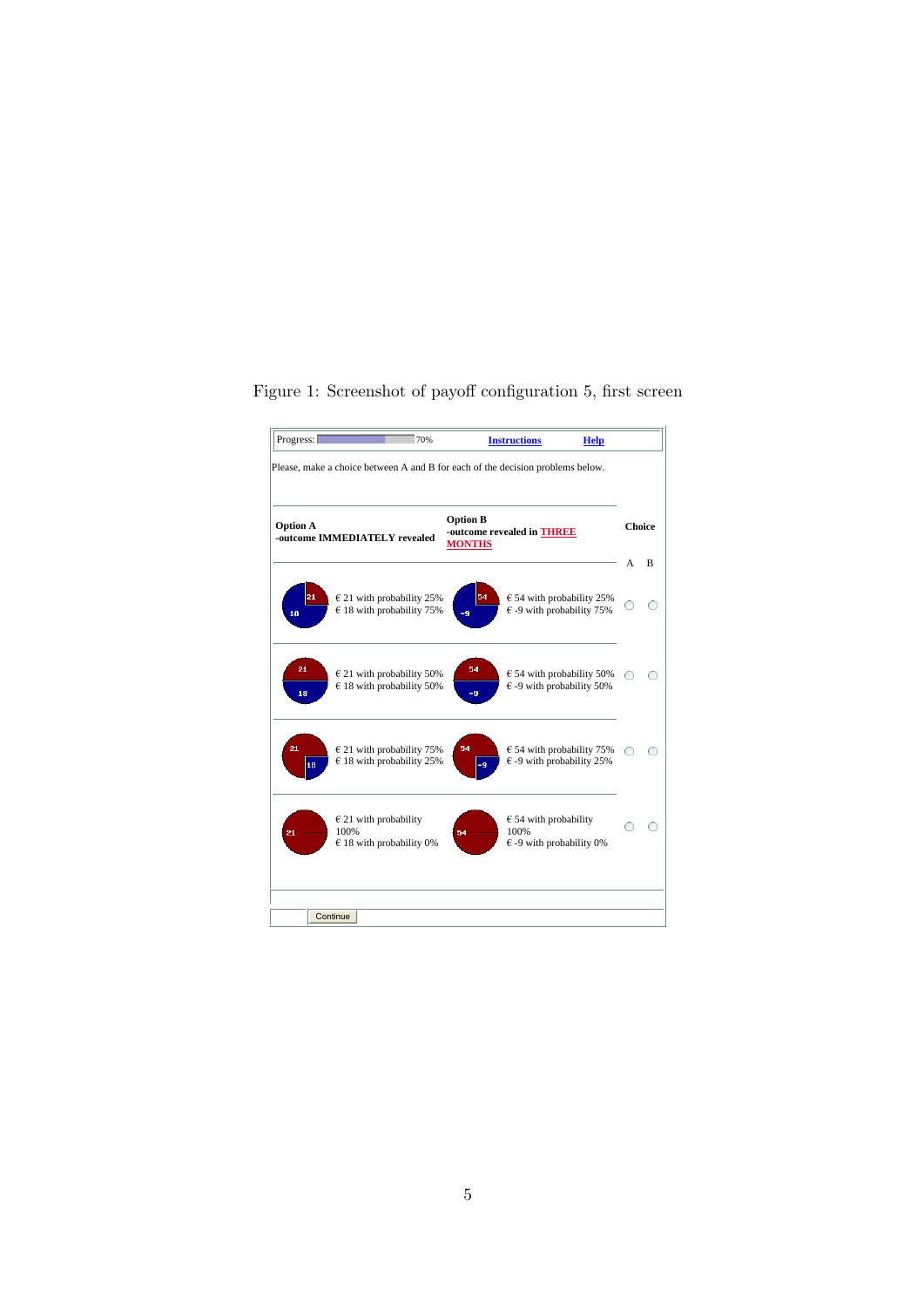Figure 1: Screenshot of payoff configuration 5, first screen

Progress: 70% **Instructions** **Help**

Please, make a choice between A and B for each of the decision problems below.

| **Option A** -outcome IMMEDIATELY revealed | **Option B** -outcome revealed in **THREE MONTHS** | **Choice** A B |
|---|---|---|
| € 21 with probability 25% € 18 with probability 75% | € 54 with probability 25% € -9 with probability 75% | ○ ○ |
| € 21 with probability 50% € 18 with probability 50% | € 54 with probability 50% € -9 with probability 50% | ○ ○ |
| € 21 with probability 75% € 18 with probability 25% | € 54 with probability 75% € -9 with probability 25% | ○ ○ |
| € 21 with probability 100% € 18 with probability 0% | € 54 with probability 100% € -9 with probability 0% | ○ ○ |

Continue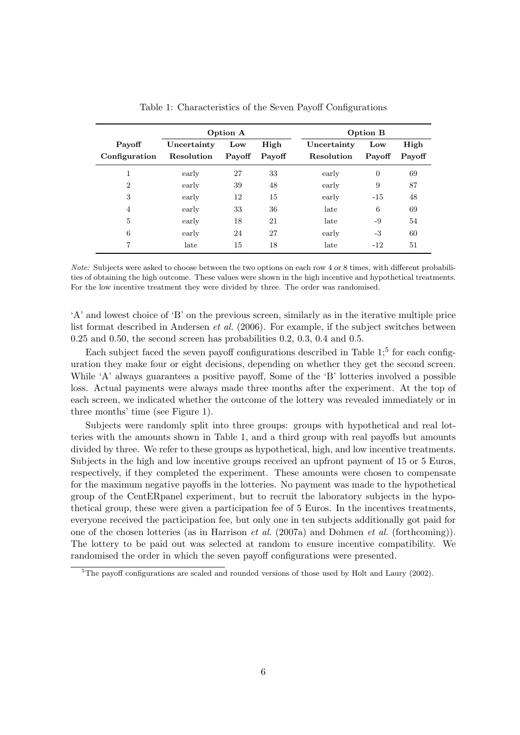Table 1: Characteristics of the Seven Payoff Configurations

| | Option A | | | Option B | | |
|---|---|---|---|---|---|---|
| **Payoff Configuration** | **Uncertainty Resolution** | **Low Payoff** | **High Payoff** | **Uncertainty Resolution** | **Low Payoff** | **High Payoff** |
| 1 | early | 27 | 33 | early | 0 | 69 |
| 2 | early | 39 | 48 | early | 9 | 87 |
| 3 | early | 12 | 15 | early | -15 | 48 |
| 4 | early | 33 | 36 | late | 6 | 69 |
| 5 | early | 18 | 21 | late | -9 | 54 |
| 6 | early | 24 | 27 | early | -3 | 60 |
| 7 | late | 15 | 18 | late | -12 | 51 |

*Note:* Subjects were asked to choose between the two options on each row 4 or 8 times, with different probabilities of obtaining the high outcome. These values were shown in the high incentive and hypothetical treatments. For the low incentive treatment they were divided by three. The order was randomised.

'A' and lowest choice of 'B' on the previous screen, similarly as in the iterative multiple price list format described in Andersen *et al.* (2006). For example, if the subject switches between 0.25 and 0.50, the second screen has probabilities 0.2, 0.3, 0.4 and 0.5.

Each subject faced the seven payoff configurations described in Table 1;[5] for each configuration they make four or eight decisions, depending on whether they get the second screen. While 'A' always guarantees a positive payoff, Some of the 'B' lotteries involved a possible loss. Actual payments were always made three months after the experiment. At the top of each screen, we indicated whether the outcome of the lottery was revealed immediately or in three months' time (see Figure 1).

Subjects were randomly split into three groups: groups with hypothetical and real lotteries with the amounts shown in Table 1, and a third group with real payoffs but amounts divided by three. We refer to these groups as hypothetical, high, and low incentive treatments. Subjects in the high and low incentive groups received an upfront payment of 15 or 5 Euros, respectively, if they completed the experiment. These amounts were chosen to compensate for the maximum negative payoffs in the lotteries. No payment was made to the hypothetical group of the CentERpanel experiment, but to recruit the laboratory subjects in the hypothetical group, these were given a participation fee of 5 Euros. In the incentives treatments, everyone received the participation fee, but only one in ten subjects additionally got paid for one of the chosen lotteries (as in Harrison *et al.* (2007a) and Dohmen *et al.* (forthcoming)). The lottery to be paid out was selected at random to ensure incentive compatibility. We randomised the order in which the seven payoff configurations were presented.

[5] The payoff configurations are scaled and rounded versions of those used by Holt and Laury (2002).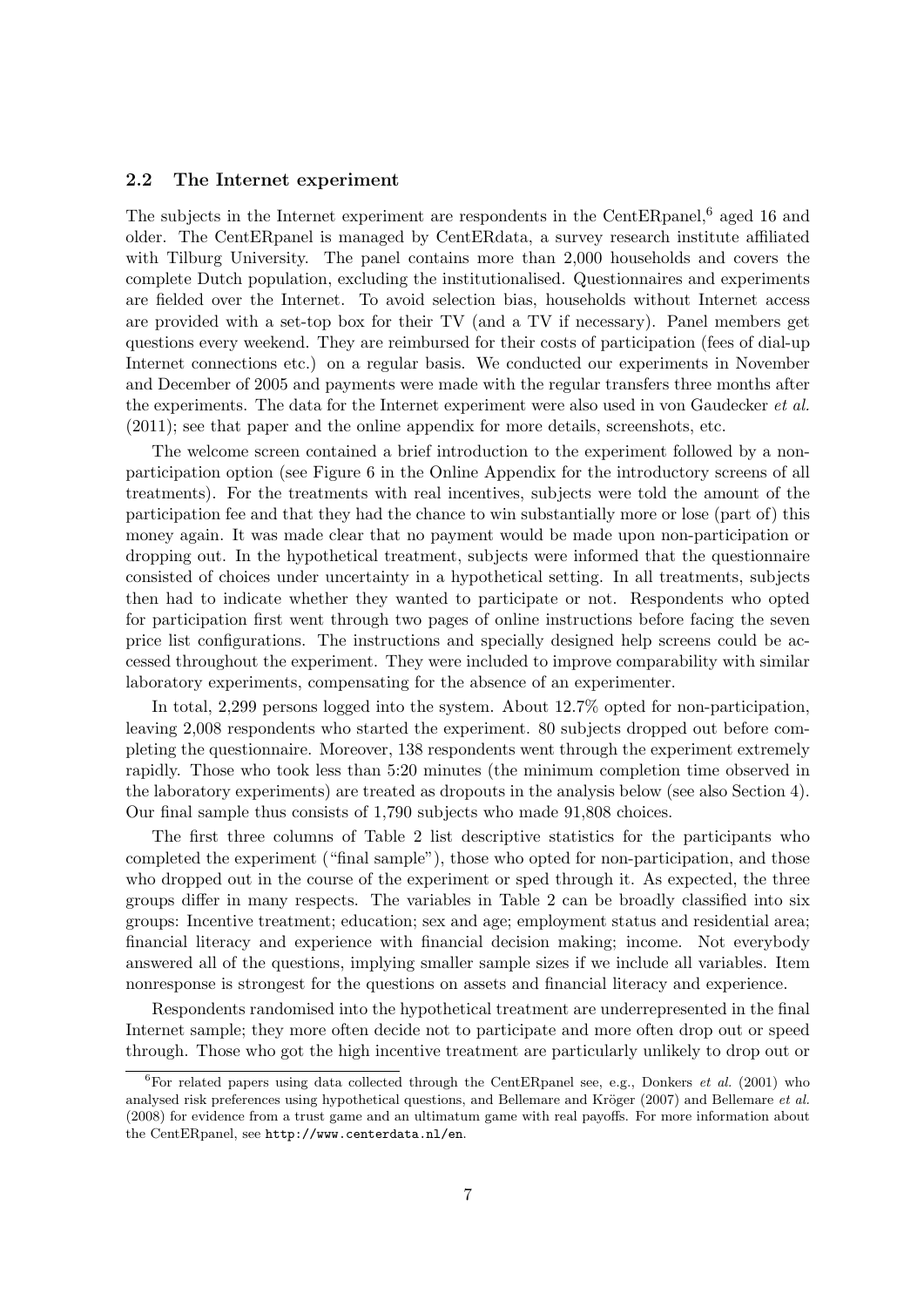## 2.2 The Internet experiment

The subjects in the Internet experiment are respondents in the CentERpanel,[6] aged 16 and older. The CentERpanel is managed by CentERdata, a survey research institute affiliated with Tilburg University. The panel contains more than 2,000 households and covers the complete Dutch population, excluding the institutionalised. Questionnaires and experiments are fielded over the Internet. To avoid selection bias, households without Internet access are provided with a set-top box for their TV (and a TV if necessary). Panel members get questions every weekend. They are reimbursed for their costs of participation (fees of dial-up Internet connections etc.) on a regular basis. We conducted our experiments in November and December of 2005 and payments were made with the regular transfers three months after the experiments. The data for the Internet experiment were also used in von Gaudecker *et al.* (2011); see that paper and the online appendix for more details, screenshots, etc.

The welcome screen contained a brief introduction to the experiment followed by a non-participation option (see Figure 6 in the Online Appendix for the introductory screens of all treatments). For the treatments with real incentives, subjects were told the amount of the participation fee and that they had the chance to win substantially more or lose (part of) this money again. It was made clear that no payment would be made upon non-participation or dropping out. In the hypothetical treatment, subjects were informed that the questionnaire consisted of choices under uncertainty in a hypothetical setting. In all treatments, subjects then had to indicate whether they wanted to participate or not. Respondents who opted for participation first went through two pages of online instructions before facing the seven price list configurations. The instructions and specially designed help screens could be accessed throughout the experiment. They were included to improve comparability with similar laboratory experiments, compensating for the absence of an experimenter.

In total, 2,299 persons logged into the system. About 12.7% opted for non-participation, leaving 2,008 respondents who started the experiment. 80 subjects dropped out before completing the questionnaire. Moreover, 138 respondents went through the experiment extremely rapidly. Those who took less than 5:20 minutes (the minimum completion time observed in the laboratory experiments) are treated as dropouts in the analysis below (see also Section 4). Our final sample thus consists of 1,790 subjects who made 91,808 choices.

The first three columns of Table 2 list descriptive statistics for the participants who completed the experiment ("final sample"), those who opted for non-participation, and those who dropped out in the course of the experiment or sped through it. As expected, the three groups differ in many respects. The variables in Table 2 can be broadly classified into six groups: Incentive treatment; education; sex and age; employment status and residential area; financial literacy and experience with financial decision making; income. Not everybody answered all of the questions, implying smaller sample sizes if we include all variables. Item nonresponse is strongest for the questions on assets and financial literacy and experience.

Respondents randomised into the hypothetical treatment are underrepresented in the final Internet sample; they more often decide not to participate and more often drop out or speed through. Those who got the high incentive treatment are particularly unlikely to drop out or

---

[6] For related papers using data collected through the CentERpanel see, e.g., Donkers *et al.* (2001) who analysed risk preferences using hypothetical questions, and Bellemare and Kröger (2007) and Bellemare *et al.* (2008) for evidence from a trust game and an ultimatum game with real payoffs. For more information about the CentERpanel, see http://www.centerdata.nl/en.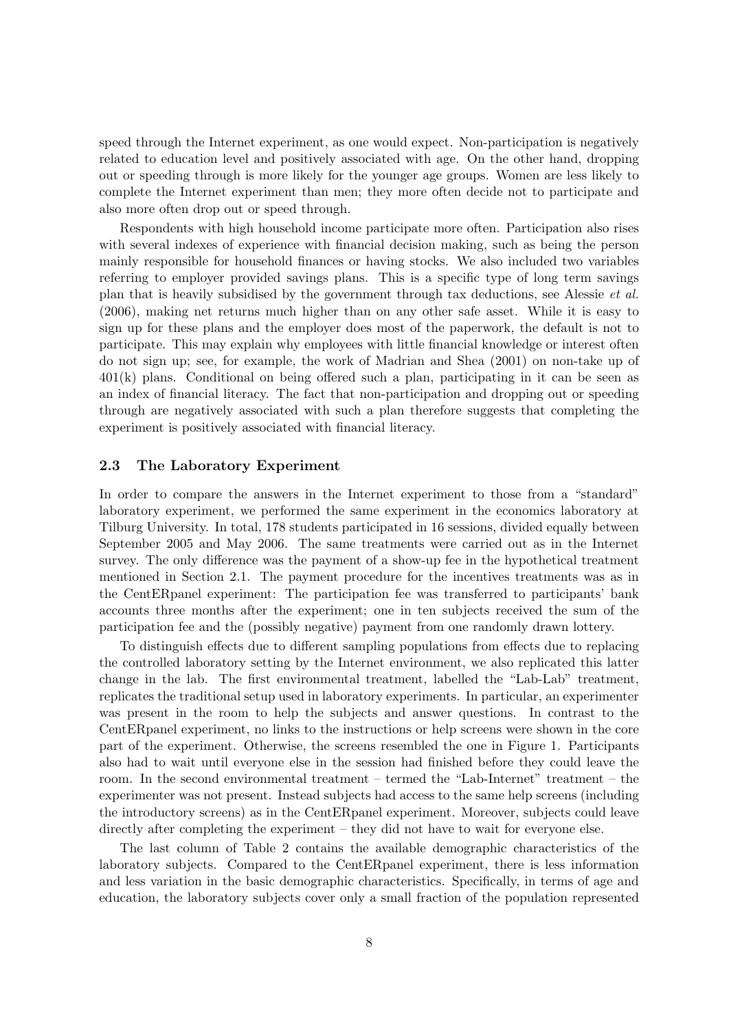speed through the Internet experiment, as one would expect. Non-participation is negatively related to education level and positively associated with age. On the other hand, dropping out or speeding through is more likely for the younger age groups. Women are less likely to complete the Internet experiment than men; they more often decide not to participate and also more often drop out or speed through.

Respondents with high household income participate more often. Participation also rises with several indexes of experience with financial decision making, such as being the person mainly responsible for household finances or having stocks. We also included two variables referring to employer provided savings plans. This is a specific type of long term savings plan that is heavily subsidised by the government through tax deductions, see Alessie *et al.* (2006), making net returns much higher than on any other safe asset. While it is easy to sign up for these plans and the employer does most of the paperwork, the default is not to participate. This may explain why employees with little financial knowledge or interest often do not sign up; see, for example, the work of Madrian and Shea (2001) on non-take up of 401(k) plans. Conditional on being offered such a plan, participating in it can be seen as an index of financial literacy. The fact that non-participation and dropping out or speeding through are negatively associated with such a plan therefore suggests that completing the experiment is positively associated with financial literacy.

### 2.3 The Laboratory Experiment

In order to compare the answers in the Internet experiment to those from a "standard" laboratory experiment, we performed the same experiment in the economics laboratory at Tilburg University. In total, 178 students participated in 16 sessions, divided equally between September 2005 and May 2006. The same treatments were carried out as in the Internet survey. The only difference was the payment of a show-up fee in the hypothetical treatment mentioned in Section 2.1. The payment procedure for the incentives treatments was as in the CentERpanel experiment: The participation fee was transferred to participants' bank accounts three months after the experiment; one in ten subjects received the sum of the participation fee and the (possibly negative) payment from one randomly drawn lottery.

To distinguish effects due to different sampling populations from effects due to replacing the controlled laboratory setting by the Internet environment, we also replicated this latter change in the lab. The first environmental treatment, labelled the "Lab-Lab" treatment, replicates the traditional setup used in laboratory experiments. In particular, an experimenter was present in the room to help the subjects and answer questions. In contrast to the CentERpanel experiment, no links to the instructions or help screens were shown in the core part of the experiment. Otherwise, the screens resembled the one in Figure 1. Participants also had to wait until everyone else in the session had finished before they could leave the room. In the second environmental treatment – termed the "Lab-Internet" treatment – the experimenter was not present. Instead subjects had access to the same help screens (including the introductory screens) as in the CentERpanel experiment. Moreover, subjects could leave directly after completing the experiment – they did not have to wait for everyone else.

The last column of Table 2 contains the available demographic characteristics of the laboratory subjects. Compared to the CentERpanel experiment, there is less information and less variation in the basic demographic characteristics. Specifically, in terms of age and education, the laboratory subjects cover only a small fraction of the population represented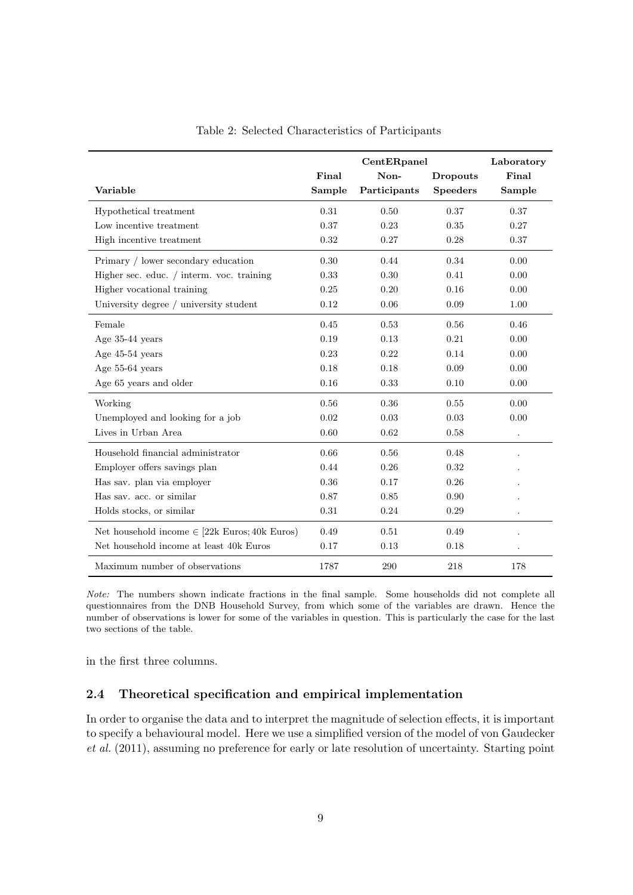Table 2: Selected Characteristics of Participants

| Variable | CentERpanel Final Sample | CentERpanel Non-Participants | CentERpanel Dropouts Speeders | Laboratory Final Sample |
|---|---|---|---|---|
| Hypothetical treatment | 0.31 | 0.50 | 0.37 | 0.37 |
| Low incentive treatment | 0.37 | 0.23 | 0.35 | 0.27 |
| High incentive treatment | 0.32 | 0.27 | 0.28 | 0.37 |
| Primary / lower secondary education | 0.30 | 0.44 | 0.34 | 0.00 |
| Higher sec. educ. / interm. voc. training | 0.33 | 0.30 | 0.41 | 0.00 |
| Higher vocational training | 0.25 | 0.20 | 0.16 | 0.00 |
| University degree / university student | 0.12 | 0.06 | 0.09 | 1.00 |
| Female | 0.45 | 0.53 | 0.56 | 0.46 |
| Age 35-44 years | 0.19 | 0.13 | 0.21 | 0.00 |
| Age 45-54 years | 0.23 | 0.22 | 0.14 | 0.00 |
| Age 55-64 years | 0.18 | 0.18 | 0.09 | 0.00 |
| Age 65 years and older | 0.16 | 0.33 | 0.10 | 0.00 |
| Working | 0.56 | 0.36 | 0.55 | 0.00 |
| Unemployed and looking for a job | 0.02 | 0.03 | 0.03 | 0.00 |
| Lives in Urban Area | 0.60 | 0.62 | 0.58 | . |
| Household financial administrator | 0.66 | 0.56 | 0.48 | . |
| Employer offers savings plan | 0.44 | 0.26 | 0.32 | . |
| Has sav. plan via employer | 0.36 | 0.17 | 0.26 | . |
| Has sav. acc. or similar | 0.87 | 0.85 | 0.90 | . |
| Holds stocks, or similar | 0.31 | 0.24 | 0.29 | . |
| Net household income $\in$ [22k Euros; 40k Euros) | 0.49 | 0.51 | 0.49 | . |
| Net household income at least 40k Euros | 0.17 | 0.13 | 0.18 | . |
| Maximum number of observations | 1787 | 290 | 218 | 178 |

*Note:* The numbers shown indicate fractions in the final sample. Some households did not complete all questionnaires from the DNB Household Survey, from which some of the variables are drawn. Hence the number of observations is lower for some of the variables in question. This is particularly the case for the last two sections of the table.

in the first three columns.

### 2.4 Theoretical specification and empirical implementation

In order to organise the data and to interpret the magnitude of selection effects, it is important to specify a behavioural model. Here we use a simplified version of the model of von Gaudecker *et al.* (2011), assuming no preference for early or late resolution of uncertainty. Starting point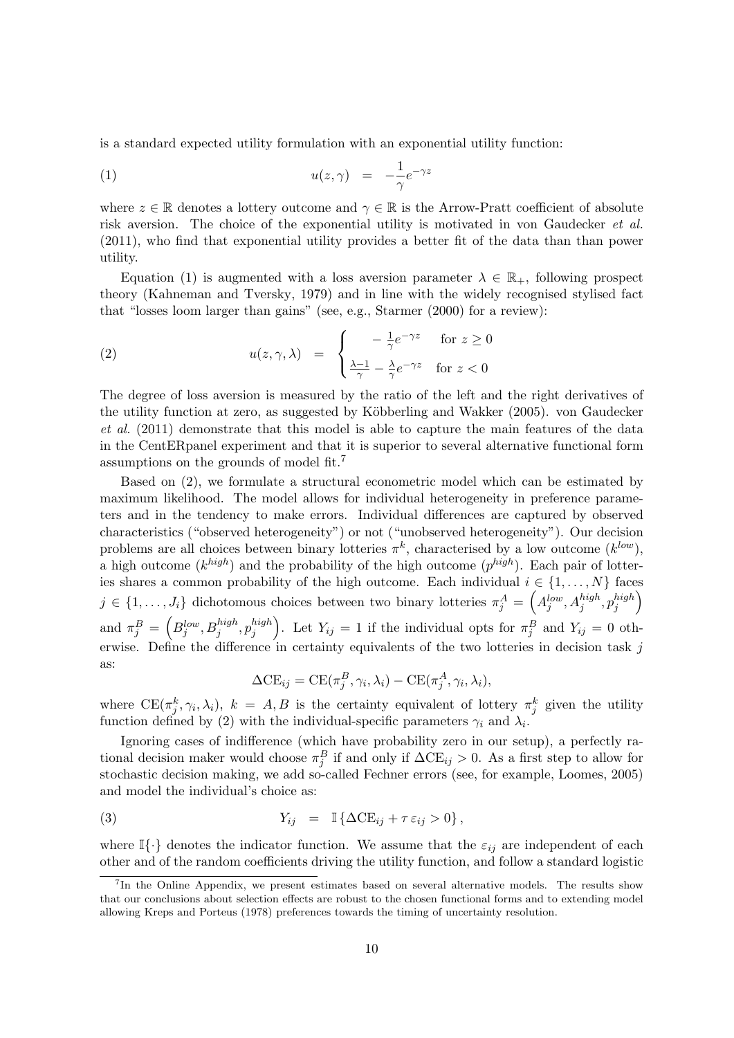is a standard expected utility formulation with an exponential utility function:

$$u(z, \gamma) \quad = \quad -\frac{1}{\gamma} e^{-\gamma z} \tag{1}$$

where $z \in \mathbb{R}$ denotes a lottery outcome and $\gamma \in \mathbb{R}$ is the Arrow-Pratt coefficient of absolute risk aversion. The choice of the exponential utility is motivated in von Gaudecker *et al.* (2011), who find that exponential utility provides a better fit of the data than than power utility.

Equation (1) is augmented with a loss aversion parameter $\lambda \in \mathbb{R}_+$, following prospect theory (Kahneman and Tversky, 1979) and in line with the widely recognised stylised fact that "losses loom larger than gains" (see, e.g., Starmer (2000) for a review):

$$u(z, \gamma, \lambda) \quad = \quad \begin{cases} \quad -\frac{1}{\gamma} e^{-\gamma z} & \text{for } z \geq 0 \\ \frac{\lambda - 1}{\gamma} - \frac{\lambda}{\gamma} e^{-\gamma z} & \text{for } z < 0 \end{cases} \tag{2}$$

The degree of loss aversion is measured by the ratio of the left and the right derivatives of the utility function at zero, as suggested by Köbberling and Wakker (2005). von Gaudecker *et al.* (2011) demonstrate that this model is able to capture the main features of the data in the CentERpanel experiment and that it is superior to several alternative functional form assumptions on the grounds of model fit.[7]

Based on (2), we formulate a structural econometric model which can be estimated by maximum likelihood. The model allows for individual heterogeneity in preference parameters and in the tendency to make errors. Individual differences are captured by observed characteristics ("observed heterogeneity") or not ("unobserved heterogeneity"). Our decision problems are all choices between binary lotteries $\pi^k$, characterised by a low outcome ($k^{low}$), a high outcome ($k^{high}$) and the probability of the high outcome ($p^{high}$). Each pair of lotteries shares a common probability of the high outcome. Each individual $i \in \{1, \ldots, N\}$ faces $j \in \{1, \ldots, J_i\}$ dichotomous choices between two binary lotteries $\pi_j^A = \left(A_j^{low}, A_j^{high}, p_j^{high}\right)$ and $\pi_j^B = \left(B_j^{low}, B_j^{high}, p_j^{high}\right)$. Let $Y_{ij} = 1$ if the individual opts for $\pi_j^B$ and $Y_{ij} = 0$ otherwise. Define the difference in certainty equivalents of the two lotteries in decision task $j$ as:

$$\Delta\text{CE}_{ij} = \text{CE}(\pi_j^B, \gamma_i, \lambda_i) - \text{CE}(\pi_j^A, \gamma_i, \lambda_i),$$

where $\text{CE}(\pi_j^k, \gamma_i, \lambda_i)$, $k = A, B$ is the certainty equivalent of lottery $\pi_j^k$ given the utility function defined by (2) with the individual-specific parameters $\gamma_i$ and $\lambda_i$.

Ignoring cases of indifference (which have probability zero in our setup), a perfectly rational decision maker would choose $\pi_j^B$ if and only if $\Delta\text{CE}_{ij} > 0$. As a first step to allow for stochastic decision making, we add so-called Fechner errors (see, for example, Loomes, 2005) and model the individual's choice as:

$$Y_{ij} \quad = \quad \mathbb{I}\left\{\Delta\text{CE}_{ij} + \tau\, \varepsilon_{ij} > 0\right\}, \tag{3}$$

where $\mathbb{I}\{\cdot\}$ denotes the indicator function. We assume that the $\varepsilon_{ij}$ are independent of each other and of the random coefficients driving the utility function, and follow a standard logistic

[7] In the Online Appendix, we present estimates based on several alternative models. The results show that our conclusions about selection effects are robust to the chosen functional forms and to extending model allowing Kreps and Porteus (1978) preferences towards the timing of uncertainty resolution.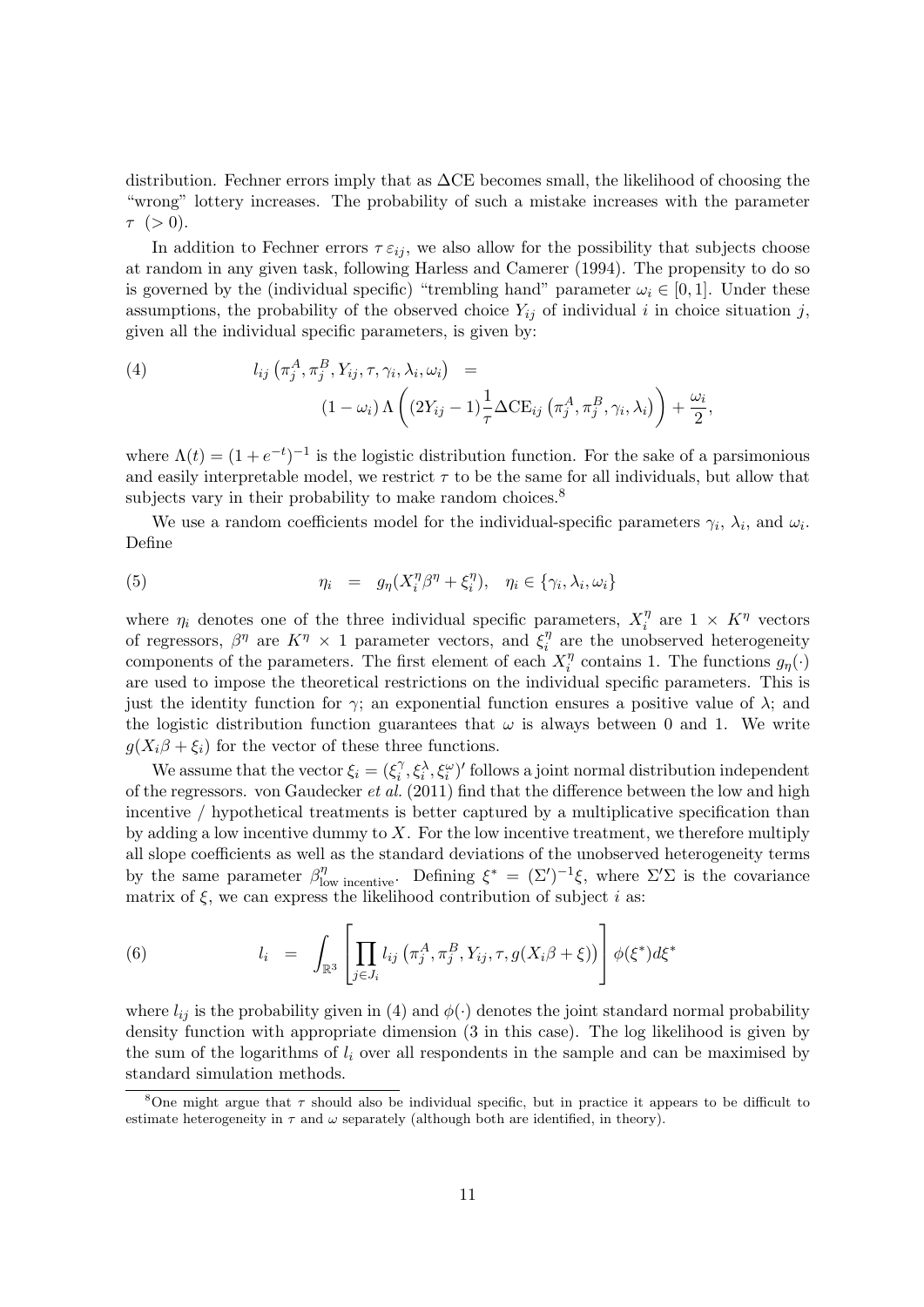distribution. Fechner errors imply that as $\Delta$CE becomes small, the likelihood of choosing the "wrong" lottery increases. The probability of such a mistake increases with the parameter $\tau$ $(>0)$.

In addition to Fechner errors $\tau\,\varepsilon_{ij}$, we also allow for the possibility that subjects choose at random in any given task, following Harless and Camerer (1994). The propensity to do so is governed by the (individual specific) "trembling hand" parameter $\omega_i \in [0,1]$. Under these assumptions, the probability of the observed choice $Y_{ij}$ of individual $i$ in choice situation $j$, given all the individual specific parameters, is given by:

$$
\begin{aligned}
(4) \qquad l_{ij}\left(\pi_j^A, \pi_j^B, Y_{ij}, \tau, \gamma_i, \lambda_i, \omega_i\right) \;&=\; \\
&(1-\omega_i)\,\Lambda\left((2Y_{ij}-1)\frac{1}{\tau}\Delta\mathrm{CE}_{ij}\left(\pi_j^A, \pi_j^B, \gamma_i, \lambda_i\right)\right) + \frac{\omega_i}{2},
\end{aligned}
$$

where $\Lambda(t) = (1+e^{-t})^{-1}$ is the logistic distribution function. For the sake of a parsimonious and easily interpretable model, we restrict $\tau$ to be the same for all individuals, but allow that subjects vary in their probability to make random choices.[8]

We use a random coefficients model for the individual-specific parameters $\gamma_i$, $\lambda_i$, and $\omega_i$. Define

$$
(5) \qquad \eta_i \;=\; g_\eta(X_i^\eta \beta^\eta + \xi_i^\eta), \quad \eta_i \in \{\gamma_i, \lambda_i, \omega_i\}
$$

where $\eta_i$ denotes one of the three individual specific parameters, $X_i^\eta$ are $1 \times K^\eta$ vectors of regressors, $\beta^\eta$ are $K^\eta \times 1$ parameter vectors, and $\xi_i^\eta$ are the unobserved heterogeneity components of the parameters. The first element of each $X_i^\eta$ contains 1. The functions $g_\eta(\cdot)$ are used to impose the theoretical restrictions on the individual specific parameters. This is just the identity function for $\gamma$; an exponential function ensures a positive value of $\lambda$; and the logistic distribution function guarantees that $\omega$ is always between 0 and 1. We write $g(X_i\beta + \xi_i)$ for the vector of these three functions.

We assume that the vector $\xi_i = (\xi_i^\gamma, \xi_i^\lambda, \xi_i^\omega)'$ follows a joint normal distribution independent of the regressors. von Gaudecker *et al.* (2011) find that the difference between the low and high incentive / hypothetical treatments is better captured by a multiplicative specification than by adding a low incentive dummy to $X$. For the low incentive treatment, we therefore multiply all slope coefficients as well as the standard deviations of the unobserved heterogeneity terms by the same parameter $\beta^\eta_{\text{low incentive}}$. Defining $\xi^* = (\Sigma')^{-1}\xi$, where $\Sigma'\Sigma$ is the covariance matrix of $\xi$, we can express the likelihood contribution of subject $i$ as:

$$
(6) \qquad l_i \;=\; \int_{\mathbb{R}^3} \left[\prod_{j \in J_i} l_{ij}\left(\pi_j^A, \pi_j^B, Y_{ij}, \tau, g(X_i\beta + \xi)\right)\right] \phi(\xi^*)d\xi^*
$$

where $l_{ij}$ is the probability given in (4) and $\phi(\cdot)$ denotes the joint standard normal probability density function with appropriate dimension (3 in this case). The log likelihood is given by the sum of the logarithms of $l_i$ over all respondents in the sample and can be maximised by standard simulation methods.

[8] One might argue that $\tau$ should also be individual specific, but in practice it appears to be difficult to estimate heterogeneity in $\tau$ and $\omega$ separately (although both are identified, in theory).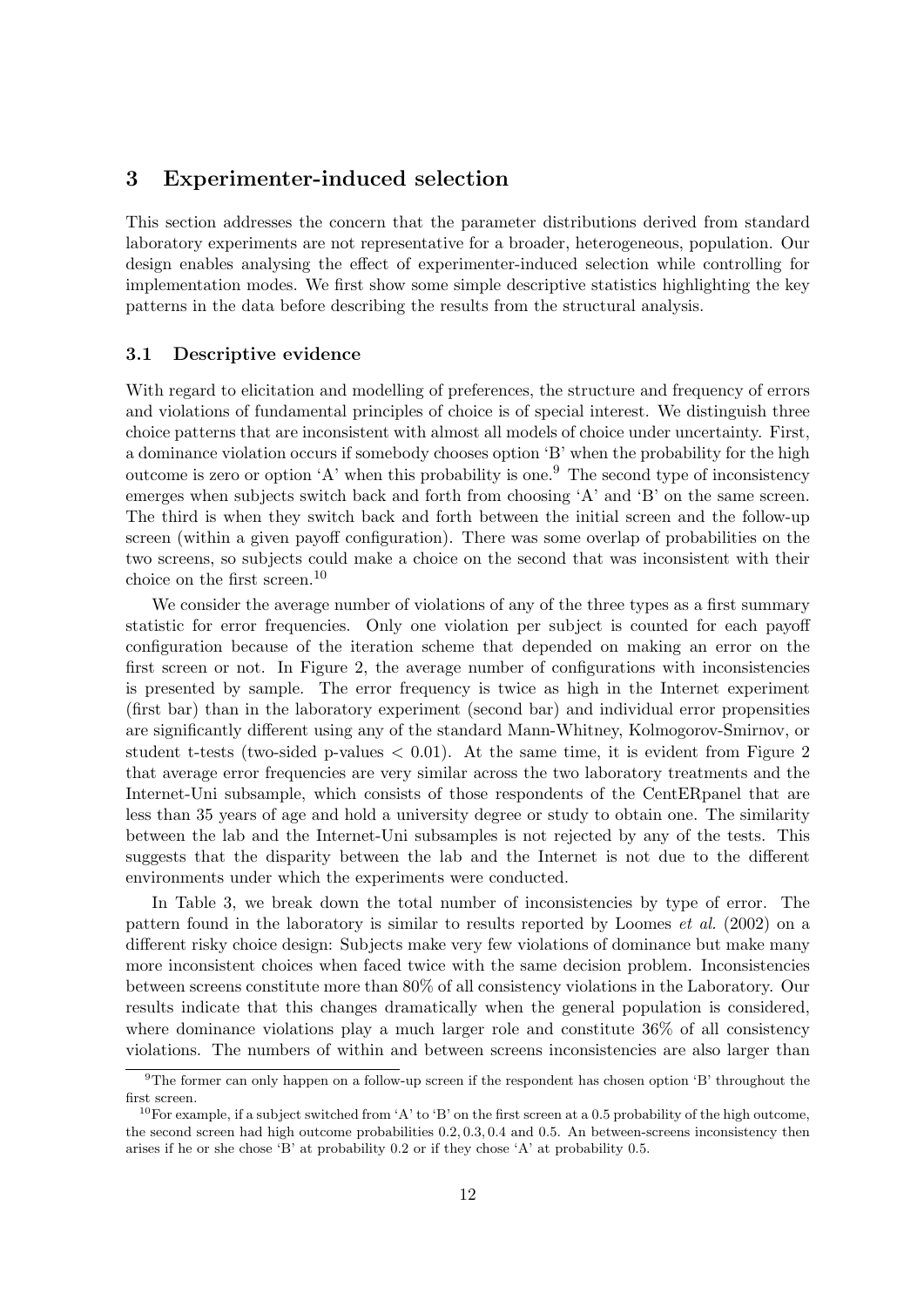## 3 Experimenter-induced selection

This section addresses the concern that the parameter distributions derived from standard laboratory experiments are not representative for a broader, heterogeneous, population. Our design enables analysing the effect of experimenter-induced selection while controlling for implementation modes. We first show some simple descriptive statistics highlighting the key patterns in the data before describing the results from the structural analysis.

### 3.1 Descriptive evidence

With regard to elicitation and modelling of preferences, the structure and frequency of errors and violations of fundamental principles of choice is of special interest. We distinguish three choice patterns that are inconsistent with almost all models of choice under uncertainty. First, a dominance violation occurs if somebody chooses option 'B' when the probability for the high outcome is zero or option 'A' when this probability is one.[9] The second type of inconsistency emerges when subjects switch back and forth from choosing 'A' and 'B' on the same screen. The third is when they switch back and forth between the initial screen and the follow-up screen (within a given payoff configuration). There was some overlap of probabilities on the two screens, so subjects could make a choice on the second that was inconsistent with their choice on the first screen.[10]

We consider the average number of violations of any of the three types as a first summary statistic for error frequencies. Only one violation per subject is counted for each payoff configuration because of the iteration scheme that depended on making an error on the first screen or not. In Figure 2, the average number of configurations with inconsistencies is presented by sample. The error frequency is twice as high in the Internet experiment (first bar) than in the laboratory experiment (second bar) and individual error propensities are significantly different using any of the standard Mann-Whitney, Kolmogorov-Smirnov, or student t-tests (two-sided p-values $< 0.01$). At the same time, it is evident from Figure 2 that average error frequencies are very similar across the two laboratory treatments and the Internet-Uni subsample, which consists of those respondents of the CentERpanel that are less than 35 years of age and hold a university degree or study to obtain one. The similarity between the lab and the Internet-Uni subsamples is not rejected by any of the tests. This suggests that the disparity between the lab and the Internet is not due to the different environments under which the experiments were conducted.

In Table 3, we break down the total number of inconsistencies by type of error. The pattern found in the laboratory is similar to results reported by Loomes *et al.* (2002) on a different risky choice design: Subjects make very few violations of dominance but make many more inconsistent choices when faced twice with the same decision problem. Inconsistencies between screens constitute more than 80% of all consistency violations in the Laboratory. Our results indicate that this changes dramatically when the general population is considered, where dominance violations play a much larger role and constitute 36% of all consistency violations. The numbers of within and between screens inconsistencies are also larger than

[9] The former can only happen on a follow-up screen if the respondent has chosen option 'B' throughout the first screen.

[10] For example, if a subject switched from 'A' to 'B' on the first screen at a 0.5 probability of the high outcome, the second screen had high outcome probabilities 0.2, 0.3, 0.4 and 0.5. An between-screens inconsistency then arises if he or she chose 'B' at probability 0.2 or if they chose 'A' at probability 0.5.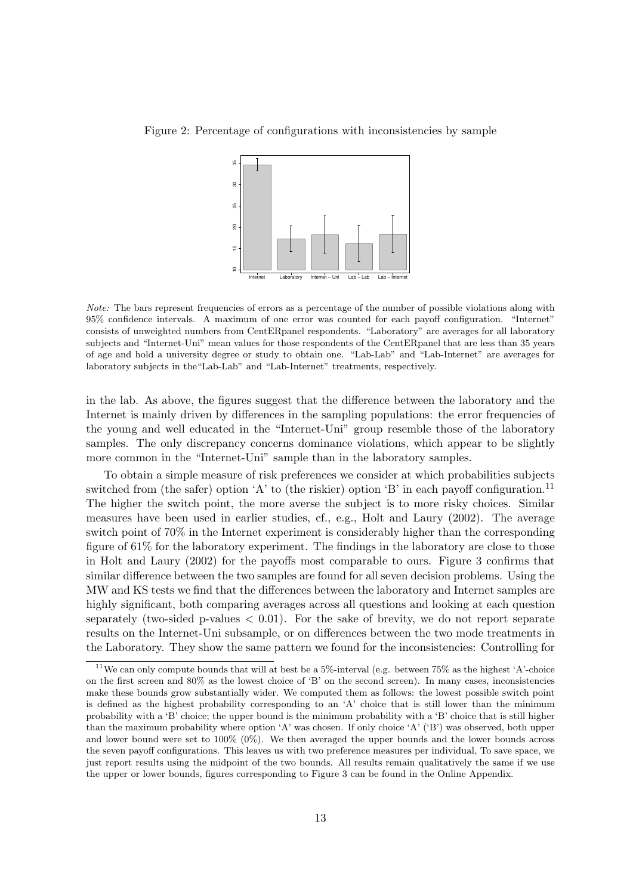Figure 2: Percentage of configurations with inconsistencies by sample

*Note:* The bars represent frequencies of errors as a percentage of the number of possible violations along with 95% confidence intervals. A maximum of one error was counted for each payoff configuration. "Internet" consists of unweighted numbers from CentERpanel respondents. "Laboratory" are averages for all laboratory subjects and "Internet-Uni" mean values for those respondents of the CentERpanel that are less than 35 years of age and hold a university degree or study to obtain one. "Lab-Lab" and "Lab-Internet" are averages for laboratory subjects in the"Lab-Lab" and "Lab-Internet" treatments, respectively.

in the lab. As above, the figures suggest that the difference between the laboratory and the Internet is mainly driven by differences in the sampling populations: the error frequencies of the young and well educated in the "Internet-Uni" group resemble those of the laboratory samples. The only discrepancy concerns dominance violations, which appear to be slightly more common in the "Internet-Uni" sample than in the laboratory samples.

To obtain a simple measure of risk preferences we consider at which probabilities subjects switched from (the safer) option 'A' to (the riskier) option 'B' in each payoff configuration.[11] The higher the switch point, the more averse the subject is to more risky choices. Similar measures have been used in earlier studies, cf., e.g., Holt and Laury (2002). The average switch point of 70% in the Internet experiment is considerably higher than the corresponding figure of 61% for the laboratory experiment. The findings in the laboratory are close to those in Holt and Laury (2002) for the payoffs most comparable to ours. Figure 3 confirms that similar difference between the two samples are found for all seven decision problems. Using the MW and KS tests we find that the differences between the laboratory and Internet samples are highly significant, both comparing averages across all questions and looking at each question separately (two-sided p-values $< 0.01$). For the sake of brevity, we do not report separate results on the Internet-Uni subsample, or on differences between the two mode treatments in the Laboratory. They show the same pattern we found for the inconsistencies: Controlling for

[11] We can only compute bounds that will at best be a 5%-interval (e.g. between 75% as the highest 'A'-choice on the first screen and 80% as the lowest choice of 'B' on the second screen). In many cases, inconsistencies make these bounds grow substantially wider. We computed them as follows: the lowest possible switch point is defined as the highest probability corresponding to an 'A' choice that is still lower than the minimum probability with a 'B' choice; the upper bound is the minimum probability with a 'B' choice that is still higher than the maximum probability where option 'A' was chosen. If only choice 'A' ('B') was observed, both upper and lower bound were set to 100% (0%). We then averaged the upper bounds and the lower bounds across the seven payoff configurations. This leaves us with two preference measures per individual, To save space, we just report results using the midpoint of the two bounds. All results remain qualitatively the same if we use the upper or lower bounds, figures corresponding to Figure 3 can be found in the Online Appendix.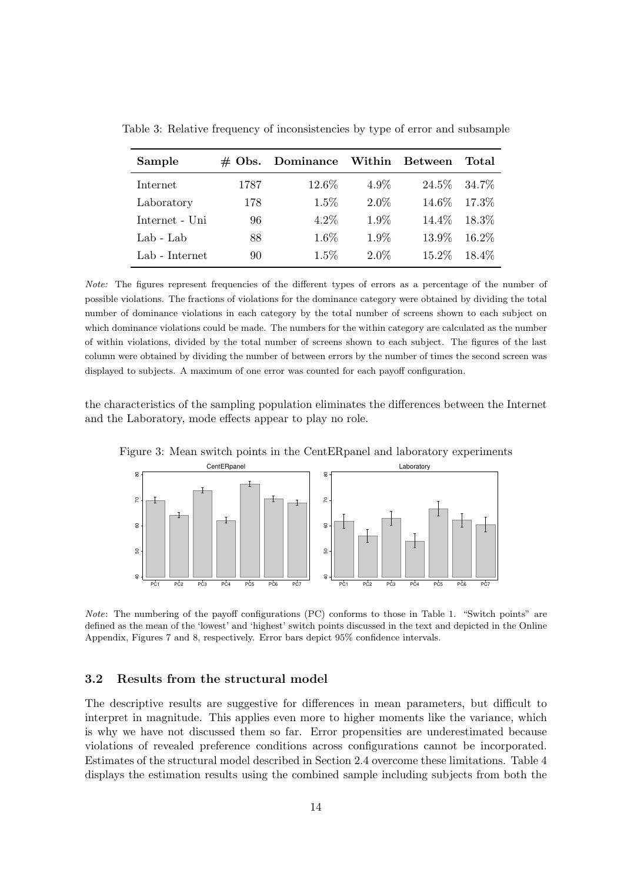Table 3: Relative frequency of inconsistencies by type of error and subsample

| Sample | # Obs. | Dominance | Within | Between | Total |
|---|---|---|---|---|---|
| Internet | 1787 | 12.6% | 4.9% | 24.5% | 34.7% |
| Laboratory | 178 | 1.5% | 2.0% | 14.6% | 17.3% |
| Internet - Uni | 96 | 4.2% | 1.9% | 14.4% | 18.3% |
| Lab - Lab | 88 | 1.6% | 1.9% | 13.9% | 16.2% |
| Lab - Internet | 90 | 1.5% | 2.0% | 15.2% | 18.4% |

*Note:* The figures represent frequencies of the different types of errors as a percentage of the number of possible violations. The fractions of violations for the dominance category were obtained by dividing the total number of dominance violations in each category by the total number of screens shown to each subject on which dominance violations could be made. The numbers for the within category are calculated as the number of within violations, divided by the total number of screens shown to each subject. The figures of the last column were obtained by dividing the number of between errors by the number of times the second screen was displayed to subjects. A maximum of one error was counted for each payoff configuration.

the characteristics of the sampling population eliminates the differences between the Internet and the Laboratory, mode effects appear to play no role.

Figure 3: Mean switch points in the CentERpanel and laboratory experiments

*Note*: The numbering of the payoff configurations (PC) conforms to those in Table 1. "Switch points" are defined as the mean of the 'lowest' and 'highest' switch points discussed in the text and depicted in the Online Appendix, Figures 7 and 8, respectively. Error bars depict 95% confidence intervals.

### 3.2 Results from the structural model

The descriptive results are suggestive for differences in mean parameters, but difficult to interpret in magnitude. This applies even more to higher moments like the variance, which is why we have not discussed them so far. Error propensities are underestimated because violations of revealed preference conditions across configurations cannot be incorporated. Estimates of the structural model described in Section 2.4 overcome these limitations. Table 4 displays the estimation results using the combined sample including subjects from both the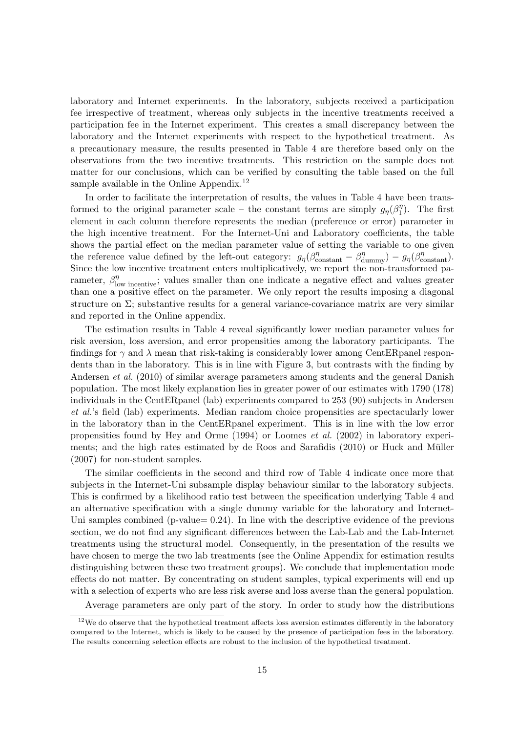laboratory and Internet experiments. In the laboratory, subjects received a participation fee irrespective of treatment, whereas only subjects in the incentive treatments received a participation fee in the Internet experiment. This creates a small discrepancy between the laboratory and the Internet experiments with respect to the hypothetical treatment. As a precautionary measure, the results presented in Table 4 are therefore based only on the observations from the two incentive treatments. This restriction on the sample does not matter for our conclusions, which can be verified by consulting the table based on the full sample available in the Online Appendix.[12]

In order to facilitate the interpretation of results, the values in Table 4 have been transformed to the original parameter scale – the constant terms are simply $g_\eta(\beta_1^\eta)$. The first element in each column therefore represents the median (preference or error) parameter in the high incentive treatment. For the Internet-Uni and Laboratory coefficients, the table shows the partial effect on the median parameter value of setting the variable to one given the reference value defined by the left-out category: $g_\eta(\beta^\eta_{\text{constant}} - \beta^\eta_{\text{dummy}}) - g_\eta(\beta^\eta_{\text{constant}})$. Since the low incentive treatment enters multiplicatively, we report the non-transformed parameter, $\beta^\eta_{\text{low incentive}}$; values smaller than one indicate a negative effect and values greater than one a positive effect on the parameter. We only report the results imposing a diagonal structure on $\Sigma$; substantive results for a general variance-covariance matrix are very similar and reported in the Online appendix.

The estimation results in Table 4 reveal significantly lower median parameter values for risk aversion, loss aversion, and error propensities among the laboratory participants. The findings for $\gamma$ and $\lambda$ mean that risk-taking is considerably lower among CentERpanel respondents than in the laboratory. This is in line with Figure 3, but contrasts with the finding by Andersen *et al.* (2010) of similar average parameters among students and the general Danish population. The most likely explanation lies in greater power of our estimates with 1790 (178) individuals in the CentERpanel (lab) experiments compared to 253 (90) subjects in Andersen *et al.*'s field (lab) experiments. Median random choice propensities are spectacularly lower in the laboratory than in the CentERpanel experiment. This is in line with the low error propensities found by Hey and Orme (1994) or Loomes *et al.* (2002) in laboratory experiments; and the high rates estimated by de Roos and Sarafidis (2010) or Huck and Müller (2007) for non-student samples.

The similar coefficients in the second and third row of Table 4 indicate once more that subjects in the Internet-Uni subsample display behaviour similar to the laboratory subjects. This is confirmed by a likelihood ratio test between the specification underlying Table 4 and an alternative specification with a single dummy variable for the laboratory and Internet-Uni samples combined (p-value= 0.24). In line with the descriptive evidence of the previous section, we do not find any significant differences between the Lab-Lab and the Lab-Internet treatments using the structural model. Consequently, in the presentation of the results we have chosen to merge the two lab treatments (see the Online Appendix for estimation results distinguishing between these two treatment groups). We conclude that implementation mode effects do not matter. By concentrating on student samples, typical experiments will end up with a selection of experts who are less risk averse and loss averse than the general population.

Average parameters are only part of the story. In order to study how the distributions

[12] We do observe that the hypothetical treatment affects loss aversion estimates differently in the laboratory compared to the Internet, which is likely to be caused by the presence of participation fees in the laboratory. The results concerning selection effects are robust to the inclusion of the hypothetical treatment.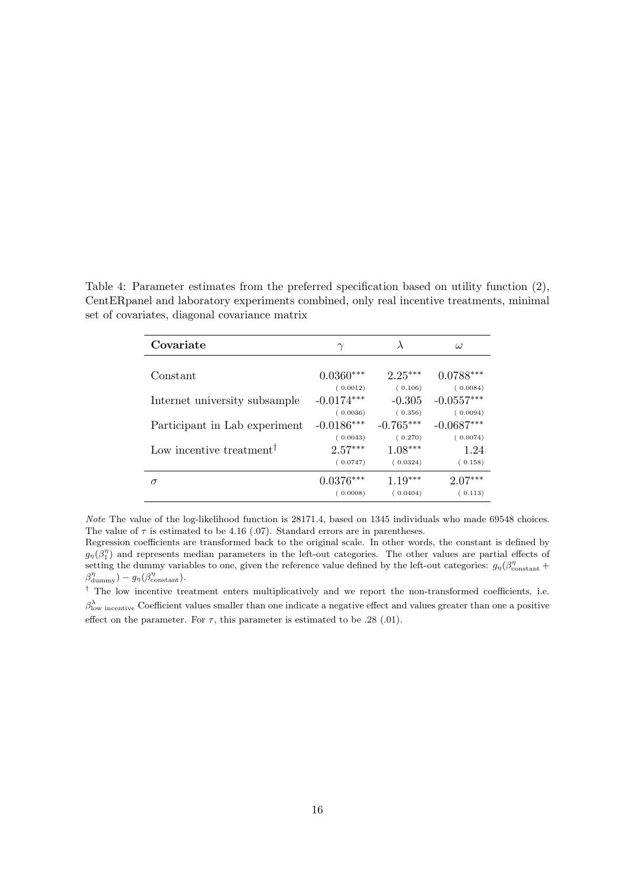Table 4: Parameter estimates from the preferred specification based on utility function (2), CentERpanel and laboratory experiments combined, only real incentive treatments, minimal set of covariates, diagonal covariance matrix

| **Covariate** | $\gamma$ | $\lambda$ | $\omega$ |
|---|---|---|---|
| Constant | 0.0360*** | 2.25*** | 0.0788*** |
| | (0.0012) | (0.106) | (0.0084) |
| Internet university subsample | -0.0174*** | -0.305 | -0.0557*** |
| | (0.0036) | (0.356) | (0.0094) |
| Participant in Lab experiment | -0.0186*** | -0.765*** | -0.0687*** |
| | (0.0043) | (0.270) | (0.0074) |
| Low incentive treatment$^\dagger$ | 2.57*** | 1.08*** | 1.24 |
| | (0.0747) | (0.0324) | (0.158) |
| $\sigma$ | 0.0376*** | 1.19*** | 2.07*** |
| | (0.0008) | (0.0404) | (0.113) |

*Note* The value of the log-likelihood function is 28171.4, based on 1345 individuals who made 69548 choices. The value of $\tau$ is estimated to be 4.16 (.07). Standard errors are in parentheses.

Regression coefficients are transformed back to the original scale. In other words, the constant is defined by $g_\eta(\beta_1^\eta)$ and represents median parameters in the left-out categories. The other values are partial effects of setting the dummy variables to one, given the reference value defined by the left-out categories: $g_\eta(\beta^\eta_{\text{constant}} + \beta^\eta_{\text{dummy}}) - g_\eta(\beta^\eta_{\text{constant}})$.

$^\dagger$ The low incentive treatment enters multiplicatively and we report the non-transformed coefficients, i.e. $\beta^\lambda_{\text{low incentive}}$ Coefficient values smaller than one indicate a negative effect and values greater than one a positive effect on the parameter. For $\tau$, this parameter is estimated to be .28 (.01).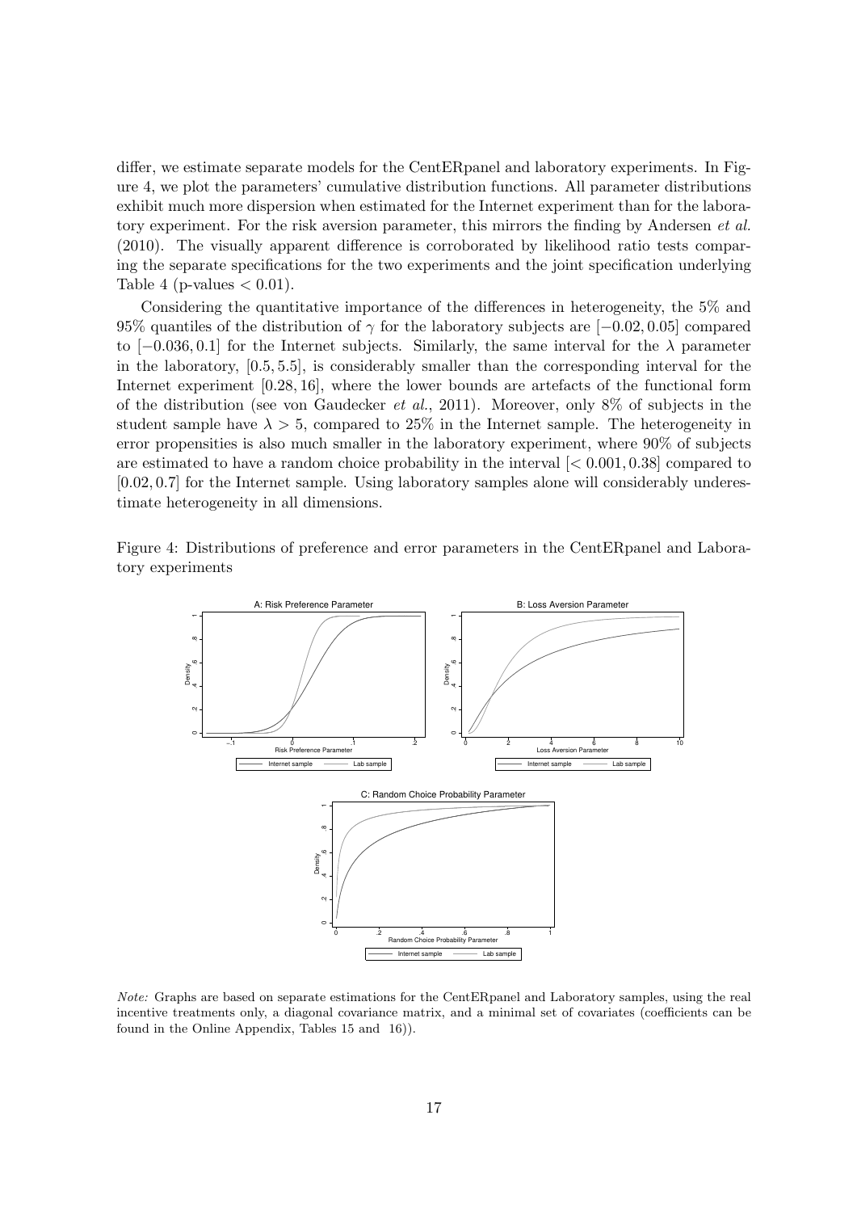differ, we estimate separate models for the CentERpanel and laboratory experiments. In Figure 4, we plot the parameters' cumulative distribution functions. All parameter distributions exhibit much more dispersion when estimated for the Internet experiment than for the laboratory experiment. For the risk aversion parameter, this mirrors the finding by Andersen *et al.* (2010). The visually apparent difference is corroborated by likelihood ratio tests comparing the separate specifications for the two experiments and the joint specification underlying Table 4 (p-values $< 0.01$).

Considering the quantitative importance of the differences in heterogeneity, the 5% and 95% quantiles of the distribution of $\gamma$ for the laboratory subjects are $[-0.02, 0.05]$ compared to $[-0.036, 0.1]$ for the Internet subjects. Similarly, the same interval for the $\lambda$ parameter in the laboratory, $[0.5, 5.5]$, is considerably smaller than the corresponding interval for the Internet experiment $[0.28, 16]$, where the lower bounds are artefacts of the functional form of the distribution (see von Gaudecker *et al.*, 2011). Moreover, only 8% of subjects in the student sample have $\lambda > 5$, compared to 25% in the Internet sample. The heterogeneity in error propensities is also much smaller in the laboratory experiment, where 90% of subjects are estimated to have a random choice probability in the interval $[< 0.001, 0.38]$ compared to $[0.02, 0.7]$ for the Internet sample. Using laboratory samples alone will considerably underestimate heterogeneity in all dimensions.

Figure 4: Distributions of preference and error parameters in the CentERpanel and Laboratory experiments

*Note:* Graphs are based on separate estimations for the CentERpanel and Laboratory samples, using the real incentive treatments only, a diagonal covariance matrix, and a minimal set of covariates (coefficients can be found in the Online Appendix, Tables 15 and 16)).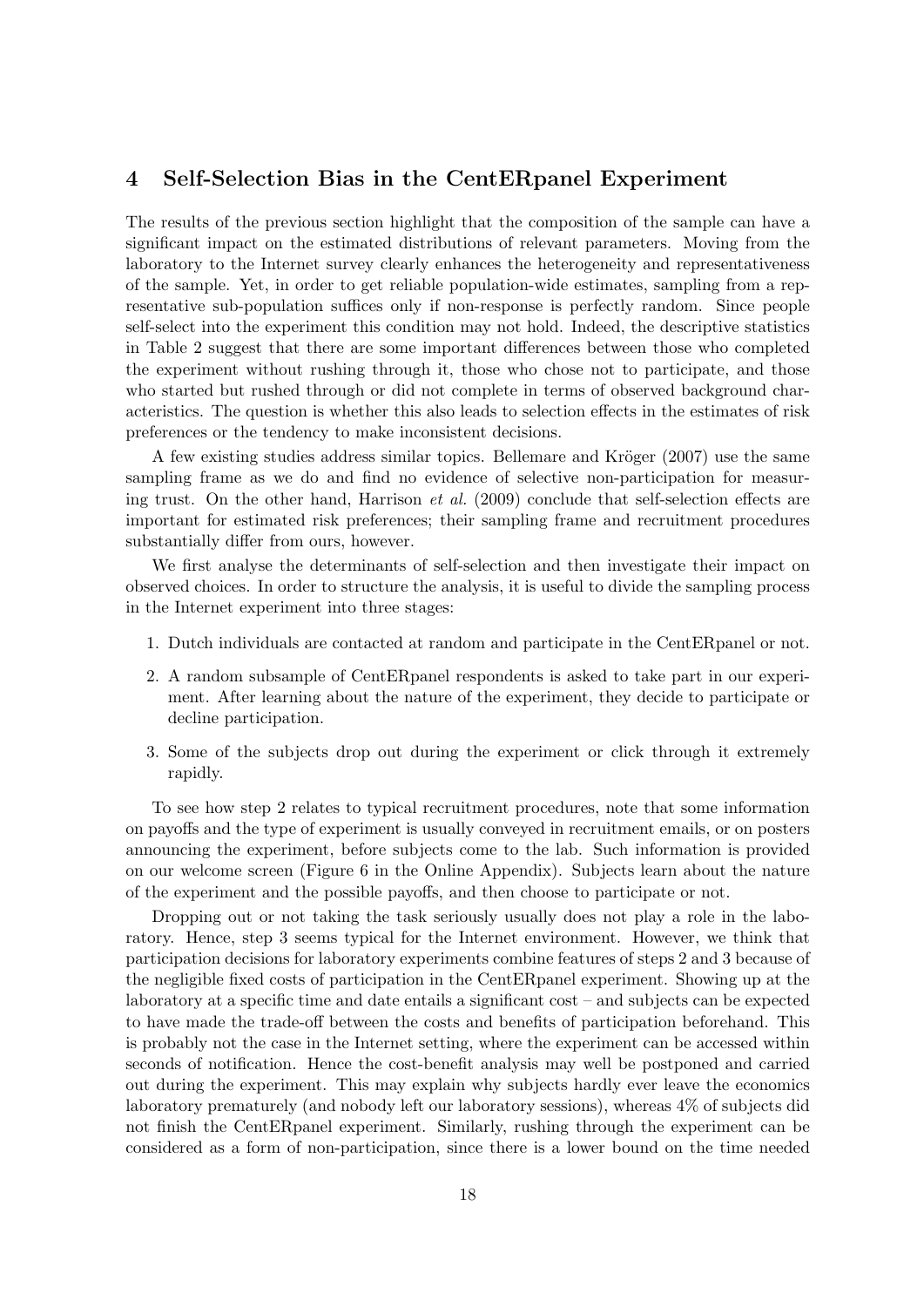## 4 Self-Selection Bias in the CentERpanel Experiment

The results of the previous section highlight that the composition of the sample can have a significant impact on the estimated distributions of relevant parameters. Moving from the laboratory to the Internet survey clearly enhances the heterogeneity and representativeness of the sample. Yet, in order to get reliable population-wide estimates, sampling from a representative sub-population suffices only if non-response is perfectly random. Since people self-select into the experiment this condition may not hold. Indeed, the descriptive statistics in Table 2 suggest that there are some important differences between those who completed the experiment without rushing through it, those who chose not to participate, and those who started but rushed through or did not complete in terms of observed background characteristics. The question is whether this also leads to selection effects in the estimates of risk preferences or the tendency to make inconsistent decisions.

A few existing studies address similar topics. Bellemare and Kröger (2007) use the same sampling frame as we do and find no evidence of selective non-participation for measuring trust. On the other hand, Harrison *et al.* (2009) conclude that self-selection effects are important for estimated risk preferences; their sampling frame and recruitment procedures substantially differ from ours, however.

We first analyse the determinants of self-selection and then investigate their impact on observed choices. In order to structure the analysis, it is useful to divide the sampling process in the Internet experiment into three stages:

1. Dutch individuals are contacted at random and participate in the CentERpanel or not.
2. A random subsample of CentERpanel respondents is asked to take part in our experiment. After learning about the nature of the experiment, they decide to participate or decline participation.
3. Some of the subjects drop out during the experiment or click through it extremely rapidly.

To see how step 2 relates to typical recruitment procedures, note that some information on payoffs and the type of experiment is usually conveyed in recruitment emails, or on posters announcing the experiment, before subjects come to the lab. Such information is provided on our welcome screen (Figure 6 in the Online Appendix). Subjects learn about the nature of the experiment and the possible payoffs, and then choose to participate or not.

Dropping out or not taking the task seriously usually does not play a role in the laboratory. Hence, step 3 seems typical for the Internet environment. However, we think that participation decisions for laboratory experiments combine features of steps 2 and 3 because of the negligible fixed costs of participation in the CentERpanel experiment. Showing up at the laboratory at a specific time and date entails a significant cost – and subjects can be expected to have made the trade-off between the costs and benefits of participation beforehand. This is probably not the case in the Internet setting, where the experiment can be accessed within seconds of notification. Hence the cost-benefit analysis may well be postponed and carried out during the experiment. This may explain why subjects hardly ever leave the economics laboratory prematurely (and nobody left our laboratory sessions), whereas 4% of subjects did not finish the CentERpanel experiment. Similarly, rushing through the experiment can be considered as a form of non-participation, since there is a lower bound on the time needed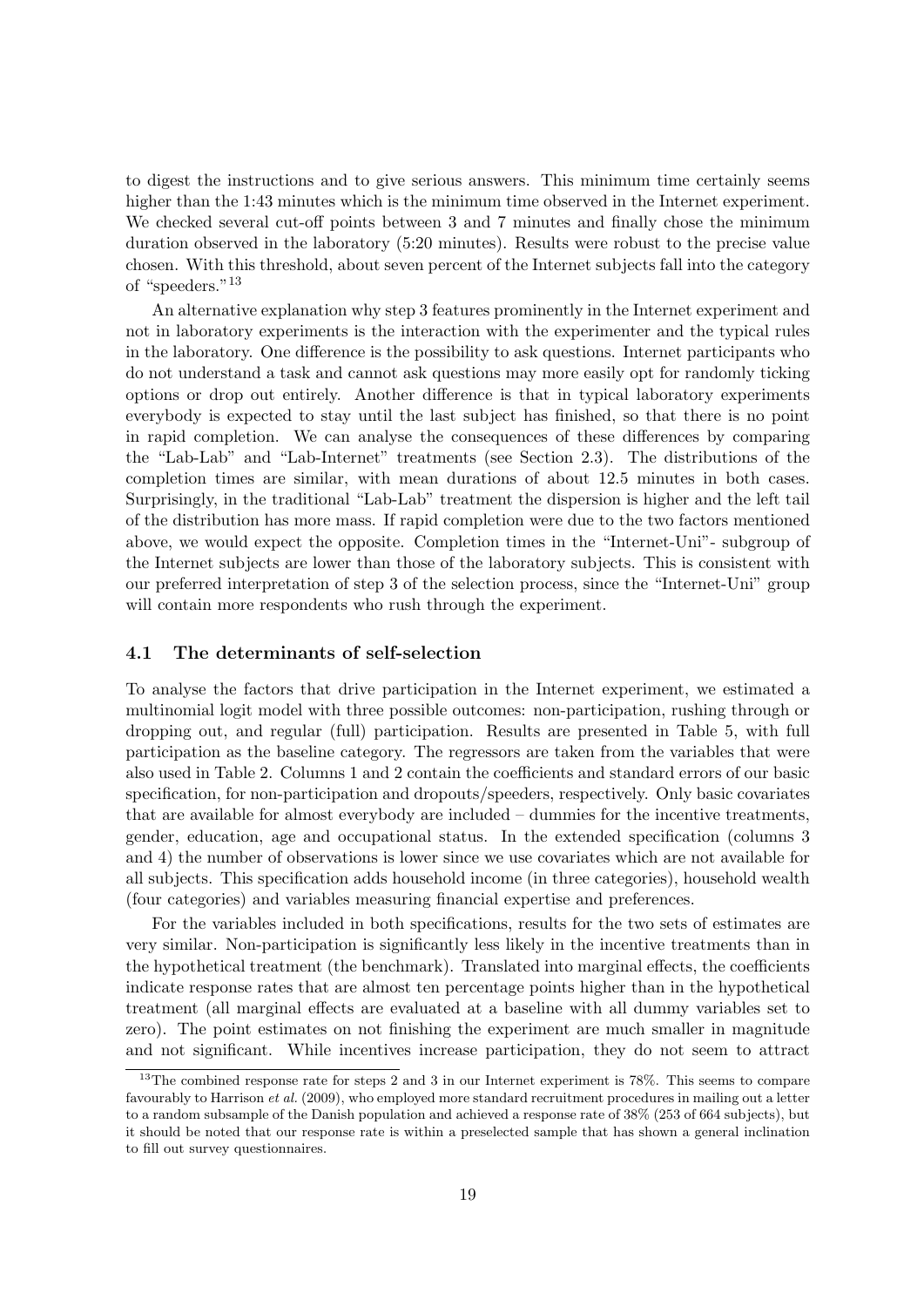to digest the instructions and to give serious answers. This minimum time certainly seems higher than the 1:43 minutes which is the minimum time observed in the Internet experiment. We checked several cut-off points between 3 and 7 minutes and finally chose the minimum duration observed in the laboratory (5:20 minutes). Results were robust to the precise value chosen. With this threshold, about seven percent of the Internet subjects fall into the category of "speeders."[13]

An alternative explanation why step 3 features prominently in the Internet experiment and not in laboratory experiments is the interaction with the experimenter and the typical rules in the laboratory. One difference is the possibility to ask questions. Internet participants who do not understand a task and cannot ask questions may more easily opt for randomly ticking options or drop out entirely. Another difference is that in typical laboratory experiments everybody is expected to stay until the last subject has finished, so that there is no point in rapid completion. We can analyse the consequences of these differences by comparing the "Lab-Lab" and "Lab-Internet" treatments (see Section 2.3). The distributions of the completion times are similar, with mean durations of about 12.5 minutes in both cases. Surprisingly, in the traditional "Lab-Lab" treatment the dispersion is higher and the left tail of the distribution has more mass. If rapid completion were due to the two factors mentioned above, we would expect the opposite. Completion times in the "Internet-Uni"- subgroup of the Internet subjects are lower than those of the laboratory subjects. This is consistent with our preferred interpretation of step 3 of the selection process, since the "Internet-Uni" group will contain more respondents who rush through the experiment.

### 4.1 The determinants of self-selection

To analyse the factors that drive participation in the Internet experiment, we estimated a multinomial logit model with three possible outcomes: non-participation, rushing through or dropping out, and regular (full) participation. Results are presented in Table 5, with full participation as the baseline category. The regressors are taken from the variables that were also used in Table 2. Columns 1 and 2 contain the coefficients and standard errors of our basic specification, for non-participation and dropouts/speeders, respectively. Only basic covariates that are available for almost everybody are included – dummies for the incentive treatments, gender, education, age and occupational status. In the extended specification (columns 3 and 4) the number of observations is lower since we use covariates which are not available for all subjects. This specification adds household income (in three categories), household wealth (four categories) and variables measuring financial expertise and preferences.

For the variables included in both specifications, results for the two sets of estimates are very similar. Non-participation is significantly less likely in the incentive treatments than in the hypothetical treatment (the benchmark). Translated into marginal effects, the coefficients indicate response rates that are almost ten percentage points higher than in the hypothetical treatment (all marginal effects are evaluated at a baseline with all dummy variables set to zero). The point estimates on not finishing the experiment are much smaller in magnitude and not significant. While incentives increase participation, they do not seem to attract

[13] The combined response rate for steps 2 and 3 in our Internet experiment is 78%. This seems to compare favourably to Harrison *et al.* (2009), who employed more standard recruitment procedures in mailing out a letter to a random subsample of the Danish population and achieved a response rate of 38% (253 of 664 subjects), but it should be noted that our response rate is within a preselected sample that has shown a general inclination to fill out survey questionnaires.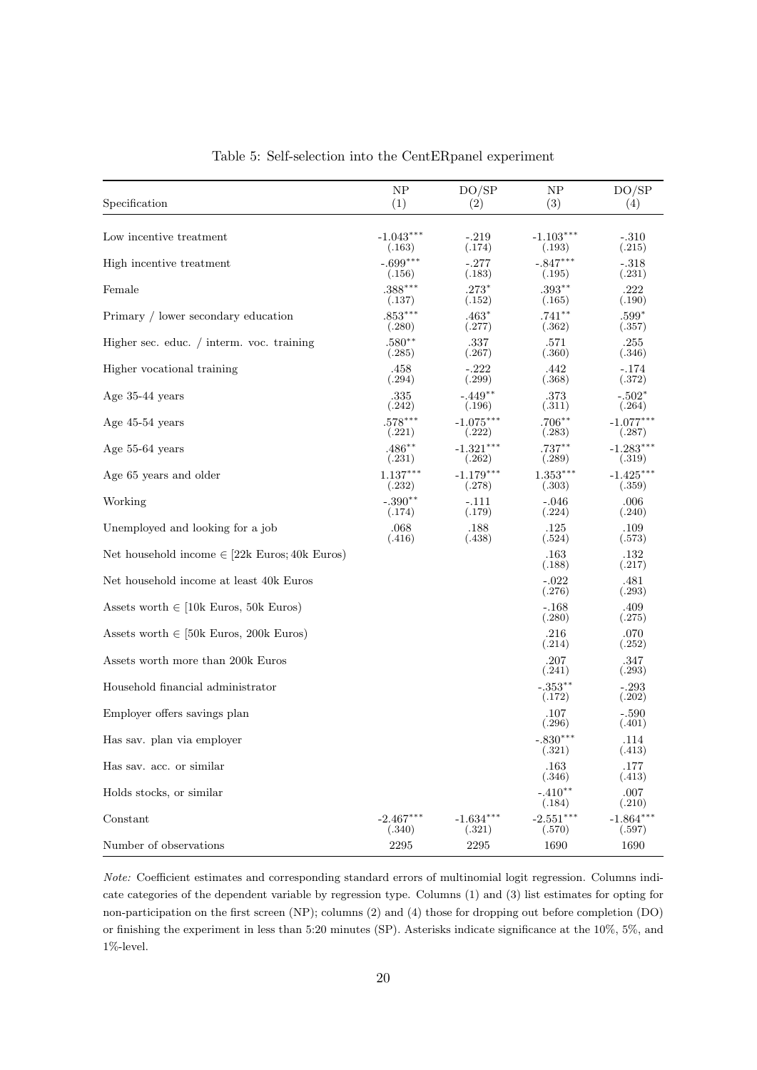Table 5: Self-selection into the CentERpanel experiment

| Specification | NP (1) | DO/SP (2) | NP (3) | DO/SP (4) |
|---|---|---|---|---|
| Low incentive treatment | -1.043*** | -.219 | -1.103*** | -.310 |
| | (.163) | (.174) | (.193) | (.215) |
| High incentive treatment | -.699*** | -.277 | -.847*** | -.318 |
| | (.156) | (.183) | (.195) | (.231) |
| Female | .388*** | .273* | .393** | .222 |
| | (.137) | (.152) | (.165) | (.190) |
| Primary / lower secondary education | .853*** | .463* | .741** | .599* |
| | (.280) | (.277) | (.362) | (.357) |
| Higher sec. educ. / interm. voc. training | .580** | .337 | .571 | .255 |
| | (.285) | (.267) | (.360) | (.346) |
| Higher vocational training | .458 | -.222 | .442 | -.174 |
| | (.294) | (.299) | (.368) | (.372) |
| Age 35-44 years | .335 | -.449** | .373 | -.502* |
| | (.242) | (.196) | (.311) | (.264) |
| Age 45-54 years | .578*** | -1.075*** | .706** | -1.077*** |
| | (.221) | (.222) | (.283) | (.287) |
| Age 55-64 years | .486** | -1.321*** | .737** | -1.283*** |
| | (.231) | (.262) | (.289) | (.319) |
| Age 65 years and older | 1.137*** | -1.179*** | 1.353*** | -1.425*** |
| | (.232) | (.278) | (.303) | (.359) |
| Working | -.390** | -.111 | -.046 | .006 |
| | (.174) | (.179) | (.224) | (.240) |
| Unemployed and looking for a job | .068 | .188 | .125 | .109 |
| | (.416) | (.438) | (.524) | (.573) |
| Net household income $\in$ [22k Euros; 40k Euros) | | | .163 | .132 |
| | | | (.188) | (.217) |
| Net household income at least 40k Euros | | | -.022 | .481 |
| | | | (.276) | (.293) |
| Assets worth $\in$ [10k Euros, 50k Euros) | | | -.168 | .409 |
| | | | (.280) | (.275) |
| Assets worth $\in$ [50k Euros, 200k Euros) | | | .216 | .070 |
| | | | (.214) | (.252) |
| Assets worth more than 200k Euros | | | .207 | .347 |
| | | | (.241) | (.293) |
| Household financial administrator | | | -.353** | -.293 |
| | | | (.172) | (.202) |
| Employer offers savings plan | | | .107 | -.590 |
| | | | (.296) | (.401) |
| Has sav. plan via employer | | | -.830*** | .114 |
| | | | (.321) | (.413) |
| Has sav. acc. or similar | | | .163 | .177 |
| | | | (.346) | (.413) |
| Holds stocks, or similar | | | -.410** | .007 |
| | | | (.184) | (.210) |
| Constant | -2.467*** | -1.634*** | -2.551*** | -1.864*** |
| | (.340) | (.321) | (.570) | (.597) |
| Number of observations | 2295 | 2295 | 1690 | 1690 |

*Note:* Coefficient estimates and corresponding standard errors of multinomial logit regression. Columns indicate categories of the dependent variable by regression type. Columns (1) and (3) list estimates for opting for non-participation on the first screen (NP); columns (2) and (4) those for dropping out before completion (DO) or finishing the experiment in less than 5:20 minutes (SP). Asterisks indicate significance at the 10%, 5%, and 1%-level.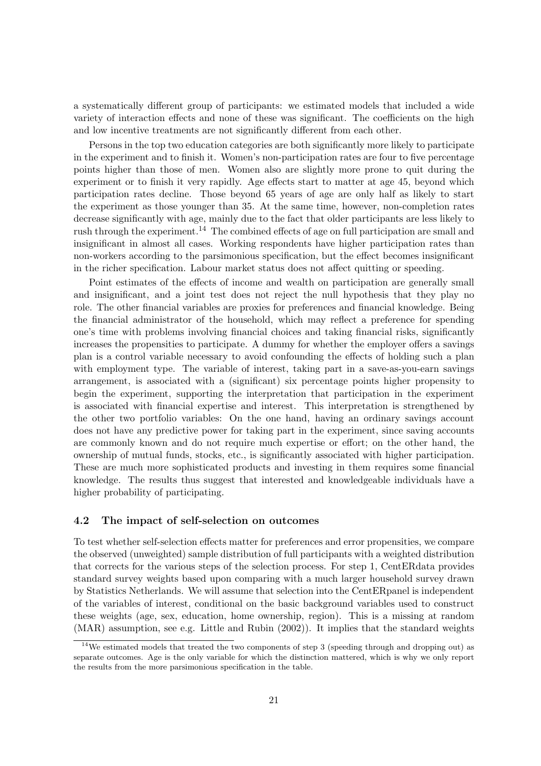a systematically different group of participants: we estimated models that included a wide variety of interaction effects and none of these was significant. The coefficients on the high and low incentive treatments are not significantly different from each other.

Persons in the top two education categories are both significantly more likely to participate in the experiment and to finish it. Women's non-participation rates are four to five percentage points higher than those of men. Women also are slightly more prone to quit during the experiment or to finish it very rapidly. Age effects start to matter at age 45, beyond which participation rates decline. Those beyond 65 years of age are only half as likely to start the experiment as those younger than 35. At the same time, however, non-completion rates decrease significantly with age, mainly due to the fact that older participants are less likely to rush through the experiment.[14] The combined effects of age on full participation are small and insignificant in almost all cases. Working respondents have higher participation rates than non-workers according to the parsimonious specification, but the effect becomes insignificant in the richer specification. Labour market status does not affect quitting or speeding.

Point estimates of the effects of income and wealth on participation are generally small and insignificant, and a joint test does not reject the null hypothesis that they play no role. The other financial variables are proxies for preferences and financial knowledge. Being the financial administrator of the household, which may reflect a preference for spending one's time with problems involving financial choices and taking financial risks, significantly increases the propensities to participate. A dummy for whether the employer offers a savings plan is a control variable necessary to avoid confounding the effects of holding such a plan with employment type. The variable of interest, taking part in a save-as-you-earn savings arrangement, is associated with a (significant) six percentage points higher propensity to begin the experiment, supporting the interpretation that participation in the experiment is associated with financial expertise and interest. This interpretation is strengthened by the other two portfolio variables: On the one hand, having an ordinary savings account does not have any predictive power for taking part in the experiment, since saving accounts are commonly known and do not require much expertise or effort; on the other hand, the ownership of mutual funds, stocks, etc., is significantly associated with higher participation. These are much more sophisticated products and investing in them requires some financial knowledge. The results thus suggest that interested and knowledgeable individuals have a higher probability of participating.

### 4.2 The impact of self-selection on outcomes

To test whether self-selection effects matter for preferences and error propensities, we compare the observed (unweighted) sample distribution of full participants with a weighted distribution that corrects for the various steps of the selection process. For step 1, CentERdata provides standard survey weights based upon comparing with a much larger household survey drawn by Statistics Netherlands. We will assume that selection into the CentERpanel is independent of the variables of interest, conditional on the basic background variables used to construct these weights (age, sex, education, home ownership, region). This is a missing at random (MAR) assumption, see e.g. Little and Rubin (2002)). It implies that the standard weights

[14] We estimated models that treated the two components of step 3 (speeding through and dropping out) as separate outcomes. Age is the only variable for which the distinction mattered, which is why we only report the results from the more parsimonious specification in the table.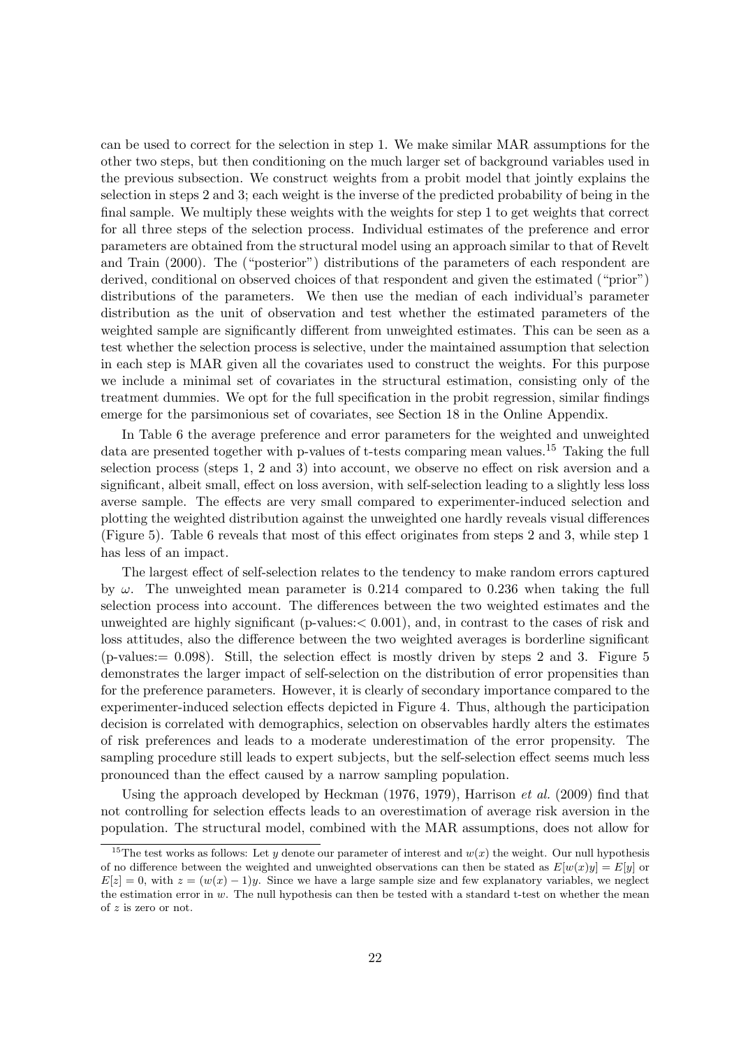can be used to correct for the selection in step 1. We make similar MAR assumptions for the other two steps, but then conditioning on the much larger set of background variables used in the previous subsection. We construct weights from a probit model that jointly explains the selection in steps 2 and 3; each weight is the inverse of the predicted probability of being in the final sample. We multiply these weights with the weights for step 1 to get weights that correct for all three steps of the selection process. Individual estimates of the preference and error parameters are obtained from the structural model using an approach similar to that of Revelt and Train (2000). The ("posterior") distributions of the parameters of each respondent are derived, conditional on observed choices of that respondent and given the estimated ("prior") distributions of the parameters. We then use the median of each individual's parameter distribution as the unit of observation and test whether the estimated parameters of the weighted sample are significantly different from unweighted estimates. This can be seen as a test whether the selection process is selective, under the maintained assumption that selection in each step is MAR given all the covariates used to construct the weights. For this purpose we include a minimal set of covariates in the structural estimation, consisting only of the treatment dummies. We opt for the full specification in the probit regression, similar findings emerge for the parsimonious set of covariates, see Section 18 in the Online Appendix.

In Table 6 the average preference and error parameters for the weighted and unweighted data are presented together with p-values of t-tests comparing mean values.[15] Taking the full selection process (steps 1, 2 and 3) into account, we observe no effect on risk aversion and a significant, albeit small, effect on loss aversion, with self-selection leading to a slightly less loss averse sample. The effects are very small compared to experimenter-induced selection and plotting the weighted distribution against the unweighted one hardly reveals visual differences (Figure 5). Table 6 reveals that most of this effect originates from steps 2 and 3, while step 1 has less of an impact.

The largest effect of self-selection relates to the tendency to make random errors captured by $\omega$. The unweighted mean parameter is 0.214 compared to 0.236 when taking the full selection process into account. The differences between the two weighted estimates and the unweighted are highly significant (p-values:$< 0.001$), and, in contrast to the cases of risk and loss attitudes, also the difference between the two weighted averages is borderline significant (p-values:$= 0.098$). Still, the selection effect is mostly driven by steps 2 and 3. Figure 5 demonstrates the larger impact of self-selection on the distribution of error propensities than for the preference parameters. However, it is clearly of secondary importance compared to the experimenter-induced selection effects depicted in Figure 4. Thus, although the participation decision is correlated with demographics, selection on observables hardly alters the estimates of risk preferences and leads to a moderate underestimation of the error propensity. The sampling procedure still leads to expert subjects, but the self-selection effect seems much less pronounced than the effect caused by a narrow sampling population.

Using the approach developed by Heckman (1976, 1979), Harrison *et al.* (2009) find that not controlling for selection effects leads to an overestimation of average risk aversion in the population. The structural model, combined with the MAR assumptions, does not allow for

[15] The test works as follows: Let $y$ denote our parameter of interest and $w(x)$ the weight. Our null hypothesis of no difference between the weighted and unweighted observations can then be stated as $E[w(x)y] = E[y]$ or $E[z] = 0$, with $z = (w(x) - 1)y$. Since we have a large sample size and few explanatory variables, we neglect the estimation error in $w$. The null hypothesis can then be tested with a standard t-test on whether the mean of $z$ is zero or not.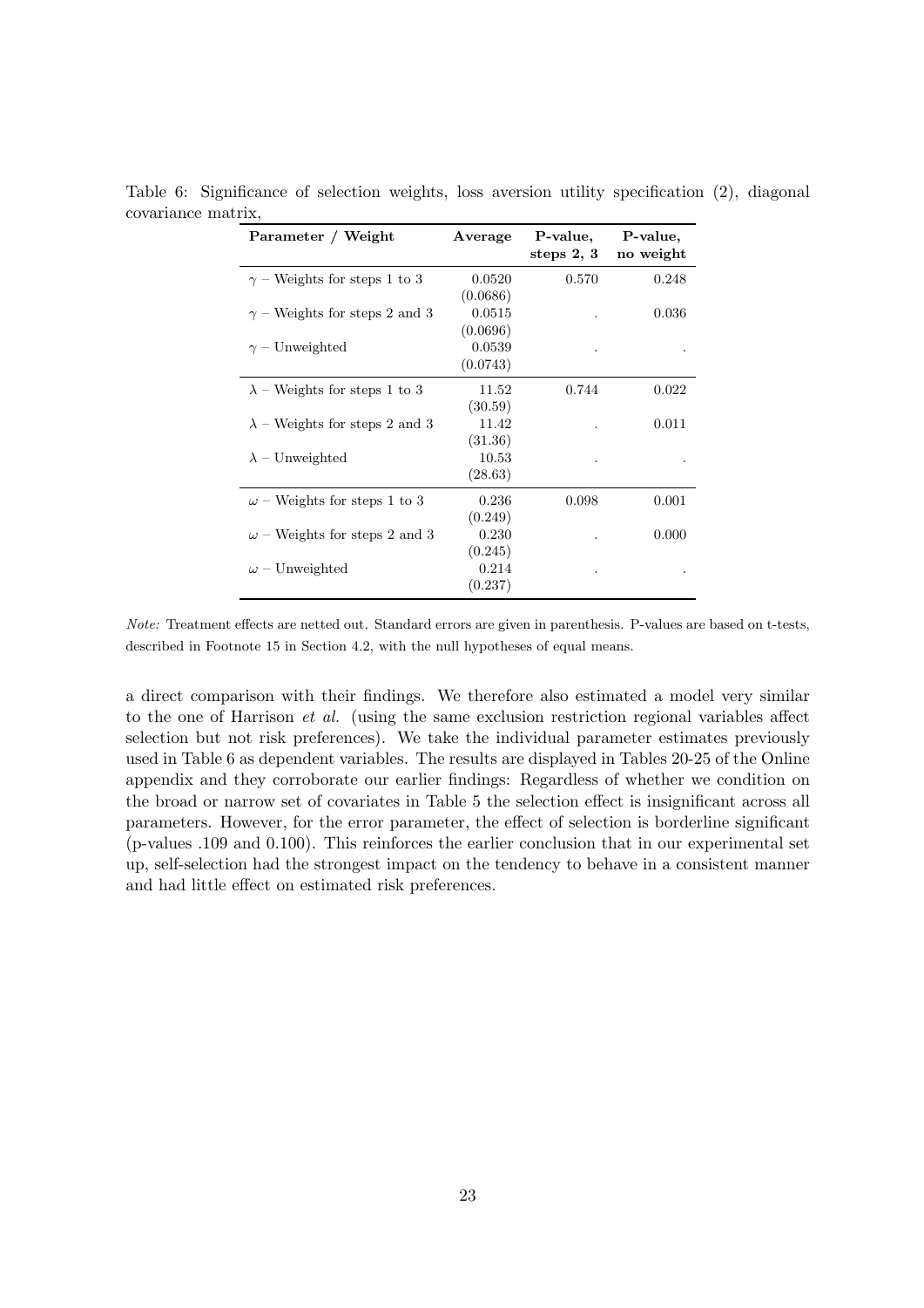Table 6: Significance of selection weights, loss aversion utility specification (2), diagonal covariance matrix,

| **Parameter / Weight** | **Average** | **P-value, steps 2, 3** | **P-value, no weight** |
|---|---|---|---|
| $\gamma$ – Weights for steps 1 to 3 | 0.0520 | 0.570 | 0.248 |
| | (0.0686) | | |
| $\gamma$ – Weights for steps 2 and 3 | 0.0515 | . | 0.036 |
| | (0.0696) | | |
| $\gamma$ – Unweighted | 0.0539 | . | . |
| | (0.0743) | | |
| $\lambda$ – Weights for steps 1 to 3 | 11.52 | 0.744 | 0.022 |
| | (30.59) | | |
| $\lambda$ – Weights for steps 2 and 3 | 11.42 | . | 0.011 |
| | (31.36) | | |
| $\lambda$ – Unweighted | 10.53 | . | . |
| | (28.63) | | |
| $\omega$ – Weights for steps 1 to 3 | 0.236 | 0.098 | 0.001 |
| | (0.249) | | |
| $\omega$ – Weights for steps 2 and 3 | 0.230 | . | 0.000 |
| | (0.245) | | |
| $\omega$ – Unweighted | 0.214 | . | . |
| | (0.237) | | |

*Note:* Treatment effects are netted out. Standard errors are given in parenthesis. P-values are based on t-tests, described in Footnote 15 in Section 4.2, with the null hypotheses of equal means.

a direct comparison with their findings. We therefore also estimated a model very similar to the one of Harrison *et al.* (using the same exclusion restriction regional variables affect selection but not risk preferences). We take the individual parameter estimates previously used in Table 6 as dependent variables. The results are displayed in Tables 20-25 of the Online appendix and they corroborate our earlier findings: Regardless of whether we condition on the broad or narrow set of covariates in Table 5 the selection effect is insignificant across all parameters. However, for the error parameter, the effect of selection is borderline significant (p-values .109 and 0.100). This reinforces the earlier conclusion that in our experimental set up, self-selection had the strongest impact on the tendency to behave in a consistent manner and had little effect on estimated risk preferences.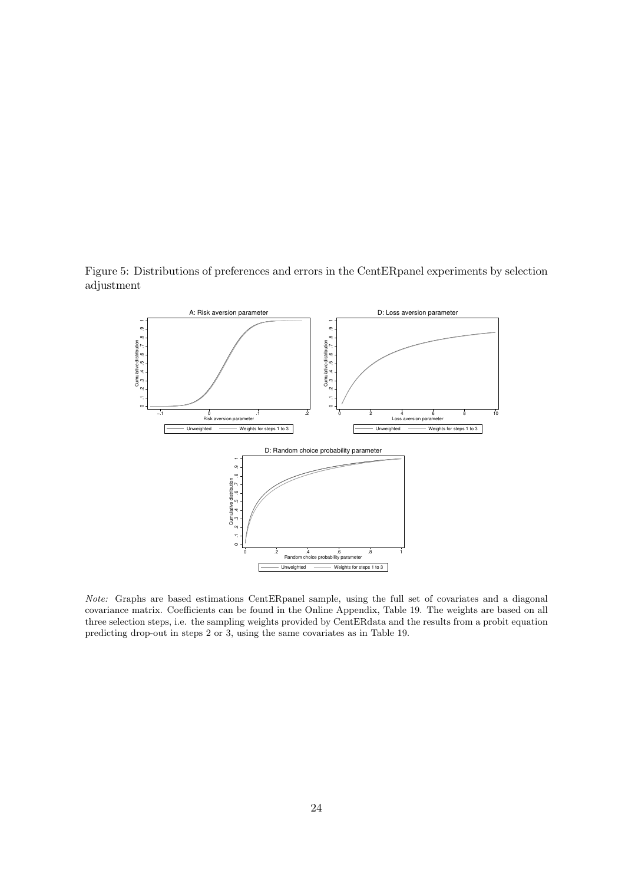Figure 5: Distributions of preferences and errors in the CentERpanel experiments by selection adjustment

*Note:* Graphs are based estimations CentERpanel sample, using the full set of covariates and a diagonal covariance matrix. Coefficients can be found in the Online Appendix, Table 19. The weights are based on all three selection steps, i.e. the sampling weights provided by CentERdata and the results from a probit equation predicting drop-out in steps 2 or 3, using the same covariates as in Table 19.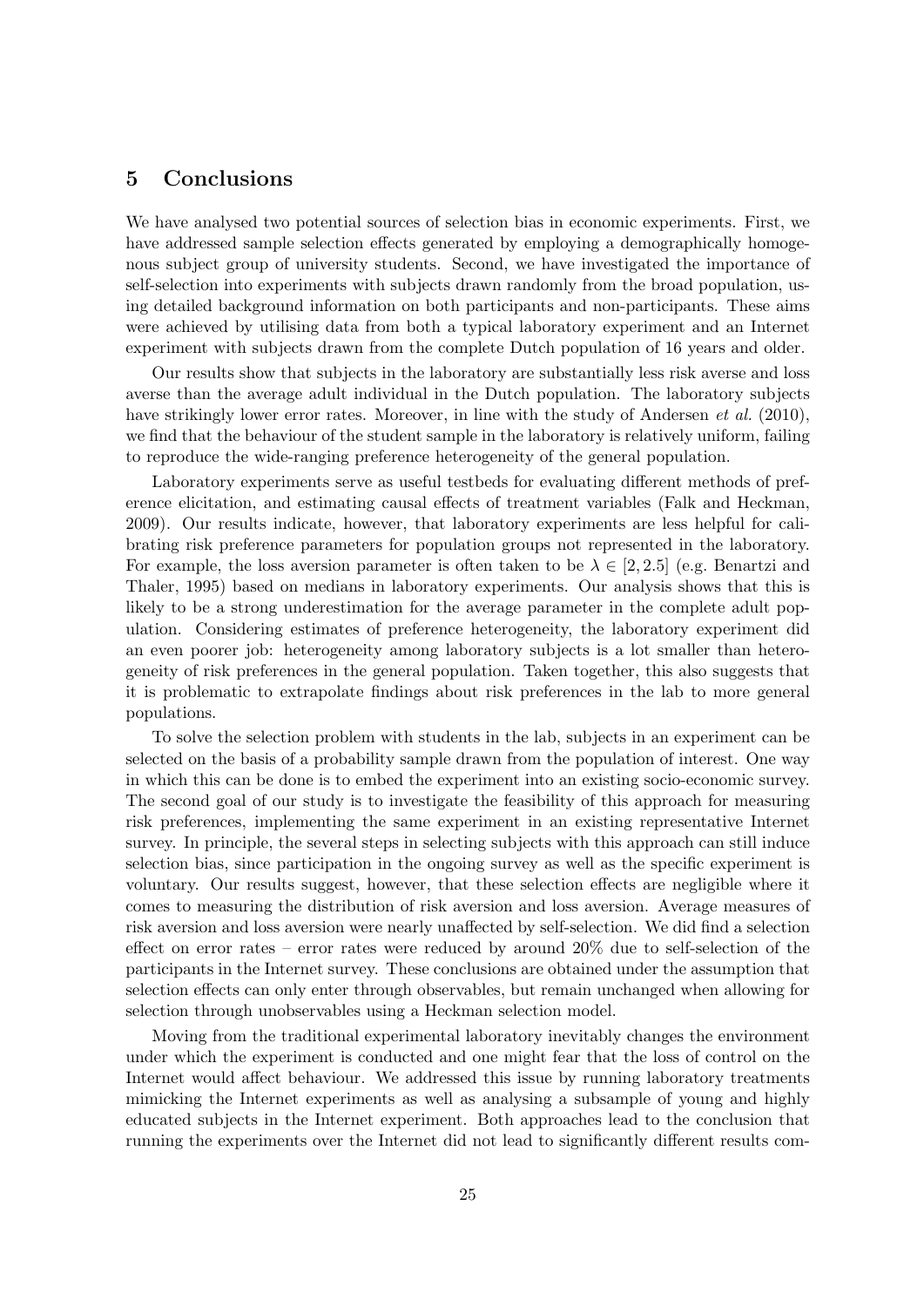## 5 Conclusions

We have analysed two potential sources of selection bias in economic experiments. First, we have addressed sample selection effects generated by employing a demographically homogenous subject group of university students. Second, we have investigated the importance of self-selection into experiments with subjects drawn randomly from the broad population, using detailed background information on both participants and non-participants. These aims were achieved by utilising data from both a typical laboratory experiment and an Internet experiment with subjects drawn from the complete Dutch population of 16 years and older.

Our results show that subjects in the laboratory are substantially less risk averse and loss averse than the average adult individual in the Dutch population. The laboratory subjects have strikingly lower error rates. Moreover, in line with the study of Andersen *et al.* (2010), we find that the behaviour of the student sample in the laboratory is relatively uniform, failing to reproduce the wide-ranging preference heterogeneity of the general population.

Laboratory experiments serve as useful testbeds for evaluating different methods of preference elicitation, and estimating causal effects of treatment variables (Falk and Heckman, 2009). Our results indicate, however, that laboratory experiments are less helpful for calibrating risk preference parameters for population groups not represented in the laboratory. For example, the loss aversion parameter is often taken to be $\lambda \in [2, 2.5]$ (e.g. Benartzi and Thaler, 1995) based on medians in laboratory experiments. Our analysis shows that this is likely to be a strong underestimation for the average parameter in the complete adult population. Considering estimates of preference heterogeneity, the laboratory experiment did an even poorer job: heterogeneity among laboratory subjects is a lot smaller than heterogeneity of risk preferences in the general population. Taken together, this also suggests that it is problematic to extrapolate findings about risk preferences in the lab to more general populations.

To solve the selection problem with students in the lab, subjects in an experiment can be selected on the basis of a probability sample drawn from the population of interest. One way in which this can be done is to embed the experiment into an existing socio-economic survey. The second goal of our study is to investigate the feasibility of this approach for measuring risk preferences, implementing the same experiment in an existing representative Internet survey. In principle, the several steps in selecting subjects with this approach can still induce selection bias, since participation in the ongoing survey as well as the specific experiment is voluntary. Our results suggest, however, that these selection effects are negligible where it comes to measuring the distribution of risk aversion and loss aversion. Average measures of risk aversion and loss aversion were nearly unaffected by self-selection. We did find a selection effect on error rates – error rates were reduced by around 20% due to self-selection of the participants in the Internet survey. These conclusions are obtained under the assumption that selection effects can only enter through observables, but remain unchanged when allowing for selection through unobservables using a Heckman selection model.

Moving from the traditional experimental laboratory inevitably changes the environment under which the experiment is conducted and one might fear that the loss of control on the Internet would affect behaviour. We addressed this issue by running laboratory treatments mimicking the Internet experiments as well as analysing a subsample of young and highly educated subjects in the Internet experiment. Both approaches lead to the conclusion that running the experiments over the Internet did not lead to significantly different results com-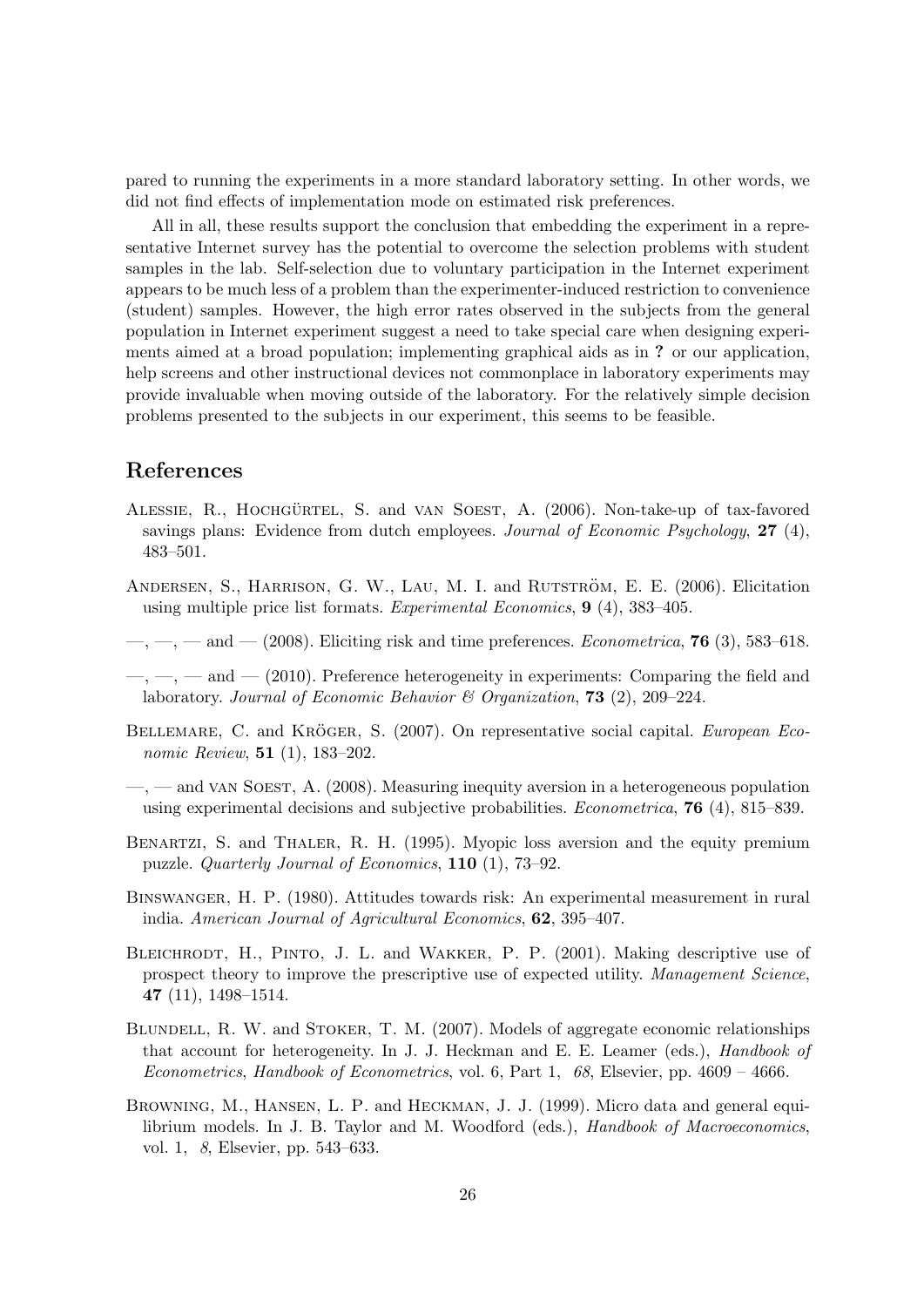pared to running the experiments in a more standard laboratory setting. In other words, we did not find effects of implementation mode on estimated risk preferences.

All in all, these results support the conclusion that embedding the experiment in a representative Internet survey has the potential to overcome the selection problems with student samples in the lab. Self-selection due to voluntary participation in the Internet experiment appears to be much less of a problem than the experimenter-induced restriction to convenience (student) samples. However, the high error rates observed in the subjects from the general population in Internet experiment suggest a need to take special care when designing experiments aimed at a broad population; implementing graphical aids as in **?** or our application, help screens and other instructional devices not commonplace in laboratory experiments may provide invaluable when moving outside of the laboratory. For the relatively simple decision problems presented to the subjects in our experiment, this seems to be feasible.

## References

Alessie, R., Hochgürtel, S. and van Soest, A. (2006). Non-take-up of tax-favored savings plans: Evidence from dutch employees. *Journal of Economic Psychology*, **27** (4), 483–501.

Andersen, S., Harrison, G. W., Lau, M. I. and Rutström, E. E. (2006). Elicitation using multiple price list formats. *Experimental Economics*, **9** (4), 383–405.

—, —, — and — (2008). Eliciting risk and time preferences. *Econometrica*, **76** (3), 583–618.

—, —, — and — (2010). Preference heterogeneity in experiments: Comparing the field and laboratory. *Journal of Economic Behavior & Organization*, **73** (2), 209–224.

Bellemare, C. and Kröger, S. (2007). On representative social capital. *European Economic Review*, **51** (1), 183–202.

—, — and van Soest, A. (2008). Measuring inequity aversion in a heterogeneous population using experimental decisions and subjective probabilities. *Econometrica*, **76** (4), 815–839.

Benartzi, S. and Thaler, R. H. (1995). Myopic loss aversion and the equity premium puzzle. *Quarterly Journal of Economics*, **110** (1), 73–92.

Binswanger, H. P. (1980). Attitudes towards risk: An experimental measurement in rural india. *American Journal of Agricultural Economics*, **62**, 395–407.

Bleichrodt, H., Pinto, J. L. and Wakker, P. P. (2001). Making descriptive use of prospect theory to improve the prescriptive use of expected utility. *Management Science*, **47** (11), 1498–1514.

Blundell, R. W. and Stoker, T. M. (2007). Models of aggregate economic relationships that account for heterogeneity. In J. J. Heckman and E. E. Leamer (eds.), *Handbook of Econometrics*, *Handbook of Econometrics*, vol. 6, Part 1, *68*, Elsevier, pp. 4609 – 4666.

Browning, M., Hansen, L. P. and Heckman, J. J. (1999). Micro data and general equilibrium models. In J. B. Taylor and M. Woodford (eds.), *Handbook of Macroeconomics*, vol. 1, *8*, Elsevier, pp. 543–633.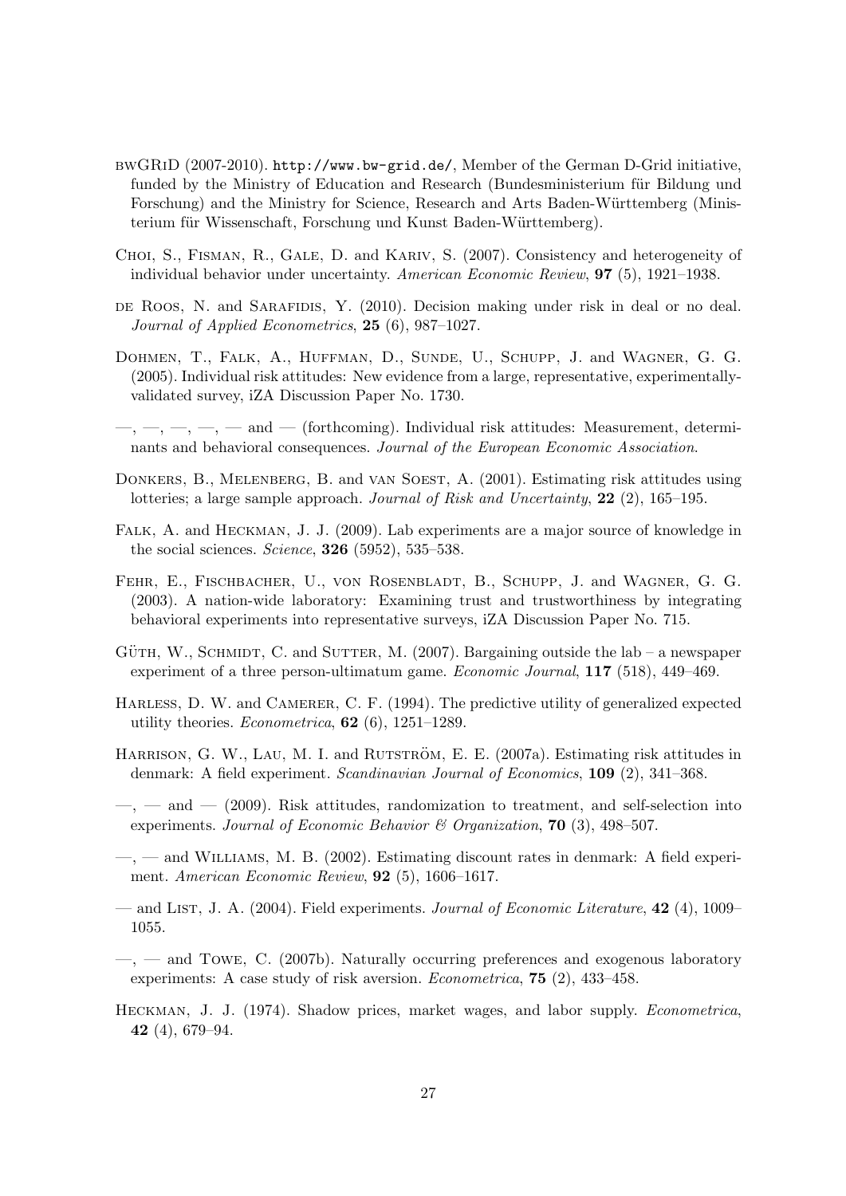bwGRiD (2007-2010). http://www.bw-grid.de/, Member of the German D-Grid initiative, funded by the Ministry of Education and Research (Bundesministerium für Bildung und Forschung) and the Ministry for Science, Research and Arts Baden-Württemberg (Ministerium für Wissenschaft, Forschung und Kunst Baden-Württemberg).

Choi, S., Fisman, R., Gale, D. and Kariv, S. (2007). Consistency and heterogeneity of individual behavior under uncertainty. *American Economic Review*, **97** (5), 1921–1938.

de Roos, N. and Sarafidis, Y. (2010). Decision making under risk in deal or no deal. *Journal of Applied Econometrics*, **25** (6), 987–1027.

Dohmen, T., Falk, A., Huffman, D., Sunde, U., Schupp, J. and Wagner, G. G. (2005). Individual risk attitudes: New evidence from a large, representative, experimentally-validated survey, iZA Discussion Paper No. 1730.

—, —, —, —, — and — (forthcoming). Individual risk attitudes: Measurement, determinants and behavioral consequences. *Journal of the European Economic Association*.

Donkers, B., Melenberg, B. and van Soest, A. (2001). Estimating risk attitudes using lotteries; a large sample approach. *Journal of Risk and Uncertainty*, **22** (2), 165–195.

Falk, A. and Heckman, J. J. (2009). Lab experiments are a major source of knowledge in the social sciences. *Science*, **326** (5952), 535–538.

Fehr, E., Fischbacher, U., von Rosenbladt, B., Schupp, J. and Wagner, G. G. (2003). A nation-wide laboratory: Examining trust and trustworthiness by integrating behavioral experiments into representative surveys, iZA Discussion Paper No. 715.

Güth, W., Schmidt, C. and Sutter, M. (2007). Bargaining outside the lab – a newspaper experiment of a three person-ultimatum game. *Economic Journal*, **117** (518), 449–469.

Harless, D. W. and Camerer, C. F. (1994). The predictive utility of generalized expected utility theories. *Econometrica*, **62** (6), 1251–1289.

Harrison, G. W., Lau, M. I. and Rutström, E. E. (2007a). Estimating risk attitudes in denmark: A field experiment. *Scandinavian Journal of Economics*, **109** (2), 341–368.

—, — and — (2009). Risk attitudes, randomization to treatment, and self-selection into experiments. *Journal of Economic Behavior & Organization*, **70** (3), 498–507.

—, — and Williams, M. B. (2002). Estimating discount rates in denmark: A field experiment. *American Economic Review*, **92** (5), 1606–1617.

— and List, J. A. (2004). Field experiments. *Journal of Economic Literature*, **42** (4), 1009–1055.

—, — and Towe, C. (2007b). Naturally occurring preferences and exogenous laboratory experiments: A case study of risk aversion. *Econometrica*, **75** (2), 433–458.

Heckman, J. J. (1974). Shadow prices, market wages, and labor supply. *Econometrica*, **42** (4), 679–94.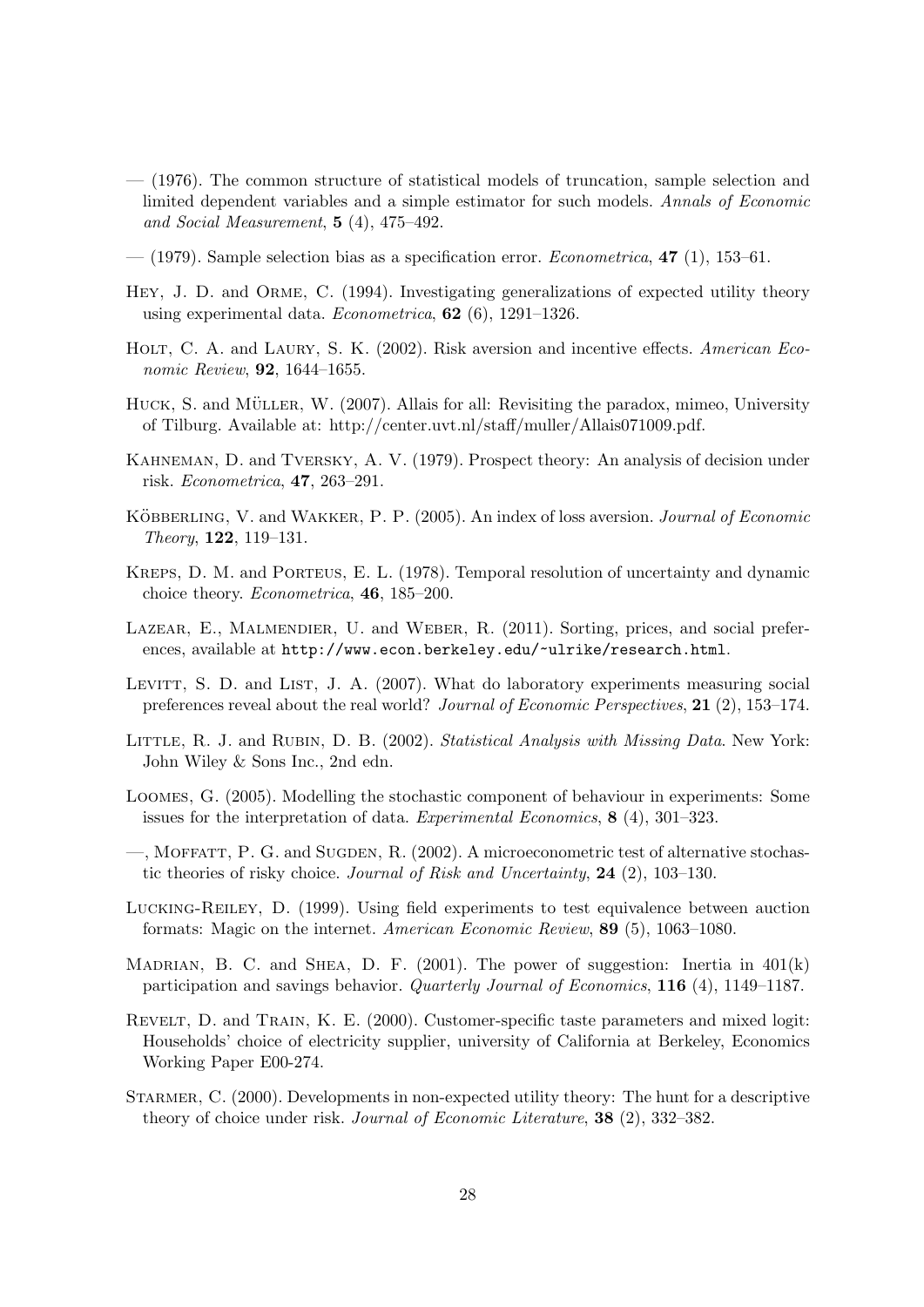— (1976). The common structure of statistical models of truncation, sample selection and limited dependent variables and a simple estimator for such models. *Annals of Economic and Social Measurement*, **5** (4), 475–492.

— (1979). Sample selection bias as a specification error. *Econometrica*, **47** (1), 153–61.

Hey, J. D. and Orme, C. (1994). Investigating generalizations of expected utility theory using experimental data. *Econometrica*, **62** (6), 1291–1326.

Holt, C. A. and Laury, S. K. (2002). Risk aversion and incentive effects. *American Economic Review*, **92**, 1644–1655.

Huck, S. and Müller, W. (2007). Allais for all: Revisiting the paradox, mimeo, University of Tilburg. Available at: http://center.uvt.nl/staff/muller/Allais071009.pdf.

Kahneman, D. and Tversky, A. V. (1979). Prospect theory: An analysis of decision under risk. *Econometrica*, **47**, 263–291.

Köbberling, V. and Wakker, P. P. (2005). An index of loss aversion. *Journal of Economic Theory*, **122**, 119–131.

Kreps, D. M. and Porteus, E. L. (1978). Temporal resolution of uncertainty and dynamic choice theory. *Econometrica*, **46**, 185–200.

Lazear, E., Malmendier, U. and Weber, R. (2011). Sorting, prices, and social preferences, available at `http://www.econ.berkeley.edu/~ulrike/research.html`.

Levitt, S. D. and List, J. A. (2007). What do laboratory experiments measuring social preferences reveal about the real world? *Journal of Economic Perspectives*, **21** (2), 153–174.

Little, R. J. and Rubin, D. B. (2002). *Statistical Analysis with Missing Data*. New York: John Wiley & Sons Inc., 2nd edn.

Loomes, G. (2005). Modelling the stochastic component of behaviour in experiments: Some issues for the interpretation of data. *Experimental Economics*, **8** (4), 301–323.

—, Moffatt, P. G. and Sugden, R. (2002). A microeconometric test of alternative stochastic theories of risky choice. *Journal of Risk and Uncertainty*, **24** (2), 103–130.

Lucking-Reiley, D. (1999). Using field experiments to test equivalence between auction formats: Magic on the internet. *American Economic Review*, **89** (5), 1063–1080.

Madrian, B. C. and Shea, D. F. (2001). The power of suggestion: Inertia in 401(k) participation and savings behavior. *Quarterly Journal of Economics*, **116** (4), 1149–1187.

Revelt, D. and Train, K. E. (2000). Customer-specific taste parameters and mixed logit: Households' choice of electricity supplier, university of California at Berkeley, Economics Working Paper E00-274.

Starmer, C. (2000). Developments in non-expected utility theory: The hunt for a descriptive theory of choice under risk. *Journal of Economic Literature*, **38** (2), 332–382.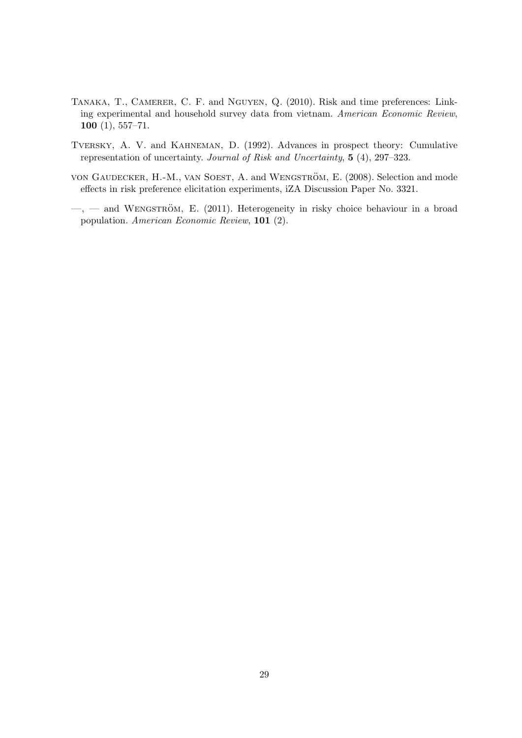Tanaka, T., Camerer, C. F. and Nguyen, Q. (2010). Risk and time preferences: Linking experimental and household survey data from vietnam. *American Economic Review*, **100** (1), 557–71.

Tversky, A. V. and Kahneman, D. (1992). Advances in prospect theory: Cumulative representation of uncertainty. *Journal of Risk and Uncertainty*, **5** (4), 297–323.

von Gaudecker, H.-M., van Soest, A. and Wengström, E. (2008). Selection and mode effects in risk preference elicitation experiments, iZA Discussion Paper No. 3321.

—, — and Wengström, E. (2011). Heterogeneity in risky choice behaviour in a broad population. *American Economic Review*, **101** (2).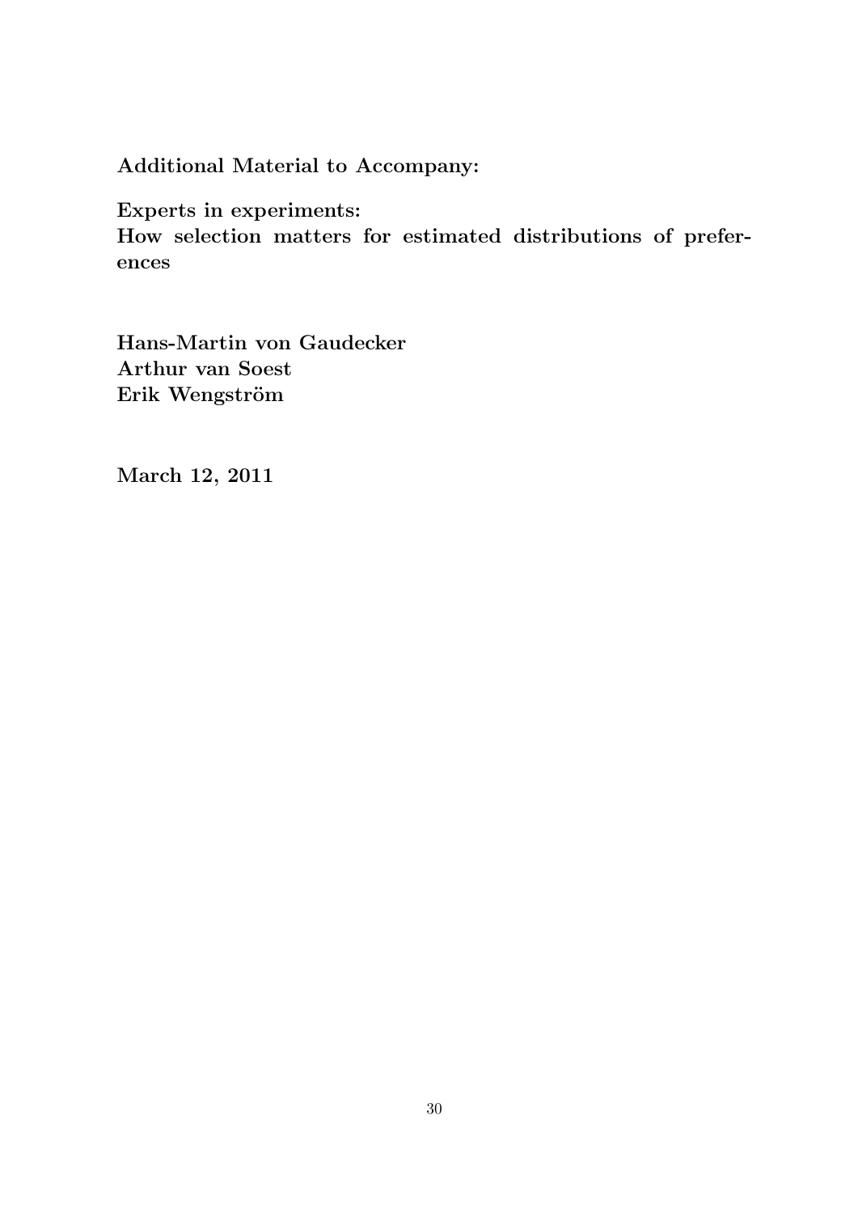**Additional Material to Accompany:**

**Experts in experiments:**
**How selection matters for estimated distributions of preferences**

**Hans-Martin von Gaudecker**
**Arthur van Soest**
**Erik Wengström**

**March 12, 2011**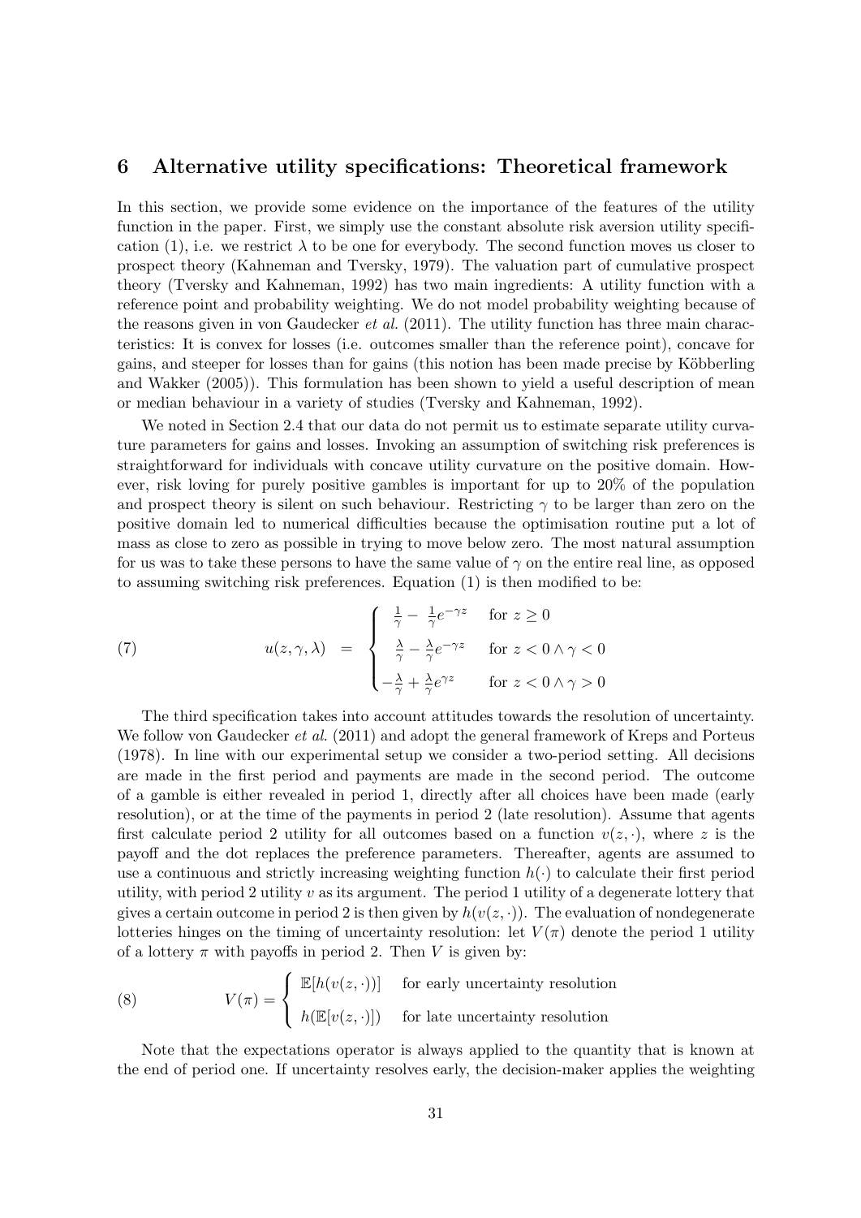# 6 Alternative utility specifications: Theoretical framework

In this section, we provide some evidence on the importance of the features of the utility function in the paper. First, we simply use the constant absolute risk aversion utility specification (1), i.e. we restrict $\lambda$ to be one for everybody. The second function moves us closer to prospect theory (Kahneman and Tversky, 1979). The valuation part of cumulative prospect theory (Tversky and Kahneman, 1992) has two main ingredients: A utility function with a reference point and probability weighting. We do not model probability weighting because of the reasons given in von Gaudecker *et al.* (2011). The utility function has three main characteristics: It is convex for losses (i.e. outcomes smaller than the reference point), concave for gains, and steeper for losses than for gains (this notion has been made precise by Köbberling and Wakker (2005)). This formulation has been shown to yield a useful description of mean or median behaviour in a variety of studies (Tversky and Kahneman, 1992).

We noted in Section 2.4 that our data do not permit us to estimate separate utility curvature parameters for gains and losses. Invoking an assumption of switching risk preferences is straightforward for individuals with concave utility curvature on the positive domain. However, risk loving for purely positive gambles is important for up to 20% of the population and prospect theory is silent on such behaviour. Restricting $\gamma$ to be larger than zero on the positive domain led to numerical difficulties because the optimisation routine put a lot of mass as close to zero as possible in trying to move below zero. The most natural assumption for us was to take these persons to have the same value of $\gamma$ on the entire real line, as opposed to assuming switching risk preferences. Equation (1) is then modified to be:

$$
(7) \qquad u(z, \gamma, \lambda) = \begin{cases} \frac{1}{\gamma} - \frac{1}{\gamma} e^{-\gamma z} & \text{for } z \geq 0 \\ \frac{\lambda}{\gamma} - \frac{\lambda}{\gamma} e^{-\gamma z} & \text{for } z < 0 \wedge \gamma < 0 \\ -\frac{\lambda}{\gamma} + \frac{\lambda}{\gamma} e^{\gamma z} & \text{for } z < 0 \wedge \gamma > 0 \end{cases}
$$

The third specification takes into account attitudes towards the resolution of uncertainty. We follow von Gaudecker *et al.* (2011) and adopt the general framework of Kreps and Porteus (1978). In line with our experimental setup we consider a two-period setting. All decisions are made in the first period and payments are made in the second period. The outcome of a gamble is either revealed in period 1, directly after all choices have been made (early resolution), or at the time of the payments in period 2 (late resolution). Assume that agents first calculate period 2 utility for all outcomes based on a function $v(z, \cdot)$, where $z$ is the payoff and the dot replaces the preference parameters. Thereafter, agents are assumed to use a continuous and strictly increasing weighting function $h(\cdot)$ to calculate their first period utility, with period 2 utility $v$ as its argument. The period 1 utility of a degenerate lottery that gives a certain outcome in period 2 is then given by $h(v(z, \cdot))$. The evaluation of nondegenerate lotteries hinges on the timing of uncertainty resolution: let $V(\pi)$ denote the period 1 utility of a lottery $\pi$ with payoffs in period 2. Then $V$ is given by:

$$
(8) \qquad V(\pi) = \begin{cases} \mathbb{E}[h(v(z, \cdot))] & \text{for early uncertainty resolution} \\ h(\mathbb{E}[v(z, \cdot)]) & \text{for late uncertainty resolution} \end{cases}
$$

Note that the expectations operator is always applied to the quantity that is known at the end of period one. If uncertainty resolves early, the decision-maker applies the weighting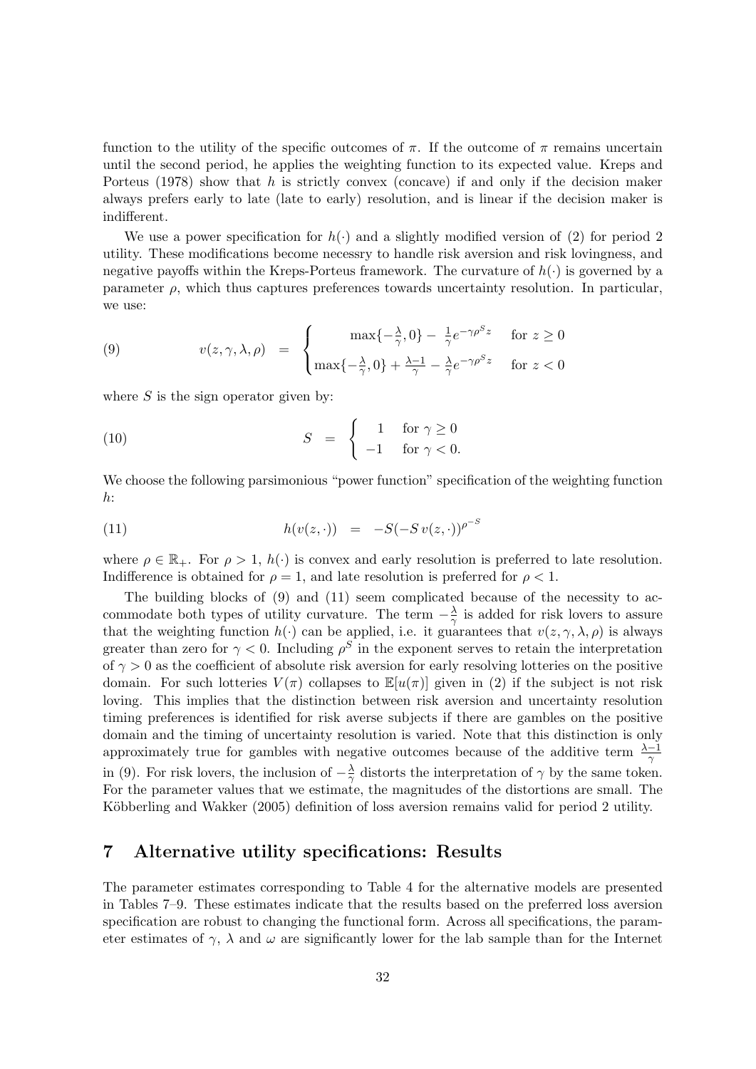function to the utility of the specific outcomes of $\pi$. If the outcome of $\pi$ remains uncertain until the second period, he applies the weighting function to its expected value. Kreps and Porteus (1978) show that $h$ is strictly convex (concave) if and only if the decision maker always prefers early to late (late to early) resolution, and is linear if the decision maker is indifferent.

We use a power specification for $h(\cdot)$ and a slightly modified version of (2) for period 2 utility. These modifications become necessry to handle risk aversion and risk lovingness, and negative payoffs within the Kreps-Porteus framework. The curvature of $h(\cdot)$ is governed by a parameter $\rho$, which thus captures preferences towards uncertainty resolution. In particular, we use:

$$
(9) \qquad v(z, \gamma, \lambda, \rho) \;=\; \begin{cases} \max\{-\frac{\lambda}{\gamma}, 0\} - \frac{1}{\gamma} e^{-\gamma \rho^S z} & \text{for } z \geq 0 \\ \max\{-\frac{\lambda}{\gamma}, 0\} + \frac{\lambda - 1}{\gamma} - \frac{\lambda}{\gamma} e^{-\gamma \rho^S z} & \text{for } z < 0 \end{cases}
$$

where $S$ is the sign operator given by:

$$
(10) \qquad S \;=\; \begin{cases} 1 & \text{for } \gamma \geq 0 \\ -1 & \text{for } \gamma < 0. \end{cases}
$$

We choose the following parsimonious "power function" specification of the weighting function $h$:

$$
(11) \qquad h(v(z, \cdot)) \;=\; -S(-S\, v(z, \cdot))^{\rho^{-S}}
$$

where $\rho \in \mathbb{R}_+$. For $\rho > 1$, $h(\cdot)$ is convex and early resolution is preferred to late resolution. Indifference is obtained for $\rho = 1$, and late resolution is preferred for $\rho < 1$.

The building blocks of (9) and (11) seem complicated because of the necessity to accommodate both types of utility curvature. The term $-\frac{\lambda}{\gamma}$ is added for risk lovers to assure that the weighting function $h(\cdot)$ can be applied, i.e. it guarantees that $v(z, \gamma, \lambda, \rho)$ is always greater than zero for $\gamma < 0$. Including $\rho^S$ in the exponent serves to retain the interpretation of $\gamma > 0$ as the coefficient of absolute risk aversion for early resolving lotteries on the positive domain. For such lotteries $V(\pi)$ collapses to $\mathbb{E}[u(\pi)]$ given in (2) if the subject is not risk loving. This implies that the distinction between risk aversion and uncertainty resolution timing preferences is identified for risk averse subjects if there are gambles on the positive domain and the timing of uncertainty resolution is varied. Note that this distinction is only approximately true for gambles with negative outcomes because of the additive term $\frac{\lambda-1}{\gamma}$ in (9). For risk lovers, the inclusion of $-\frac{\lambda}{\gamma}$ distorts the interpretation of $\gamma$ by the same token. For the parameter values that we estimate, the magnitudes of the distortions are small. The Köbberling and Wakker (2005) definition of loss aversion remains valid for period 2 utility.

## 7 Alternative utility specifications: Results

The parameter estimates corresponding to Table 4 for the alternative models are presented in Tables 7–9. These estimates indicate that the results based on the preferred loss aversion specification are robust to changing the functional form. Across all specifications, the parameter estimates of $\gamma$, $\lambda$ and $\omega$ are significantly lower for the lab sample than for the Internet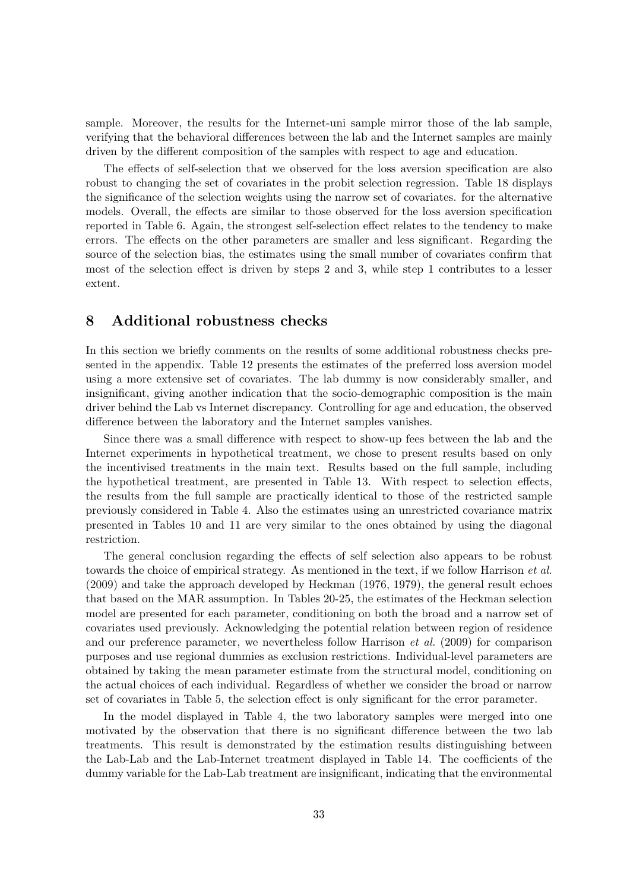sample. Moreover, the results for the Internet-uni sample mirror those of the lab sample, verifying that the behavioral differences between the lab and the Internet samples are mainly driven by the different composition of the samples with respect to age and education.

The effects of self-selection that we observed for the loss aversion specification are also robust to changing the set of covariates in the probit selection regression. Table 18 displays the significance of the selection weights using the narrow set of covariates. for the alternative models. Overall, the effects are similar to those observed for the loss aversion specification reported in Table 6. Again, the strongest self-selection effect relates to the tendency to make errors. The effects on the other parameters are smaller and less significant. Regarding the source of the selection bias, the estimates using the small number of covariates confirm that most of the selection effect is driven by steps 2 and 3, while step 1 contributes to a lesser extent.

## 8 Additional robustness checks

In this section we briefly comments on the results of some additional robustness checks presented in the appendix. Table 12 presents the estimates of the preferred loss aversion model using a more extensive set of covariates. The lab dummy is now considerably smaller, and insignificant, giving another indication that the socio-demographic composition is the main driver behind the Lab vs Internet discrepancy. Controlling for age and education, the observed difference between the laboratory and the Internet samples vanishes.

Since there was a small difference with respect to show-up fees between the lab and the Internet experiments in hypothetical treatment, we chose to present results based on only the incentivised treatments in the main text. Results based on the full sample, including the hypothetical treatment, are presented in Table 13. With respect to selection effects, the results from the full sample are practically identical to those of the restricted sample previously considered in Table 4. Also the estimates using an unrestricted covariance matrix presented in Tables 10 and 11 are very similar to the ones obtained by using the diagonal restriction.

The general conclusion regarding the effects of self selection also appears to be robust towards the choice of empirical strategy. As mentioned in the text, if we follow Harrison *et al.* (2009) and take the approach developed by Heckman (1976, 1979), the general result echoes that based on the MAR assumption. In Tables 20-25, the estimates of the Heckman selection model are presented for each parameter, conditioning on both the broad and a narrow set of covariates used previously. Acknowledging the potential relation between region of residence and our preference parameter, we nevertheless follow Harrison *et al.* (2009) for comparison purposes and use regional dummies as exclusion restrictions. Individual-level parameters are obtained by taking the mean parameter estimate from the structural model, conditioning on the actual choices of each individual. Regardless of whether we consider the broad or narrow set of covariates in Table 5, the selection effect is only significant for the error parameter.

In the model displayed in Table 4, the two laboratory samples were merged into one motivated by the observation that there is no significant difference between the two lab treatments. This result is demonstrated by the estimation results distinguishing between the Lab-Lab and the Lab-Internet treatment displayed in Table 14. The coefficients of the dummy variable for the Lab-Lab treatment are insignificant, indicating that the environmental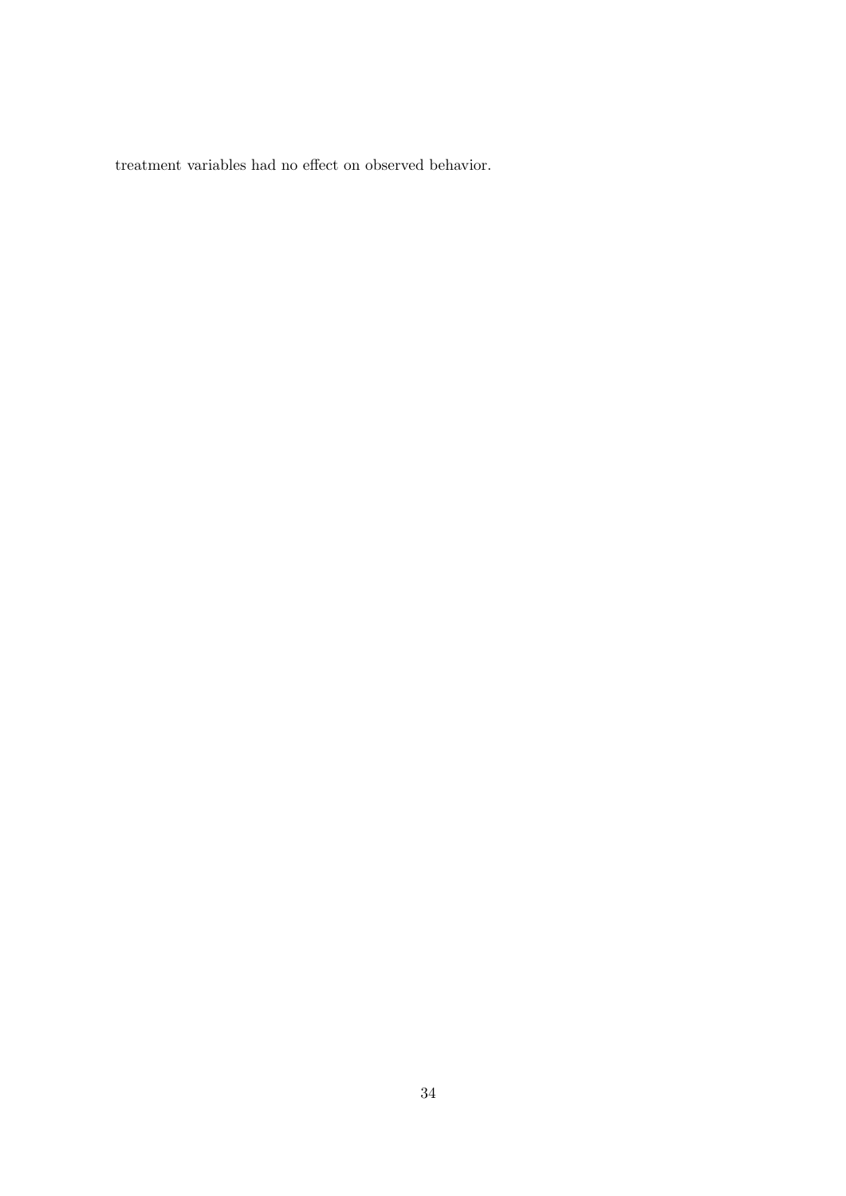treatment variables had no effect on observed behavior.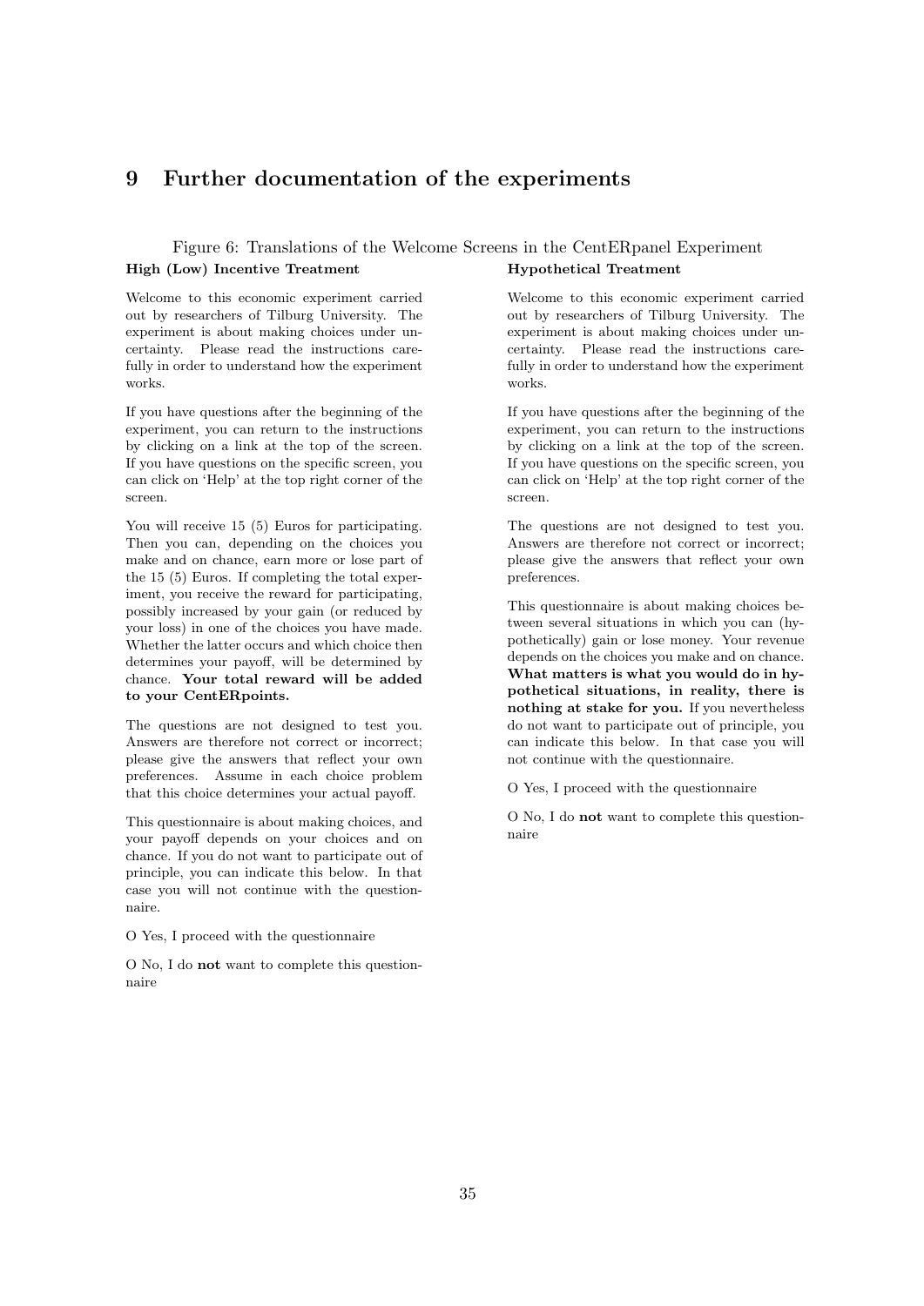# 9 Further documentation of the experiments

Figure 6: Translations of the Welcome Screens in the CentERpanel Experiment

**High (Low) Incentive Treatment**

Welcome to this economic experiment carried out by researchers of Tilburg University. The experiment is about making choices under uncertainty. Please read the instructions carefully in order to understand how the experiment works.

If you have questions after the beginning of the experiment, you can return to the instructions by clicking on a link at the top of the screen. If you have questions on the specific screen, you can click on 'Help' at the top right corner of the screen.

You will receive 15 (5) Euros for participating. Then you can, depending on the choices you make and on chance, earn more or lose part of the 15 (5) Euros. If completing the total experiment, you receive the reward for participating, possibly increased by your gain (or reduced by your loss) in one of the choices you have made. Whether the latter occurs and which choice then determines your payoff, will be determined by chance. **Your total reward will be added to your CentERpoints.**

The questions are not designed to test you. Answers are therefore not correct or incorrect; please give the answers that reflect your own preferences. Assume in each choice problem that this choice determines your actual payoff.

This questionnaire is about making choices, and your payoff depends on your choices and on chance. If you do not want to participate out of principle, you can indicate this below. In that case you will not continue with the questionnaire.

O Yes, I proceed with the questionnaire

O No, I do **not** want to complete this questionnaire

**Hypothetical Treatment**

Welcome to this economic experiment carried out by researchers of Tilburg University. The experiment is about making choices under uncertainty. Please read the instructions carefully in order to understand how the experiment works.

If you have questions after the beginning of the experiment, you can return to the instructions by clicking on a link at the top of the screen. If you have questions on the specific screen, you can click on 'Help' at the top right corner of the screen.

The questions are not designed to test you. Answers are therefore not correct or incorrect; please give the answers that reflect your own preferences.

This questionnaire is about making choices between several situations in which you can (hypothetically) gain or lose money. Your revenue depends on the choices you make and on chance. **What matters is what you would do in hypothetical situations, in reality, there is nothing at stake for you.** If you nevertheless do not want to participate out of principle, you can indicate this below. In that case you will not continue with the questionnaire.

O Yes, I proceed with the questionnaire

O No, I do **not** want to complete this questionnaire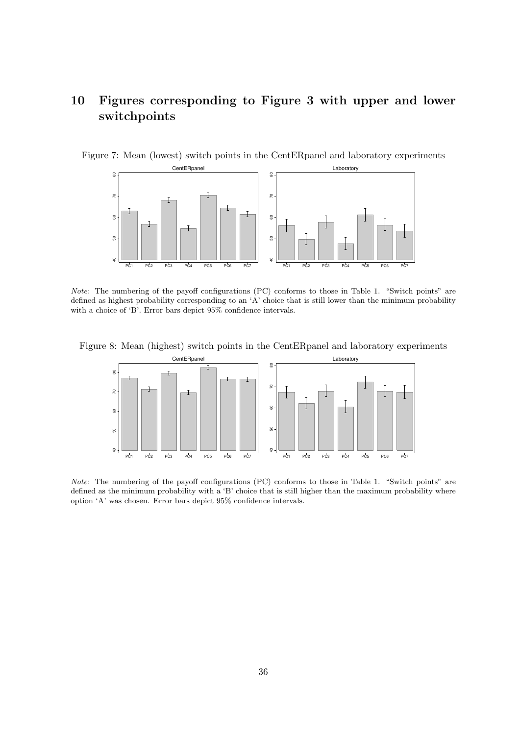# 10 Figures corresponding to Figure 3 with upper and lower switchpoints

Figure 7: Mean (lowest) switch points in the CentERpanel and laboratory experiments

*Note*: The numbering of the payoff configurations (PC) conforms to those in Table 1. "Switch points" are defined as highest probability corresponding to an 'A' choice that is still lower than the minimum probability with a choice of 'B'. Error bars depict 95% confidence intervals.

Figure 8: Mean (highest) switch points in the CentERpanel and laboratory experiments

*Note*: The numbering of the payoff configurations (PC) conforms to those in Table 1. "Switch points" are defined as the minimum probability with a 'B' choice that is still higher than the maximum probability where option 'A' was chosen. Error bars depict 95% confidence intervals.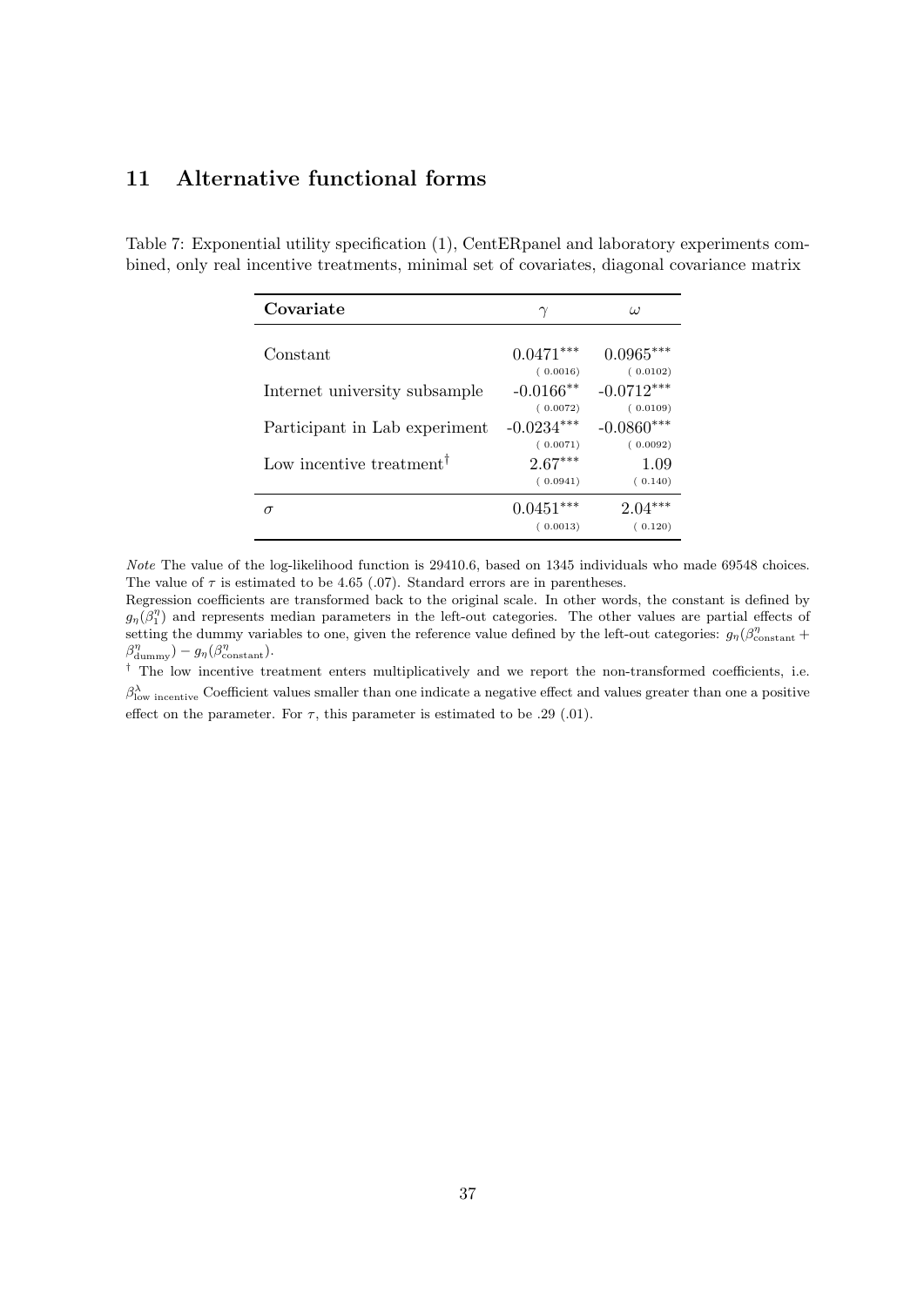## 11 Alternative functional forms

Table 7: Exponential utility specification (1), CentERpanel and laboratory experiments combined, only real incentive treatments, minimal set of covariates, diagonal covariance matrix

| Covariate | $\gamma$ | $\omega$ |
|---|---|---|
| Constant | 0.0471*** | 0.0965*** |
| | (0.0016) | (0.0102) |
| Internet university subsample | -0.0166** | -0.0712*** |
| | (0.0072) | (0.0109) |
| Participant in Lab experiment | -0.0234*** | -0.0860*** |
| | (0.0071) | (0.0092) |
| Low incentive treatment† | 2.67*** | 1.09 |
| | (0.0941) | (0.140) |
| $\sigma$ | 0.0451*** | 2.04*** |
| | (0.0013) | (0.120) |

*Note* The value of the log-likelihood function is 29410.6, based on 1345 individuals who made 69548 choices. The value of $\tau$ is estimated to be 4.65 (.07). Standard errors are in parentheses.

Regression coefficients are transformed back to the original scale. In other words, the constant is defined by $g_\eta(\beta_1^\eta)$ and represents median parameters in the left-out categories. The other values are partial effects of setting the dummy variables to one, given the reference value defined by the left-out categories: $g_\eta(\beta_{\text{constant}}^\eta + \beta_{\text{dummy}}^\eta) - g_\eta(\beta_{\text{constant}}^\eta)$.

† The low incentive treatment enters multiplicatively and we report the non-transformed coefficients, i.e. $\beta_{\text{low incentive}}^\lambda$ Coefficient values smaller than one indicate a negative effect and values greater than one a positive effect on the parameter. For $\tau$, this parameter is estimated to be .29 (.01).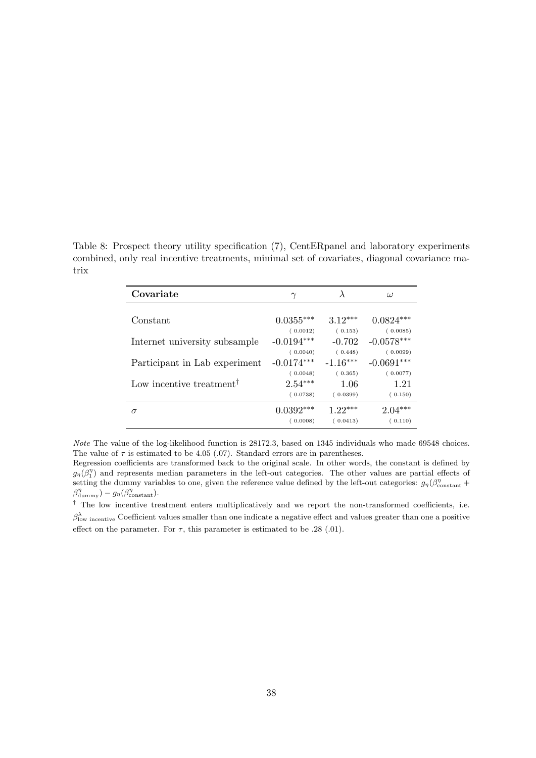Table 8: Prospect theory utility specification (7), CentERpanel and laboratory experiments combined, only real incentive treatments, minimal set of covariates, diagonal covariance matrix

| **Covariate** | $\gamma$ | $\lambda$ | $\omega$ |
|---|---|---|---|
| Constant | 0.0355*** | 3.12*** | 0.0824*** |
| | ( 0.0012) | ( 0.153) | ( 0.0085) |
| Internet university subsample | -0.0194*** | -0.702 | -0.0578*** |
| | ( 0.0040) | ( 0.448) | ( 0.0099) |
| Participant in Lab experiment | -0.0174*** | -1.16*** | -0.0691*** |
| | ( 0.0048) | ( 0.365) | ( 0.0077) |
| Low incentive treatment† | 2.54*** | 1.06 | 1.21 |
| | ( 0.0738) | ( 0.0399) | ( 0.150) |
| $\sigma$ | 0.0392*** | 1.22*** | 2.04*** |
| | ( 0.0008) | ( 0.0413) | ( 0.110) |

*Note* The value of the log-likelihood function is 28172.3, based on 1345 individuals who made 69548 choices. The value of $\tau$ is estimated to be 4.05 (.07). Standard errors are in parentheses.

Regression coefficients are transformed back to the original scale. In other words, the constant is defined by $g_\eta(\beta_1^\eta)$ and represents median parameters in the left-out categories. The other values are partial effects of setting the dummy variables to one, given the reference value defined by the left-out categories: $g_\eta(\beta^\eta_{\text{constant}} + \beta^\eta_{\text{dummy}}) - g_\eta(\beta^\eta_{\text{constant}})$.

† The low incentive treatment enters multiplicatively and we report the non-transformed coefficients, i.e. $\beta^\lambda_{\text{low incentive}}$ Coefficient values smaller than one indicate a negative effect and values greater than one a positive effect on the parameter. For $\tau$, this parameter is estimated to be .28 (.01).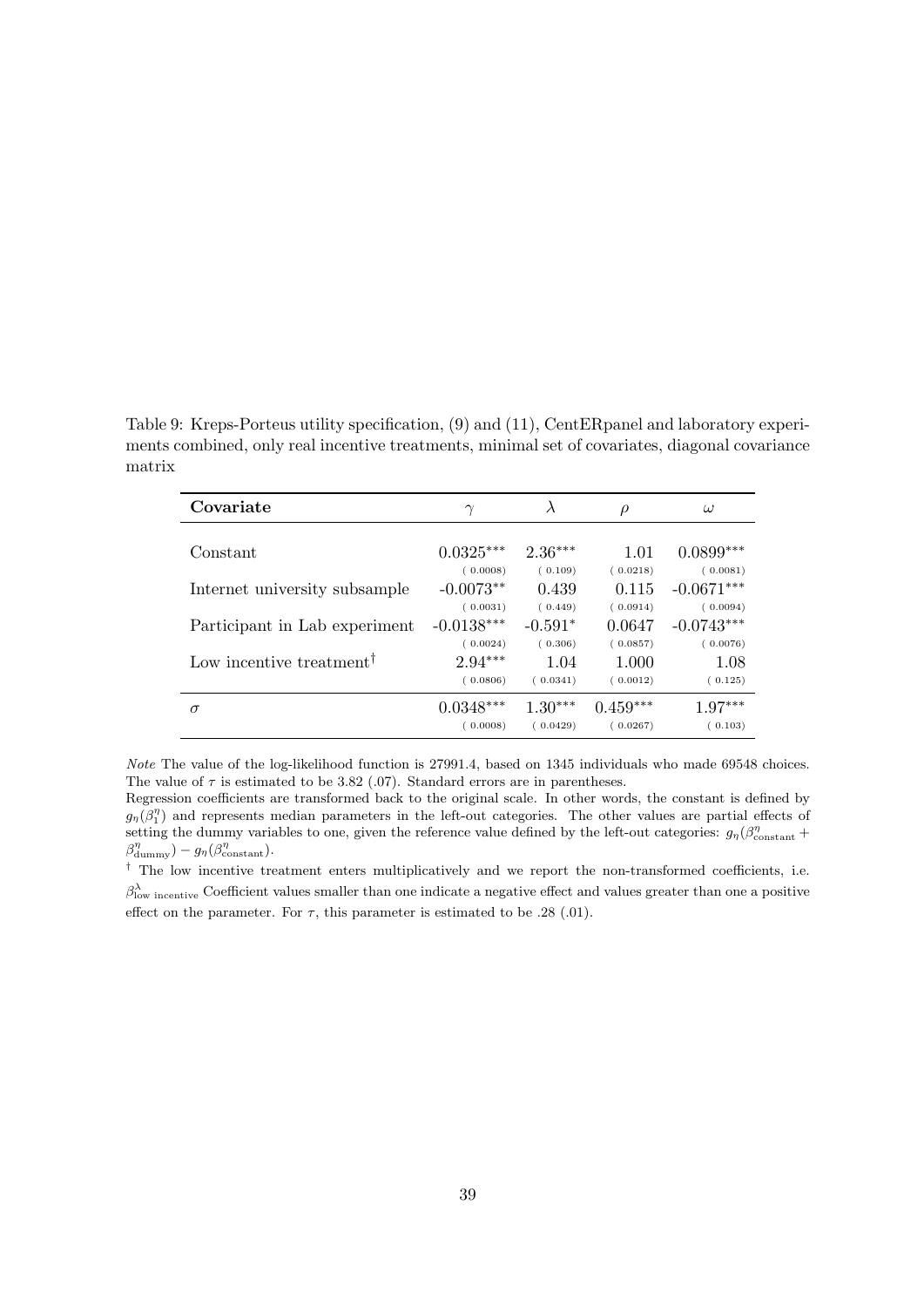Table 9: Kreps-Porteus utility specification, (9) and (11), CentERpanel and laboratory experiments combined, only real incentive treatments, minimal set of covariates, diagonal covariance matrix

| **Covariate** | $\gamma$ | $\lambda$ | $\rho$ | $\omega$ |
|---|---|---|---|---|
| Constant | 0.0325*** | 2.36*** | 1.01 | 0.0899*** |
| | ( 0.0008) | ( 0.109) | ( 0.0218) | ( 0.0081) |
| Internet university subsample | -0.0073** | 0.439 | 0.115 | -0.0671*** |
| | ( 0.0031) | ( 0.449) | ( 0.0914) | ( 0.0094) |
| Participant in Lab experiment | -0.0138*** | -0.591* | 0.0647 | -0.0743*** |
| | ( 0.0024) | ( 0.306) | ( 0.0857) | ( 0.0076) |
| Low incentive treatment† | 2.94*** | 1.04 | 1.000 | 1.08 |
| | ( 0.0806) | ( 0.0341) | ( 0.0012) | ( 0.125) |
| $\sigma$ | 0.0348*** | 1.30*** | 0.459*** | 1.97*** |
| | ( 0.0008) | ( 0.0429) | ( 0.0267) | ( 0.103) |

*Note* The value of the log-likelihood function is 27991.4, based on 1345 individuals who made 69548 choices. The value of $\tau$ is estimated to be 3.82 (.07). Standard errors are in parentheses.

Regression coefficients are transformed back to the original scale. In other words, the constant is defined by $g_\eta(\beta_1^\eta)$ and represents median parameters in the left-out categories. The other values are partial effects of setting the dummy variables to one, given the reference value defined by the left-out categories: $g_\eta(\beta^\eta_{\text{constant}} + \beta^\eta_{\text{dummy}}) - g_\eta(\beta^\eta_{\text{constant}})$.

† The low incentive treatment enters multiplicatively and we report the non-transformed coefficients, i.e. $\beta^\lambda_{\text{low incentive}}$ Coefficient values smaller than one indicate a negative effect and values greater than one a positive effect on the parameter. For $\tau$, this parameter is estimated to be .28 (.01).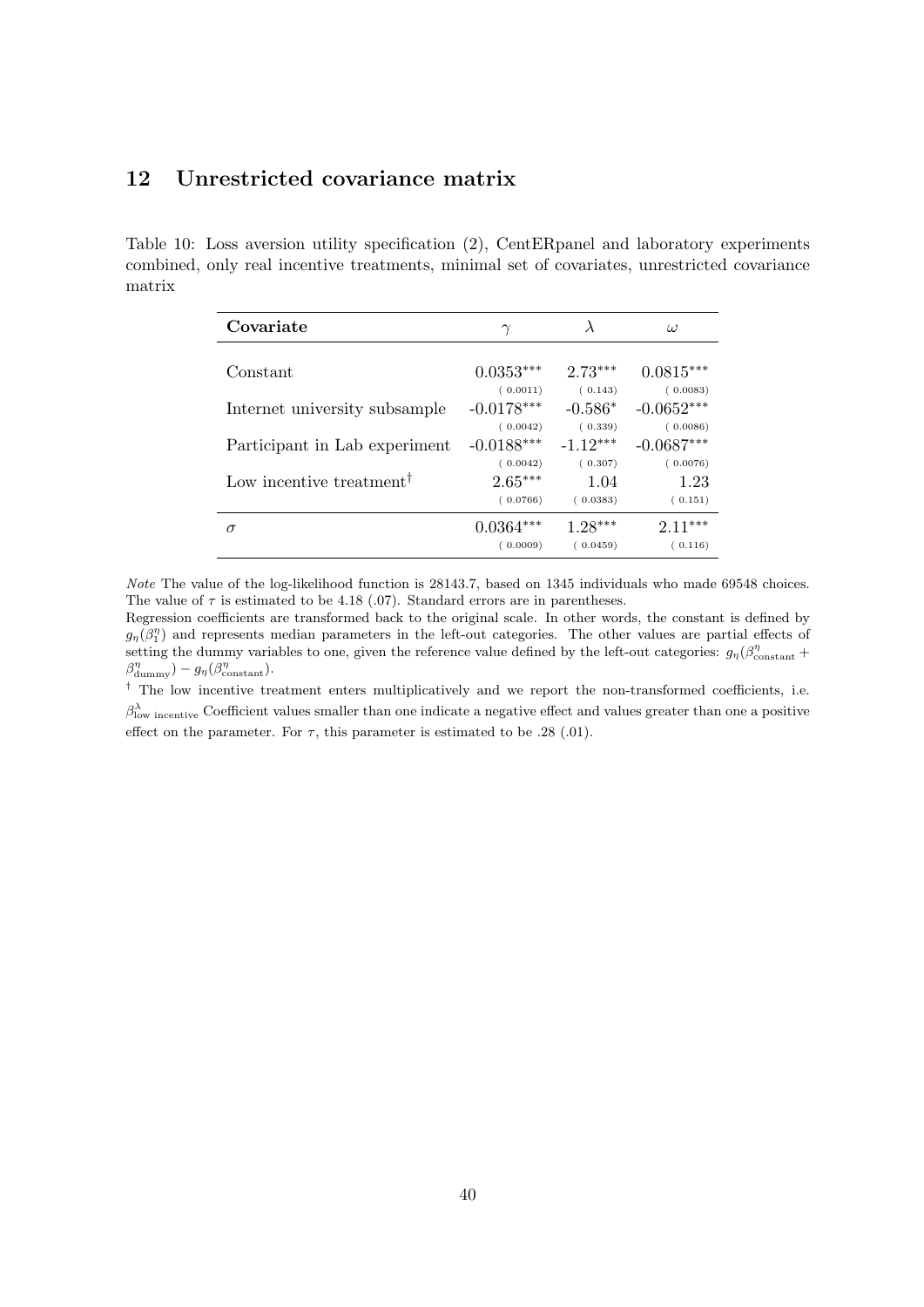## 12 Unrestricted covariance matrix

Table 10: Loss aversion utility specification (2), CentERpanel and laboratory experiments combined, only real incentive treatments, minimal set of covariates, unrestricted covariance matrix

| **Covariate** | $\gamma$ | $\lambda$ | $\omega$ |
|---|---|---|---|
| Constant | 0.0353*** | 2.73*** | 0.0815*** |
| | ( 0.0011) | ( 0.143) | ( 0.0083) |
| Internet university subsample | -0.0178*** | -0.586* | -0.0652*** |
| | ( 0.0042) | ( 0.339) | ( 0.0086) |
| Participant in Lab experiment | -0.0188*** | -1.12*** | -0.0687*** |
| | ( 0.0042) | ( 0.307) | ( 0.0076) |
| Low incentive treatment† | 2.65*** | 1.04 | 1.23 |
| | ( 0.0766) | ( 0.0383) | ( 0.151) |
| $\sigma$ | 0.0364*** | 1.28*** | 2.11*** |
| | ( 0.0009) | ( 0.0459) | ( 0.116) |

*Note* The value of the log-likelihood function is 28143.7, based on 1345 individuals who made 69548 choices. The value of $\tau$ is estimated to be 4.18 (.07). Standard errors are in parentheses.

Regression coefficients are transformed back to the original scale. In other words, the constant is defined by $g_\eta(\beta_1^\eta)$ and represents median parameters in the left-out categories. The other values are partial effects of setting the dummy variables to one, given the reference value defined by the left-out categories: $g_\eta(\beta_{\text{constant}}^\eta + \beta_{\text{dummy}}^\eta) - g_\eta(\beta_{\text{constant}}^\eta)$.

† The low incentive treatment enters multiplicatively and we report the non-transformed coefficients, i.e. $\beta_{\text{low incentive}}^\lambda$ Coefficient values smaller than one indicate a negative effect and values greater than one a positive effect on the parameter. For $\tau$, this parameter is estimated to be .28 (.01).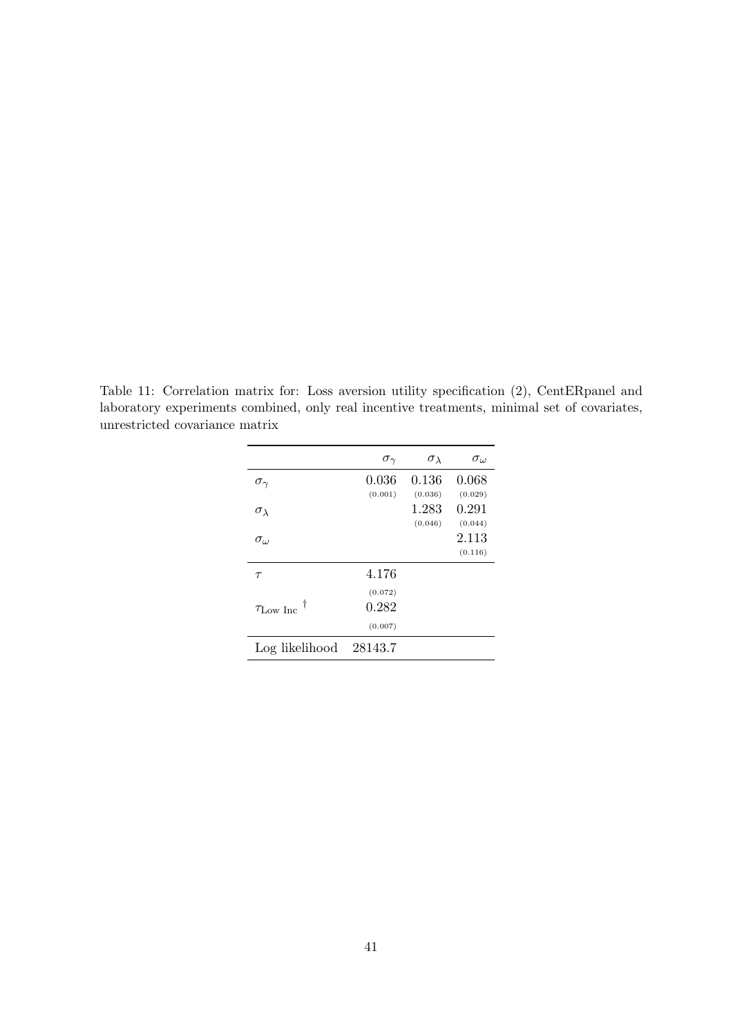Table 11: Correlation matrix for: Loss aversion utility specification (2), CentERpanel and laboratory experiments combined, only real incentive treatments, minimal set of covariates, unrestricted covariance matrix

| | $\sigma_\gamma$ | $\sigma_\lambda$ | $\sigma_\omega$ |
|---|---|---|---|
| $\sigma_\gamma$ | 0.036 (0.001) | 0.136 (0.036) | 0.068 (0.029) |
| $\sigma_\lambda$ | | 1.283 (0.046) | 0.291 (0.044) |
| $\sigma_\omega$ | | | 2.113 (0.116) |
| $\tau$ | 4.176 (0.072) | | |
| $\tau_{\text{Low Inc}}$ † | 0.282 (0.007) | | |
| Log likelihood | 28143.7 | | |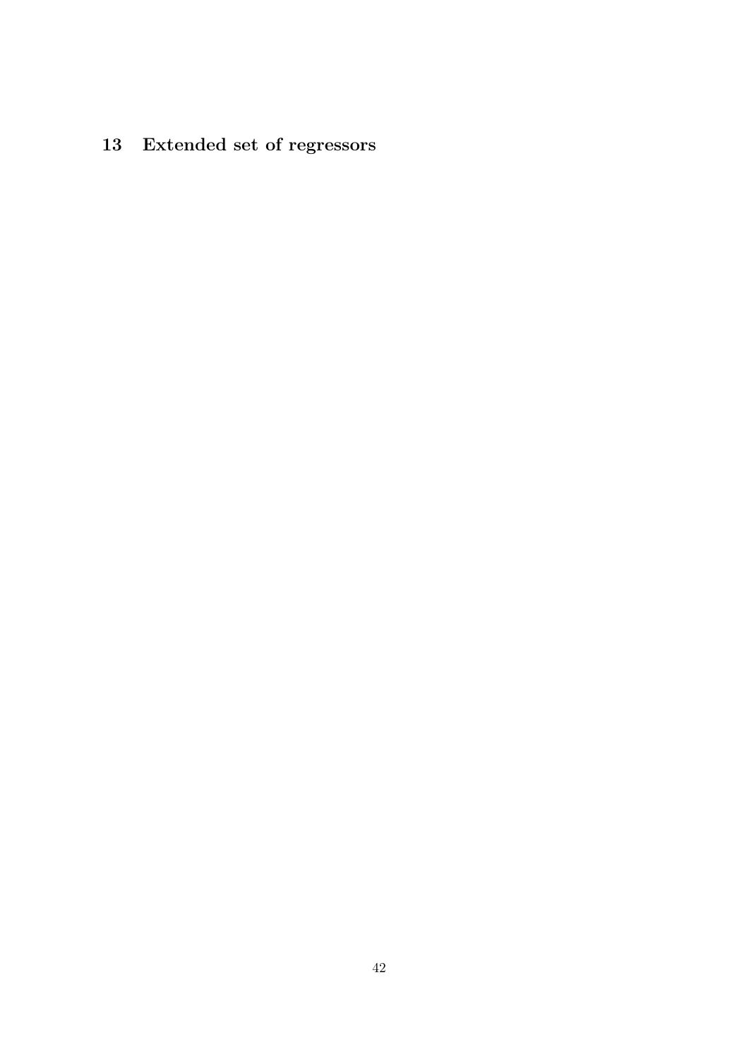# 13 Extended set of regressors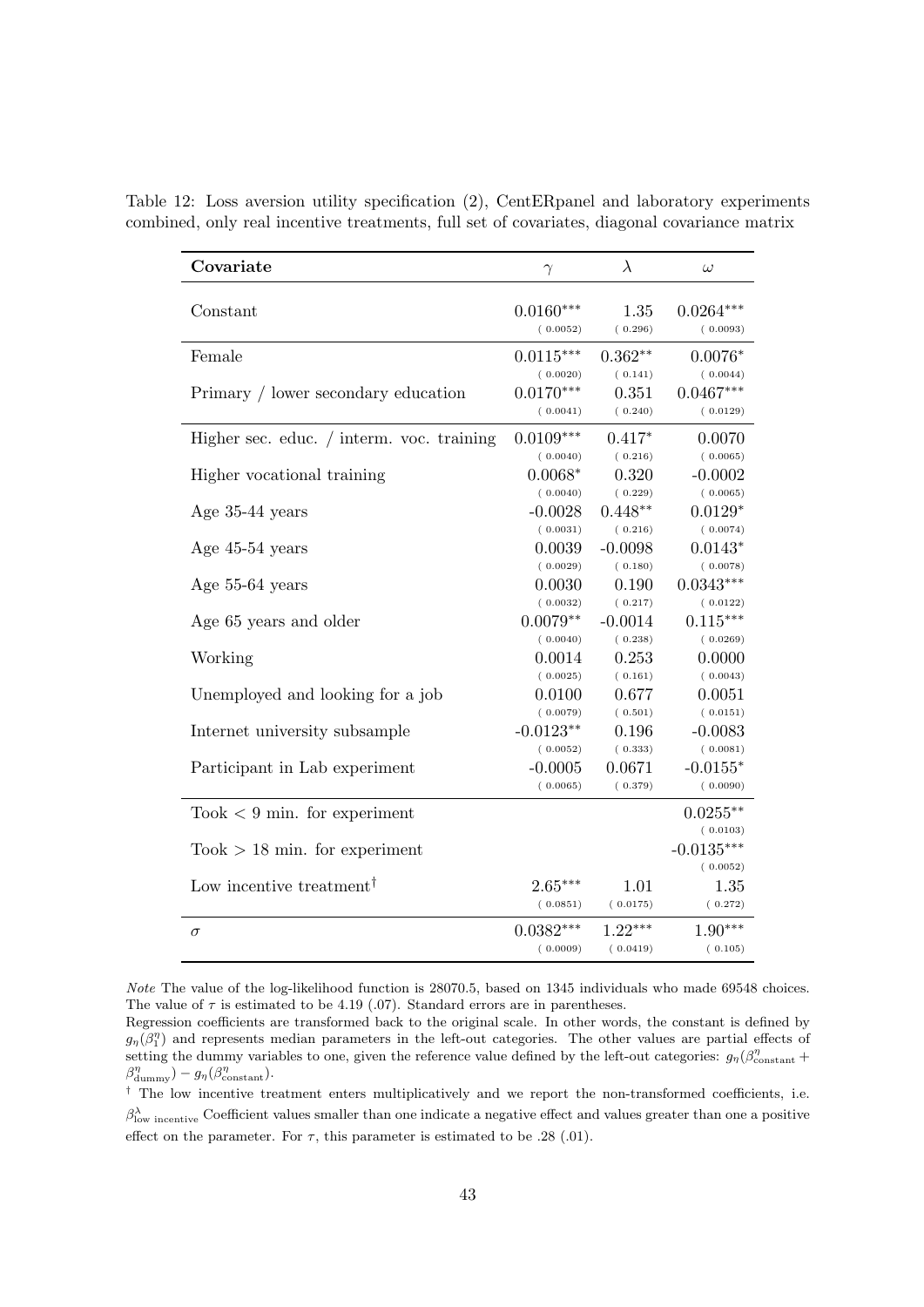Table 12: Loss aversion utility specification (2), CentERpanel and laboratory experiments combined, only real incentive treatments, full set of covariates, diagonal covariance matrix

| **Covariate** | $\gamma$ | $\lambda$ | $\omega$ |
|---|---|---|---|
| Constant | 0.0160*** | 1.35 | 0.0264*** |
| | ( 0.0052) | ( 0.296) | ( 0.0093) |
| Female | 0.0115*** | 0.362** | 0.0076* |
| | ( 0.0020) | ( 0.141) | ( 0.0044) |
| Primary / lower secondary education | 0.0170*** | 0.351 | 0.0467*** |
| | ( 0.0041) | ( 0.240) | ( 0.0129) |
| Higher sec. educ. / interm. voc. training | 0.0109*** | 0.417* | 0.0070 |
| | ( 0.0040) | ( 0.216) | ( 0.0065) |
| Higher vocational training | 0.0068* | 0.320 | -0.0002 |
| | ( 0.0040) | ( 0.229) | ( 0.0065) |
| Age 35-44 years | -0.0028 | 0.448** | 0.0129* |
| | ( 0.0031) | ( 0.216) | ( 0.0074) |
| Age 45-54 years | 0.0039 | -0.0098 | 0.0143* |
| | ( 0.0029) | ( 0.180) | ( 0.0078) |
| Age 55-64 years | 0.0030 | 0.190 | 0.0343*** |
| | ( 0.0032) | ( 0.217) | ( 0.0122) |
| Age 65 years and older | 0.0079** | -0.0014 | 0.115*** |
| | ( 0.0040) | ( 0.238) | ( 0.0269) |
| Working | 0.0014 | 0.253 | 0.0000 |
| | ( 0.0025) | ( 0.161) | ( 0.0043) |
| Unemployed and looking for a job | 0.0100 | 0.677 | 0.0051 |
| | ( 0.0079) | ( 0.501) | ( 0.0151) |
| Internet university subsample | -0.0123** | 0.196 | -0.0083 |
| | ( 0.0052) | ( 0.333) | ( 0.0081) |
| Participant in Lab experiment | -0.0005 | 0.0671 | -0.0155* |
| | ( 0.0065) | ( 0.379) | ( 0.0090) |
| Took < 9 min. for experiment | | | 0.0255** |
| | | | ( 0.0103) |
| Took > 18 min. for experiment | | | -0.0135*** |
| | | | ( 0.0052) |
| Low incentive treatment† | 2.65*** | 1.01 | 1.35 |
| | ( 0.0851) | ( 0.0175) | ( 0.272) |
| $\sigma$ | 0.0382*** | 1.22*** | 1.90*** |
| | ( 0.0009) | ( 0.0419) | ( 0.105) |

*Note* The value of the log-likelihood function is 28070.5, based on 1345 individuals who made 69548 choices. The value of $\tau$ is estimated to be 4.19 (.07). Standard errors are in parentheses.
Regression coefficients are transformed back to the original scale. In other words, the constant is defined by $g_\eta(\beta_1^\eta)$ and represents median parameters in the left-out categories. The other values are partial effects of setting the dummy variables to one, given the reference value defined by the left-out categories: $g_\eta(\beta^\eta_{\text{constant}} + \beta^\eta_{\text{dummy}}) - g_\eta(\beta^\eta_{\text{constant}})$.

† The low incentive treatment enters multiplicatively and we report the non-transformed coefficients, i.e. $\beta^\lambda_{\text{low incentive}}$ Coefficient values smaller than one indicate a negative effect and values greater than one a positive effect on the parameter. For $\tau$, this parameter is estimated to be .28 (.01).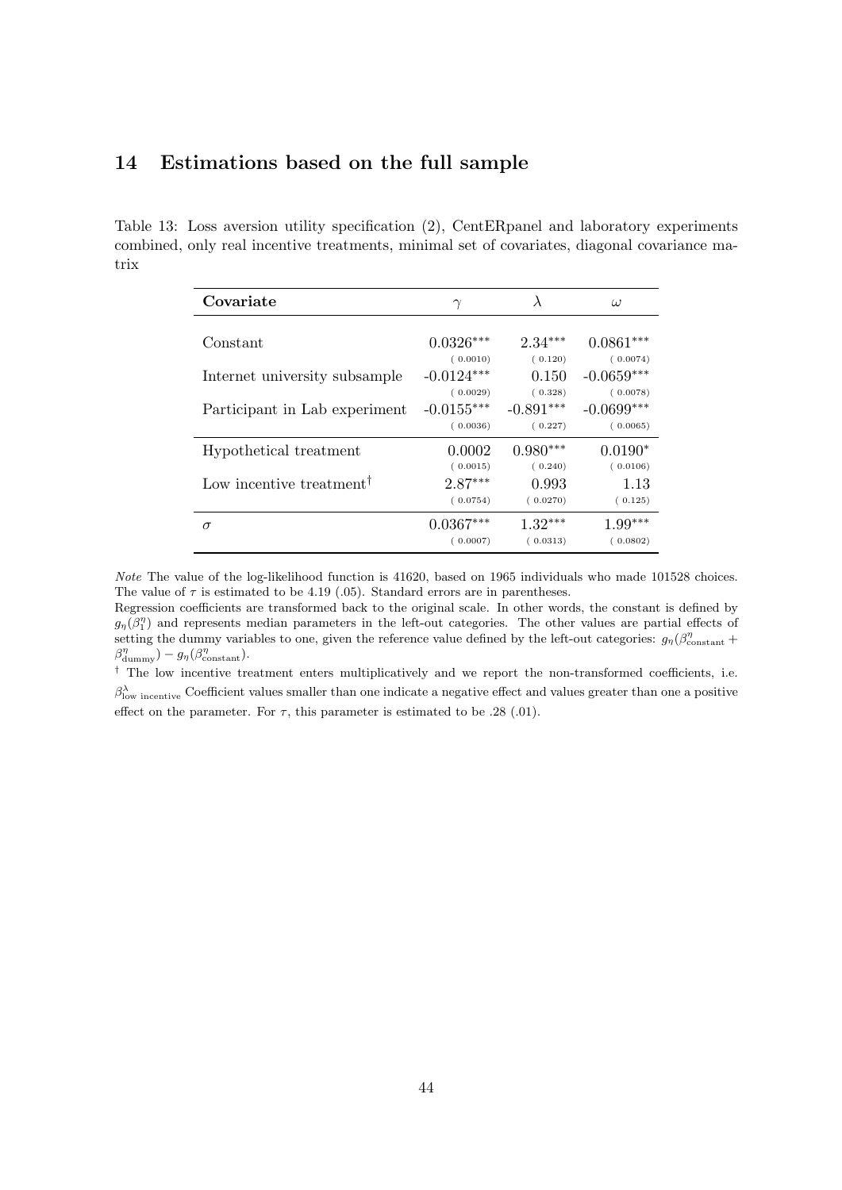## 14 Estimations based on the full sample

Table 13: Loss aversion utility specification (2), CentERpanel and laboratory experiments combined, only real incentive treatments, minimal set of covariates, diagonal covariance matrix

| Covariate | $\gamma$ | $\lambda$ | $\omega$ |
|---|---|---|---|
| Constant | 0.0326*** | 2.34*** | 0.0861*** |
| | ( 0.0010) | ( 0.120) | ( 0.0074) |
| Internet university subsample | -0.0124*** | 0.150 | -0.0659*** |
| | ( 0.0029) | ( 0.328) | ( 0.0078) |
| Participant in Lab experiment | -0.0155*** | -0.891*** | -0.0699*** |
| | ( 0.0036) | ( 0.227) | ( 0.0065) |
| Hypothetical treatment | 0.0002 | 0.980*** | 0.0190* |
| | ( 0.0015) | ( 0.240) | ( 0.0106) |
| Low incentive treatment† | 2.87*** | 0.993 | 1.13 |
| | ( 0.0754) | ( 0.0270) | ( 0.125) |
| $\sigma$ | 0.0367*** | 1.32*** | 1.99*** |
| | ( 0.0007) | ( 0.0313) | ( 0.0802) |

*Note* The value of the log-likelihood function is 41620, based on 1965 individuals who made 101528 choices. The value of $\tau$ is estimated to be 4.19 (.05). Standard errors are in parentheses.

Regression coefficients are transformed back to the original scale. In other words, the constant is defined by $g_\eta(\beta_1^\eta)$ and represents median parameters in the left-out categories. The other values are partial effects of setting the dummy variables to one, given the reference value defined by the left-out categories: $g_\eta(\beta^\eta_{\text{constant}} + \beta^\eta_{\text{dummy}}) - g_\eta(\beta^\eta_{\text{constant}})$.

† The low incentive treatment enters multiplicatively and we report the non-transformed coefficients, i.e. $\beta^\lambda_{\text{low incentive}}$ Coefficient values smaller than one indicate a negative effect and values greater than one a positive effect on the parameter. For $\tau$, this parameter is estimated to be .28 (.01).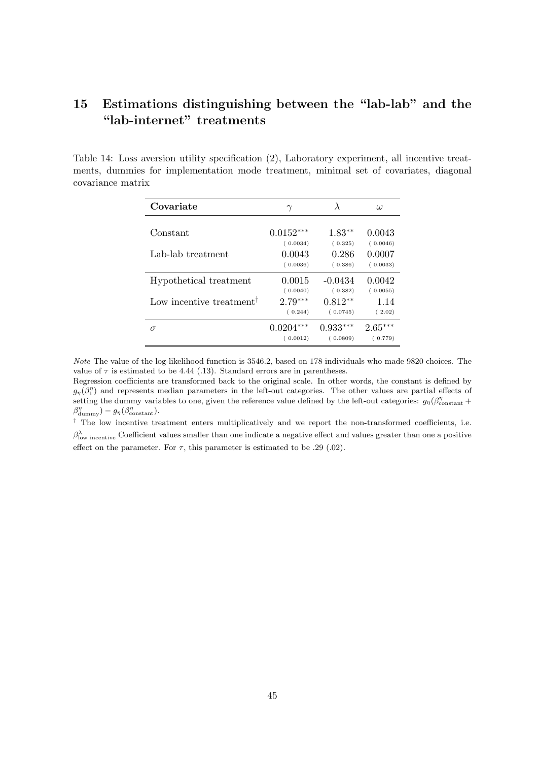# 15 Estimations distinguishing between the "lab-lab" and the "lab-internet" treatments

Table 14: Loss aversion utility specification (2), Laboratory experiment, all incentive treatments, dummies for implementation mode treatment, minimal set of covariates, diagonal covariance matrix

| Covariate | $\gamma$ | $\lambda$ | $\omega$ |
|---|---|---|---|
| Constant | 0.0152*** | 1.83** | 0.0043 |
| | ( 0.0034) | ( 0.325) | ( 0.0046) |
| Lab-lab treatment | 0.0043 | 0.286 | 0.0007 |
| | ( 0.0036) | ( 0.386) | ( 0.0033) |
| Hypothetical treatment | 0.0015 | -0.0434 | 0.0042 |
| | ( 0.0040) | ( 0.382) | ( 0.0055) |
| Low incentive treatment† | 2.79*** | 0.812** | 1.14 |
| | ( 0.244) | ( 0.0745) | ( 2.02) |
| $\sigma$ | 0.0204*** | 0.933*** | 2.65*** |
| | ( 0.0012) | ( 0.0809) | ( 0.779) |

*Note* The value of the log-likelihood function is 3546.2, based on 178 individuals who made 9820 choices. The value of $\tau$ is estimated to be 4.44 (.13). Standard errors are in parentheses.

Regression coefficients are transformed back to the original scale. In other words, the constant is defined by $g_\eta(\beta_1^\eta)$ and represents median parameters in the left-out categories. The other values are partial effects of setting the dummy variables to one, given the reference value defined by the left-out categories: $g_\eta(\beta_{\text{constant}}^\eta + \beta_{\text{dummy}}^\eta) - g_\eta(\beta_{\text{constant}}^\eta)$.

† The low incentive treatment enters multiplicatively and we report the non-transformed coefficients, i.e. $\beta_{\text{low incentive}}^\lambda$ Coefficient values smaller than one indicate a negative effect and values greater than one a positive effect on the parameter. For $\tau$, this parameter is estimated to be .29 (.02).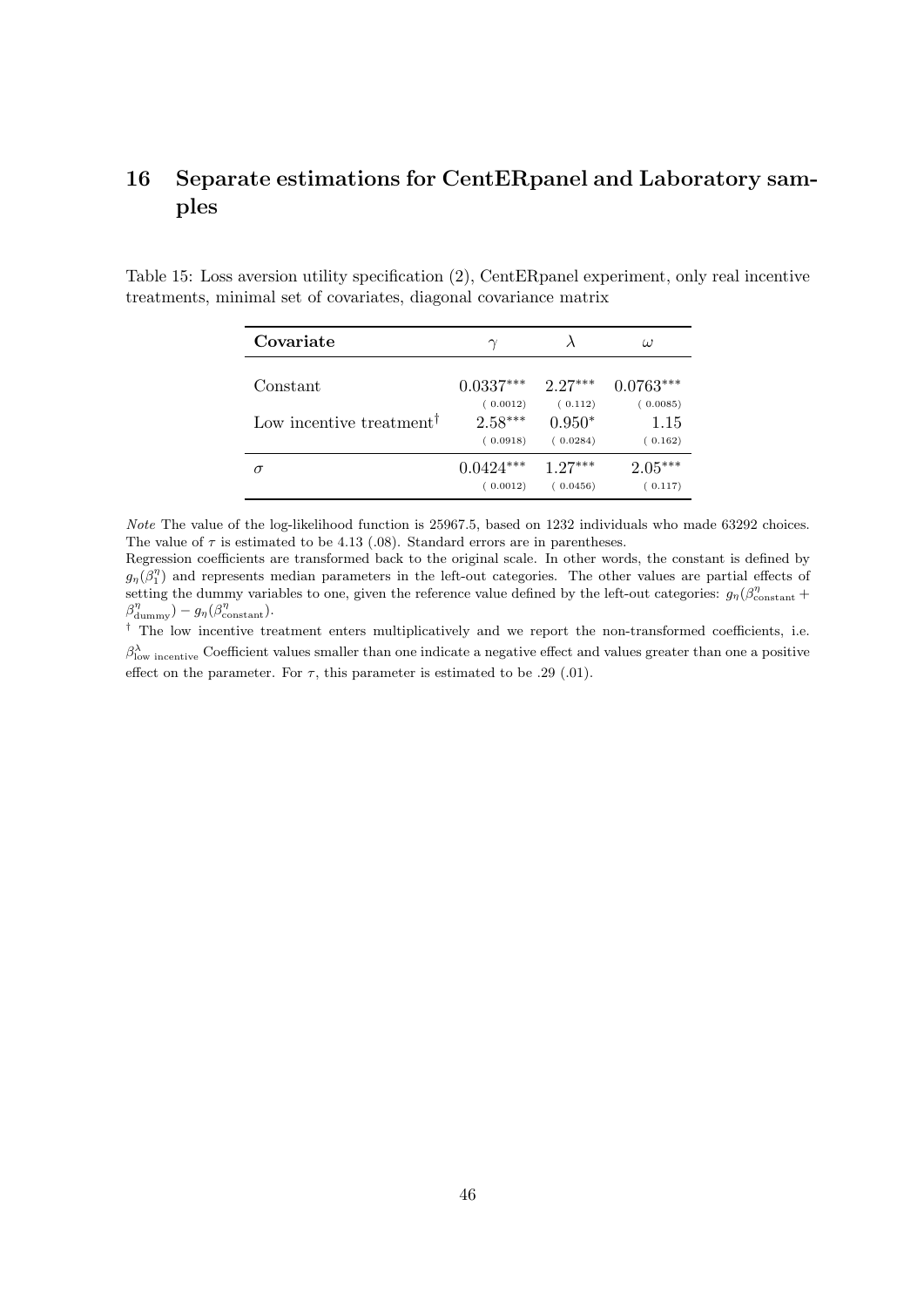# 16 Separate estimations for CentERpanel and Laboratory samples

Table 15: Loss aversion utility specification (2), CentERpanel experiment, only real incentive treatments, minimal set of covariates, diagonal covariance matrix

| **Covariate** | $\gamma$ | $\lambda$ | $\omega$ |
|---|---|---|---|
| Constant | $0.0337^{***}$ | $2.27^{***}$ | $0.0763^{***}$ |
| | (0.0012) | (0.112) | (0.0085) |
| Low incentive treatment$^{\dagger}$ | $2.58^{***}$ | $0.950^{*}$ | 1.15 |
| | (0.0918) | (0.0284) | (0.162) |
| $\sigma$ | $0.0424^{***}$ | $1.27^{***}$ | $2.05^{***}$ |
| | (0.0012) | (0.0456) | (0.117) |

*Note* The value of the log-likelihood function is 25967.5, based on 1232 individuals who made 63292 choices. The value of $\tau$ is estimated to be 4.13 (.08). Standard errors are in parentheses.

Regression coefficients are transformed back to the original scale. In other words, the constant is defined by $g_\eta(\beta_1^\eta)$ and represents median parameters in the left-out categories. The other values are partial effects of setting the dummy variables to one, given the reference value defined by the left-out categories: $g_\eta(\beta^\eta_{\text{constant}} + \beta^\eta_{\text{dummy}}) - g_\eta(\beta^\eta_{\text{constant}})$.

$^{\dagger}$ The low incentive treatment enters multiplicatively and we report the non-transformed coefficients, i.e. $\beta^\lambda_{\text{low incentive}}$ Coefficient values smaller than one indicate a negative effect and values greater than one a positive effect on the parameter. For $\tau$, this parameter is estimated to be .29 (.01).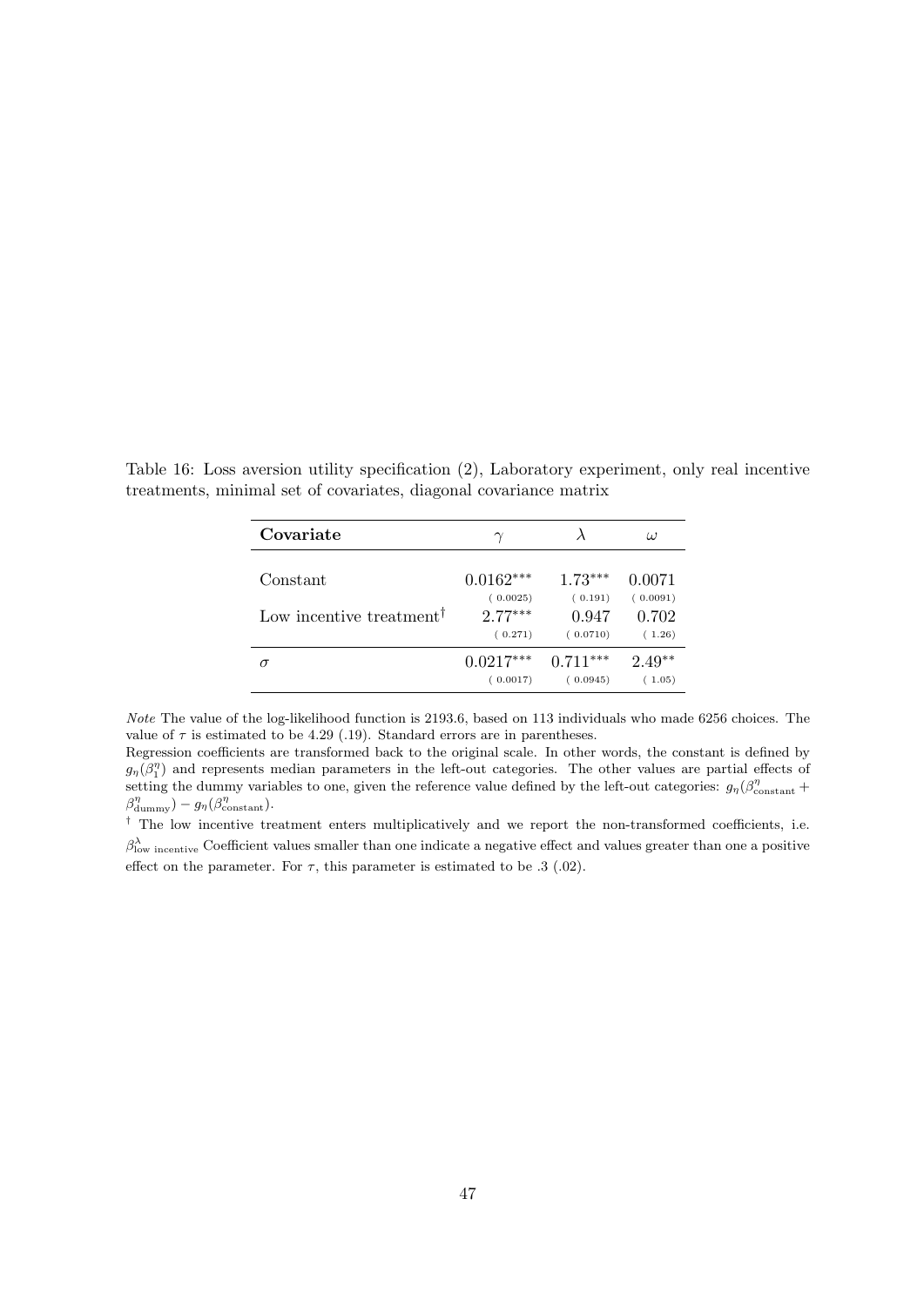Table 16: Loss aversion utility specification (2), Laboratory experiment, only real incentive treatments, minimal set of covariates, diagonal covariance matrix

| **Covariate** | $\gamma$ | $\lambda$ | $\omega$ |
|---|---|---|---|
| Constant | $0.0162^{***}$ | $1.73^{***}$ | 0.0071 |
| | ( 0.0025) | ( 0.191) | ( 0.0091) |
| Low incentive treatment[†] | $2.77^{***}$ | 0.947 | 0.702 |
| | ( 0.271) | ( 0.0710) | ( 1.26) |
| $\sigma$ | $0.0217^{***}$ | $0.711^{***}$ | $2.49^{**}$ |
| | ( 0.0017) | ( 0.0945) | ( 1.05) |

*Note* The value of the log-likelihood function is 2193.6, based on 113 individuals who made 6256 choices. The value of $\tau$ is estimated to be 4.29 (.19). Standard errors are in parentheses.

Regression coefficients are transformed back to the original scale. In other words, the constant is defined by $g_\eta(\beta_1^\eta)$ and represents median parameters in the left-out categories. The other values are partial effects of setting the dummy variables to one, given the reference value defined by the left-out categories: $g_\eta(\beta_{\text{constant}}^\eta + \beta_{\text{dummy}}^\eta) - g_\eta(\beta_{\text{constant}}^\eta)$.

[†] The low incentive treatment enters multiplicatively and we report the non-transformed coefficients, i.e. $\beta_{\text{low incentive}}^\lambda$ Coefficient values smaller than one indicate a negative effect and values greater than one a positive effect on the parameter. For $\tau$, this parameter is estimated to be .3 (.02).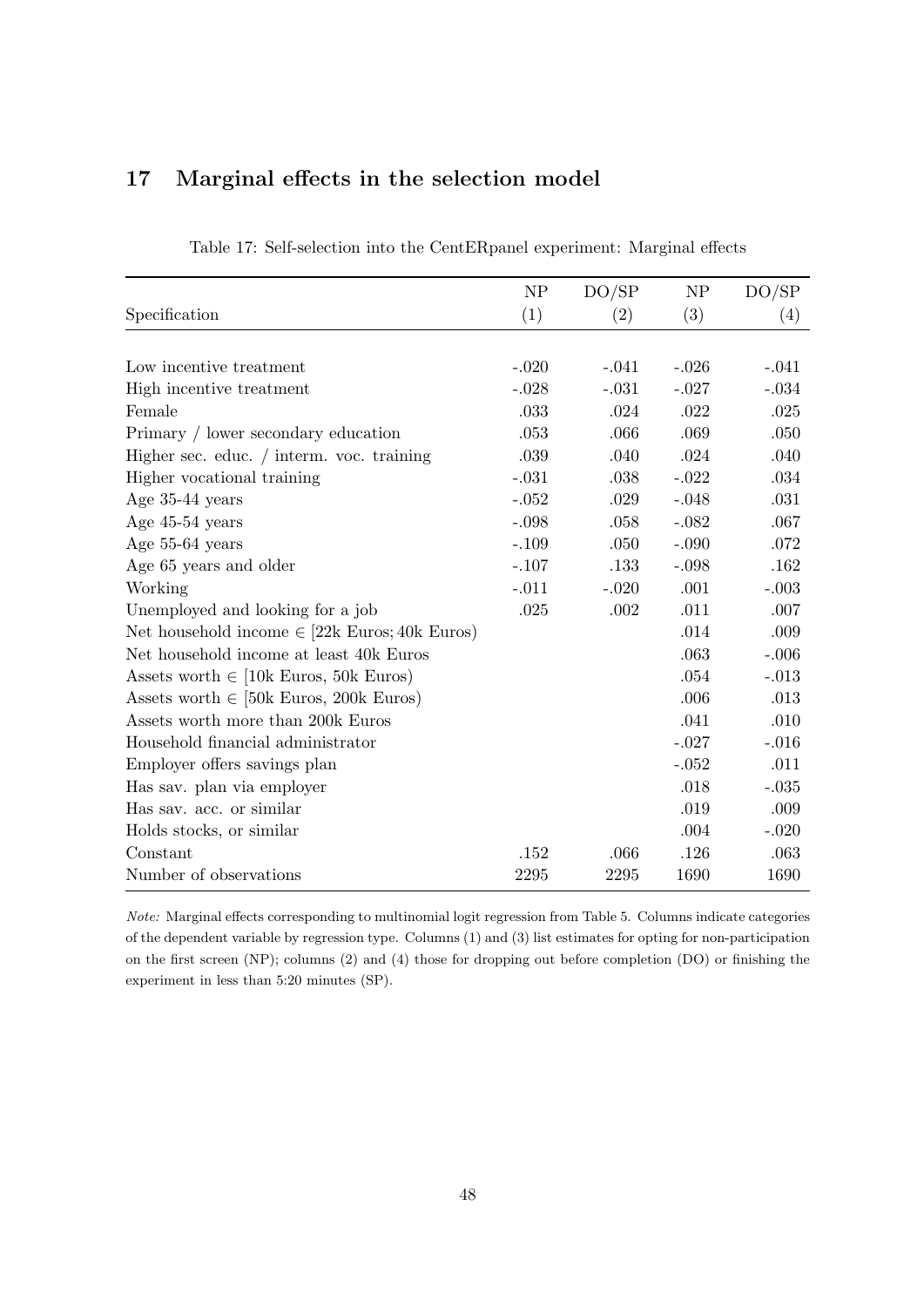## 17 Marginal effects in the selection model

Table 17: Self-selection into the CentERpanel experiment: Marginal effects

| Specification | NP (1) | DO/SP (2) | NP (3) | DO/SP (4) |
|---|---|---|---|---|
| Low incentive treatment | -.020 | -.041 | -.026 | -.041 |
| High incentive treatment | -.028 | -.031 | -.027 | -.034 |
| Female | .033 | .024 | .022 | .025 |
| Primary / lower secondary education | .053 | .066 | .069 | .050 |
| Higher sec. educ. / interm. voc. training | .039 | .040 | .024 | .040 |
| Higher vocational training | -.031 | .038 | -.022 | .034 |
| Age 35-44 years | -.052 | .029 | -.048 | .031 |
| Age 45-54 years | -.098 | .058 | -.082 | .067 |
| Age 55-64 years | -.109 | .050 | -.090 | .072 |
| Age 65 years and older | -.107 | .133 | -.098 | .162 |
| Working | -.011 | -.020 | .001 | -.003 |
| Unemployed and looking for a job | .025 | .002 | .011 | .007 |
| Net household income $\in$ [22k Euros; 40k Euros) | | | .014 | .009 |
| Net household income at least 40k Euros | | | .063 | -.006 |
| Assets worth $\in$ [10k Euros, 50k Euros) | | | .054 | -.013 |
| Assets worth $\in$ [50k Euros, 200k Euros) | | | .006 | .013 |
| Assets worth more than 200k Euros | | | .041 | .010 |
| Household financial administrator | | | -.027 | -.016 |
| Employer offers savings plan | | | -.052 | .011 |
| Has sav. plan via employer | | | .018 | -.035 |
| Has sav. acc. or similar | | | .019 | .009 |
| Holds stocks, or similar | | | .004 | -.020 |
| Constant | .152 | .066 | .126 | .063 |
| Number of observations | 2295 | 2295 | 1690 | 1690 |

*Note:* Marginal effects corresponding to multinomial logit regression from Table 5. Columns indicate categories of the dependent variable by regression type. Columns (1) and (3) list estimates for opting for non-participation on the first screen (NP); columns (2) and (4) those for dropping out before completion (DO) or finishing the experiment in less than 5:20 minutes (SP).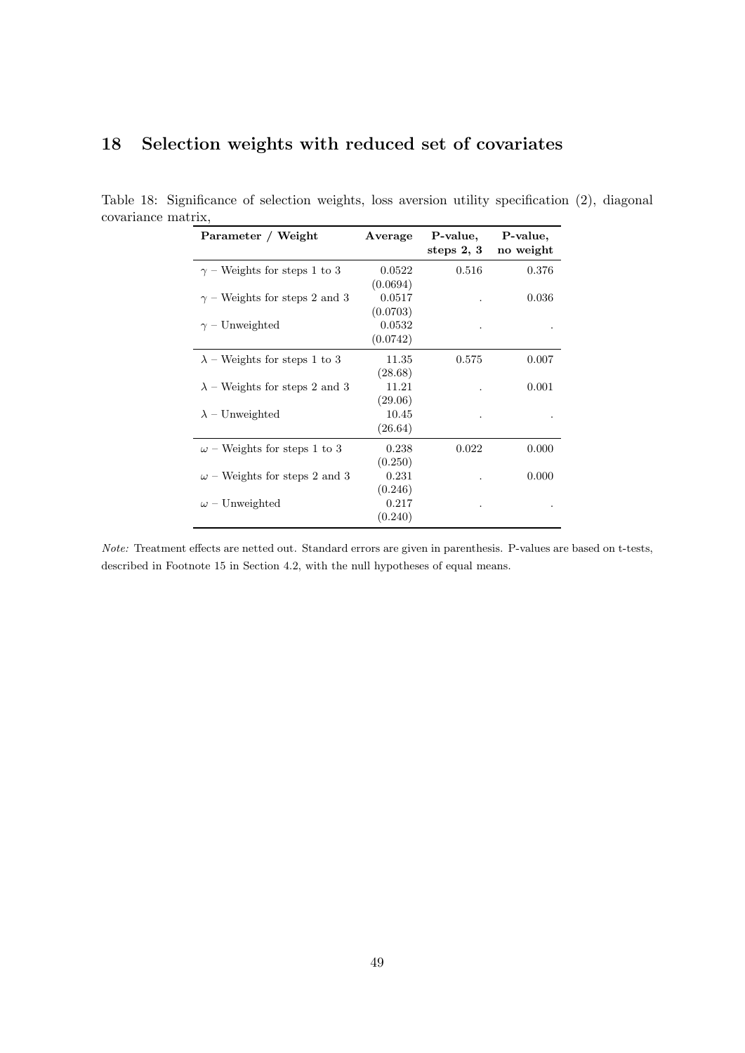# 18 Selection weights with reduced set of covariates

Table 18: Significance of selection weights, loss aversion utility specification (2), diagonal covariance matrix,

| Parameter / Weight | Average | P-value, steps 2, 3 | P-value, no weight |
|---|---|---|---|
| $\gamma$ – Weights for steps 1 to 3 | 0.0522 | 0.516 | 0.376 |
| | (0.0694) | | |
| $\gamma$ – Weights for steps 2 and 3 | 0.0517 | . | 0.036 |
| | (0.0703) | | |
| $\gamma$ – Unweighted | 0.0532 | . | . |
| | (0.0742) | | |
| $\lambda$ – Weights for steps 1 to 3 | 11.35 | 0.575 | 0.007 |
| | (28.68) | | |
| $\lambda$ – Weights for steps 2 and 3 | 11.21 | . | 0.001 |
| | (29.06) | | |
| $\lambda$ – Unweighted | 10.45 | . | . |
| | (26.64) | | |
| $\omega$ – Weights for steps 1 to 3 | 0.238 | 0.022 | 0.000 |
| | (0.250) | | |
| $\omega$ – Weights for steps 2 and 3 | 0.231 | . | 0.000 |
| | (0.246) | | |
| $\omega$ – Unweighted | 0.217 | . | . |
| | (0.240) | | |

*Note:* Treatment effects are netted out. Standard errors are given in parenthesis. P-values are based on t-tests, described in Footnote 15 in Section 4.2, with the null hypotheses of equal means.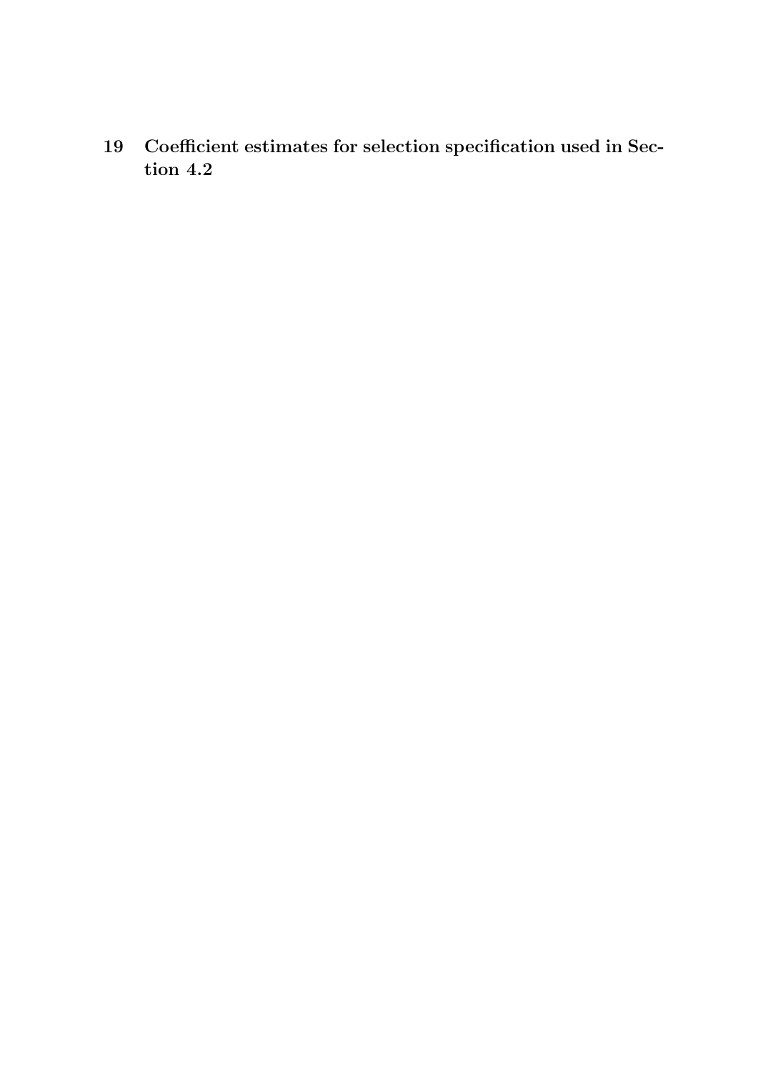# 19 Coefficient estimates for selection specification used in Section 4.2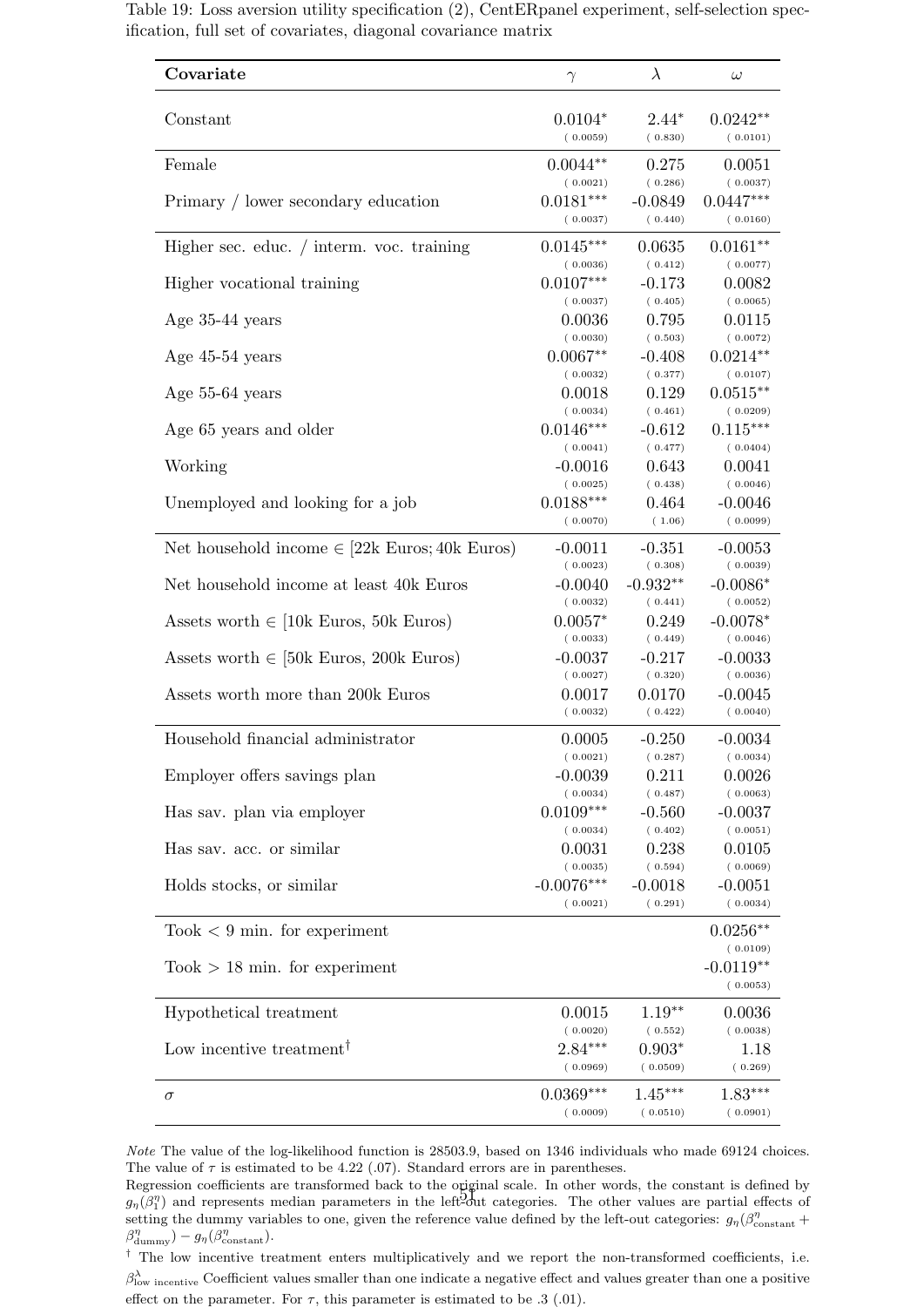Table 19: Loss aversion utility specification (2), CentERpanel experiment, self-selection specification, full set of covariates, diagonal covariance matrix

| Covariate | $\gamma$ | $\lambda$ | $\omega$ |
|---|---|---|---|
| Constant | 0.0104* | 2.44* | 0.0242** |
| | (0.0059) | (0.830) | (0.0101) |
| Female | 0.0044** | 0.275 | 0.0051 |
| | (0.0021) | (0.286) | (0.0037) |
| Primary / lower secondary education | 0.0181*** | -0.0849 | 0.0447*** |
| | (0.0037) | (0.440) | (0.0160) |
| Higher sec. educ. / interm. voc. training | 0.0145*** | 0.0635 | 0.0161** |
| | (0.0036) | (0.412) | (0.0077) |
| Higher vocational training | 0.0107*** | -0.173 | 0.0082 |
| | (0.0037) | (0.405) | (0.0065) |
| Age 35-44 years | 0.0036 | 0.795 | 0.0115 |
| | (0.0030) | (0.503) | (0.0072) |
| Age 45-54 years | 0.0067** | -0.408 | 0.0214** |
| | (0.0032) | (0.377) | (0.0107) |
| Age 55-64 years | 0.0018 | 0.129 | 0.0515** |
| | (0.0034) | (0.461) | (0.0209) |
| Age 65 years and older | 0.0146*** | -0.612 | 0.115*** |
| | (0.0041) | (0.477) | (0.0404) |
| Working | -0.0016 | 0.643 | 0.0041 |
| | (0.0025) | (0.438) | (0.0046) |
| Unemployed and looking for a job | 0.0188*** | 0.464 | -0.0046 |
| | (0.0070) | (1.06) | (0.0099) |
| Net household income $\in$ [22k Euros; 40k Euros) | -0.0011 | -0.351 | -0.0053 |
| | (0.0023) | (0.308) | (0.0039) |
| Net household income at least 40k Euros | -0.0040 | -0.932** | -0.0086* |
| | (0.0032) | (0.441) | (0.0052) |
| Assets worth $\in$ [10k Euros, 50k Euros) | 0.0057* | 0.249 | -0.0078* |
| | (0.0033) | (0.449) | (0.0046) |
| Assets worth $\in$ [50k Euros, 200k Euros) | -0.0037 | -0.217 | -0.0033 |
| | (0.0027) | (0.320) | (0.0036) |
| Assets worth more than 200k Euros | 0.0017 | 0.0170 | -0.0045 |
| | (0.0032) | (0.422) | (0.0040) |
| Household financial administrator | 0.0005 | -0.250 | -0.0034 |
| | (0.0021) | (0.287) | (0.0034) |
| Employer offers savings plan | -0.0039 | 0.211 | 0.0026 |
| | (0.0034) | (0.487) | (0.0063) |
| Has sav. plan via employer | 0.0109*** | -0.560 | -0.0037 |
| | (0.0034) | (0.402) | (0.0051) |
| Has sav. acc. or similar | 0.0031 | 0.238 | 0.0105 |
| | (0.0035) | (0.594) | (0.0069) |
| Holds stocks, or similar | -0.0076*** | -0.0018 | -0.0051 |
| | (0.0021) | (0.291) | (0.0034) |
| Took < 9 min. for experiment | | | 0.0256** |
| | | | (0.0109) |
| Took > 18 min. for experiment | | | -0.0119** |
| | | | (0.0053) |
| Hypothetical treatment | 0.0015 | 1.19** | 0.0036 |
| | (0.0020) | (0.552) | (0.0038) |
| Low incentive treatment† | 2.84*** | 0.903* | 1.18 |
| | (0.0969) | (0.0509) | (0.269) |
| $\sigma$ | 0.0369*** | 1.45*** | 1.83*** |
| | (0.0009) | (0.0510) | (0.0901) |

*Note* The value of the log-likelihood function is 28503.9, based on 1346 individuals who made 69124 choices. The value of $\tau$ is estimated to be 4.22 (.07). Standard errors are in parentheses.
Regression coefficients are transformed back to the original scale. In other words, the constant is defined by $g_\eta(\beta_1^\eta)$ and represents median parameters in the left-out categories. The other values are partial effects of setting the dummy variables to one, given the reference value defined by the left-out categories: $g_\eta(\beta^\eta_{\text{constant}} + \beta^\eta_{\text{dummy}}) - g_\eta(\beta^\eta_{\text{constant}})$.

† The low incentive treatment enters multiplicatively and we report the non-transformed coefficients, i.e. $\beta^\lambda_{\text{low incentive}}$ Coefficient values smaller than one indicate a negative effect and values greater than one a positive effect on the parameter. For $\tau$, this parameter is estimated to be .3 (.01).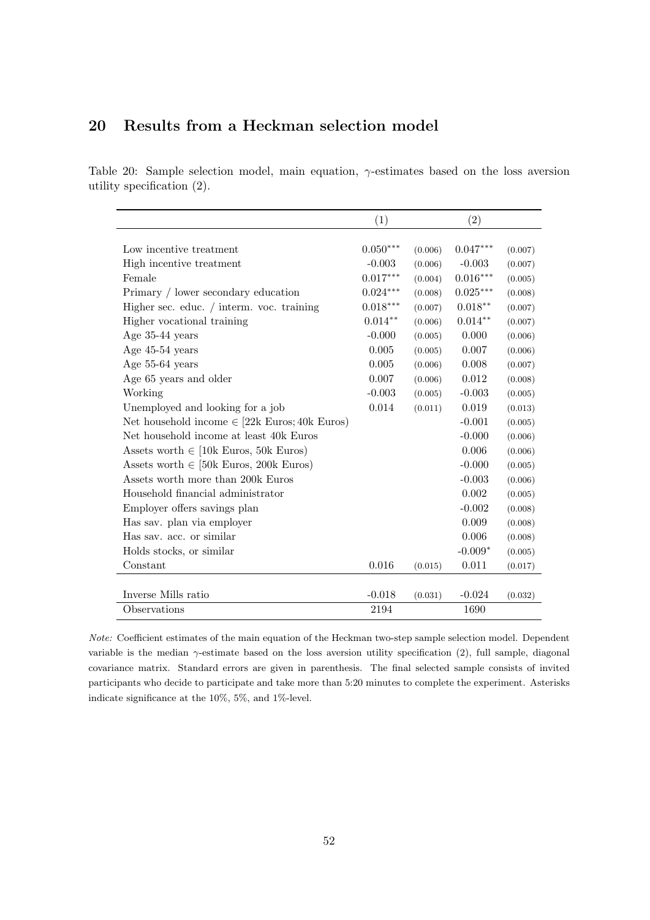## 20 Results from a Heckman selection model

Table 20: Sample selection model, main equation, $\gamma$-estimates based on the loss aversion utility specification (2).

| | (1) | | (2) | |
|---|---|---|---|---|
| Low incentive treatment | $0.050^{***}$ | (0.006) | $0.047^{***}$ | (0.007) |
| High incentive treatment | -0.003 | (0.006) | -0.003 | (0.007) |
| Female | $0.017^{***}$ | (0.004) | $0.016^{***}$ | (0.005) |
| Primary / lower secondary education | $0.024^{***}$ | (0.008) | $0.025^{***}$ | (0.008) |
| Higher sec. educ. / interm. voc. training | $0.018^{***}$ | (0.007) | $0.018^{**}$ | (0.007) |
| Higher vocational training | $0.014^{**}$ | (0.006) | $0.014^{**}$ | (0.007) |
| Age 35-44 years | -0.000 | (0.005) | 0.000 | (0.006) |
| Age 45-54 years | 0.005 | (0.005) | 0.007 | (0.006) |
| Age 55-64 years | 0.005 | (0.006) | 0.008 | (0.007) |
| Age 65 years and older | 0.007 | (0.006) | 0.012 | (0.008) |
| Working | -0.003 | (0.005) | -0.003 | (0.005) |
| Unemployed and looking for a job | 0.014 | (0.011) | 0.019 | (0.013) |
| Net household income $\in$ [22k Euros; 40k Euros) | | | -0.001 | (0.005) |
| Net household income at least 40k Euros | | | -0.000 | (0.006) |
| Assets worth $\in$ [10k Euros, 50k Euros) | | | 0.006 | (0.006) |
| Assets worth $\in$ [50k Euros, 200k Euros) | | | -0.000 | (0.005) |
| Assets worth more than 200k Euros | | | -0.003 | (0.006) |
| Household financial administrator | | | 0.002 | (0.005) |
| Employer offers savings plan | | | -0.002 | (0.008) |
| Has sav. plan via employer | | | 0.009 | (0.008) |
| Has sav. acc. or similar | | | 0.006 | (0.008) |
| Holds stocks, or similar | | | $-0.009^{*}$ | (0.005) |
| Constant | 0.016 | (0.015) | 0.011 | (0.017) |
| Inverse Mills ratio | -0.018 | (0.031) | -0.024 | (0.032) |
| Observations | 2194 | | 1690 | |

*Note:* Coefficient estimates of the main equation of the Heckman two-step sample selection model. Dependent variable is the median $\gamma$-estimate based on the loss aversion utility specification (2), full sample, diagonal covariance matrix. Standard errors are given in parenthesis. The final selected sample consists of invited participants who decide to participate and take more than 5:20 minutes to complete the experiment. Asterisks indicate significance at the 10%, 5%, and 1%-level.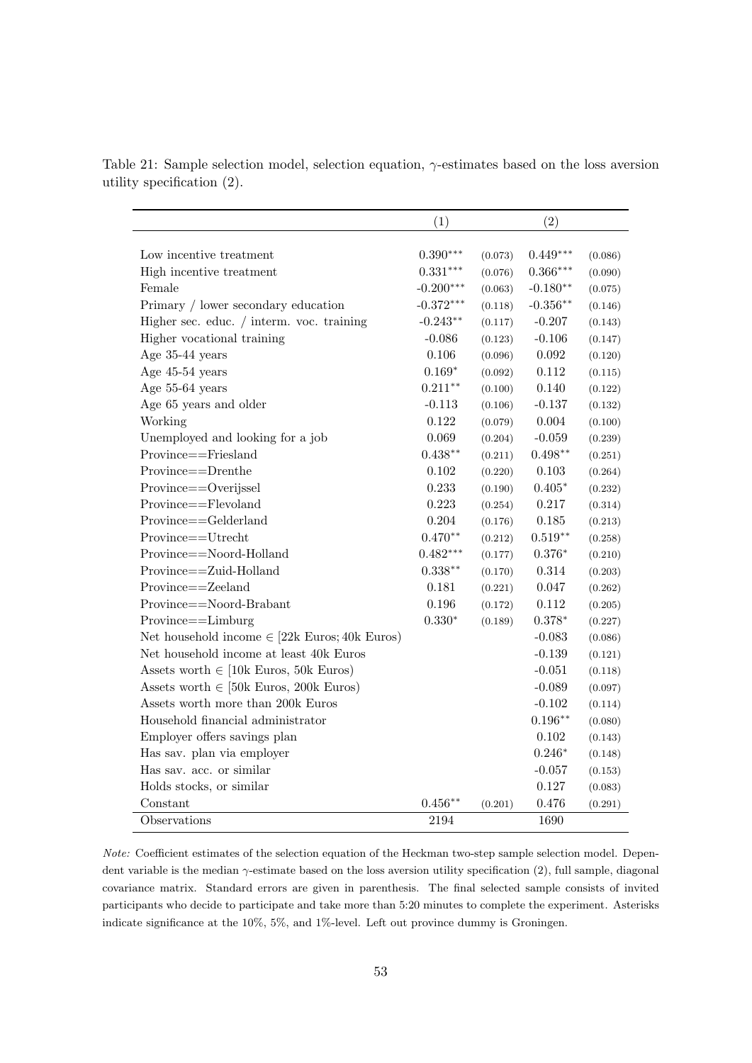Table 21: Sample selection model, selection equation, $\gamma$-estimates based on the loss aversion utility specification (2).

| | (1) | | (2) | |
|---|---|---|---|---|
| Low incentive treatment | 0.390*** | (0.073) | 0.449*** | (0.086) |
| High incentive treatment | 0.331*** | (0.076) | 0.366*** | (0.090) |
| Female | -0.200*** | (0.063) | -0.180** | (0.075) |
| Primary / lower secondary education | -0.372*** | (0.118) | -0.356** | (0.146) |
| Higher sec. educ. / interm. voc. training | -0.243** | (0.117) | -0.207 | (0.143) |
| Higher vocational training | -0.086 | (0.123) | -0.106 | (0.147) |
| Age 35-44 years | 0.106 | (0.096) | 0.092 | (0.120) |
| Age 45-54 years | 0.169* | (0.092) | 0.112 | (0.115) |
| Age 55-64 years | 0.211** | (0.100) | 0.140 | (0.122) |
| Age 65 years and older | -0.113 | (0.106) | -0.137 | (0.132) |
| Working | 0.122 | (0.079) | 0.004 | (0.100) |
| Unemployed and looking for a job | 0.069 | (0.204) | -0.059 | (0.239) |
| Province==Friesland | 0.438** | (0.211) | 0.498** | (0.251) |
| Province==Drenthe | 0.102 | (0.220) | 0.103 | (0.264) |
| Province==Overijssel | 0.233 | (0.190) | 0.405* | (0.232) |
| Province==Flevoland | 0.223 | (0.254) | 0.217 | (0.314) |
| Province==Gelderland | 0.204 | (0.176) | 0.185 | (0.213) |
| Province==Utrecht | 0.470** | (0.212) | 0.519** | (0.258) |
| Province==Noord-Holland | 0.482*** | (0.177) | 0.376* | (0.210) |
| Province==Zuid-Holland | 0.338** | (0.170) | 0.314 | (0.203) |
| Province==Zeeland | 0.181 | (0.221) | 0.047 | (0.262) |
| Province==Noord-Brabant | 0.196 | (0.172) | 0.112 | (0.205) |
| Province==Limburg | 0.330* | (0.189) | 0.378* | (0.227) |
| Net household income $\in$ [22k Euros; 40k Euros) | | | -0.083 | (0.086) |
| Net household income at least 40k Euros | | | -0.139 | (0.121) |
| Assets worth $\in$ [10k Euros, 50k Euros) | | | -0.051 | (0.118) |
| Assets worth $\in$ [50k Euros, 200k Euros) | | | -0.089 | (0.097) |
| Assets worth more than 200k Euros | | | -0.102 | (0.114) |
| Household financial administrator | | | 0.196** | (0.080) |
| Employer offers savings plan | | | 0.102 | (0.143) |
| Has sav. plan via employer | | | 0.246* | (0.148) |
| Has sav. acc. or similar | | | -0.057 | (0.153) |
| Holds stocks, or similar | | | 0.127 | (0.083) |
| Constant | 0.456** | (0.201) | 0.476 | (0.291) |
| Observations | 2194 | | 1690 | |

*Note:* Coefficient estimates of the selection equation of the Heckman two-step sample selection model. Dependent variable is the median $\gamma$-estimate based on the loss aversion utility specification (2), full sample, diagonal covariance matrix. Standard errors are given in parenthesis. The final selected sample consists of invited participants who decide to participate and take more than 5:20 minutes to complete the experiment. Asterisks indicate significance at the 10%, 5%, and 1%-level. Left out province dummy is Groningen.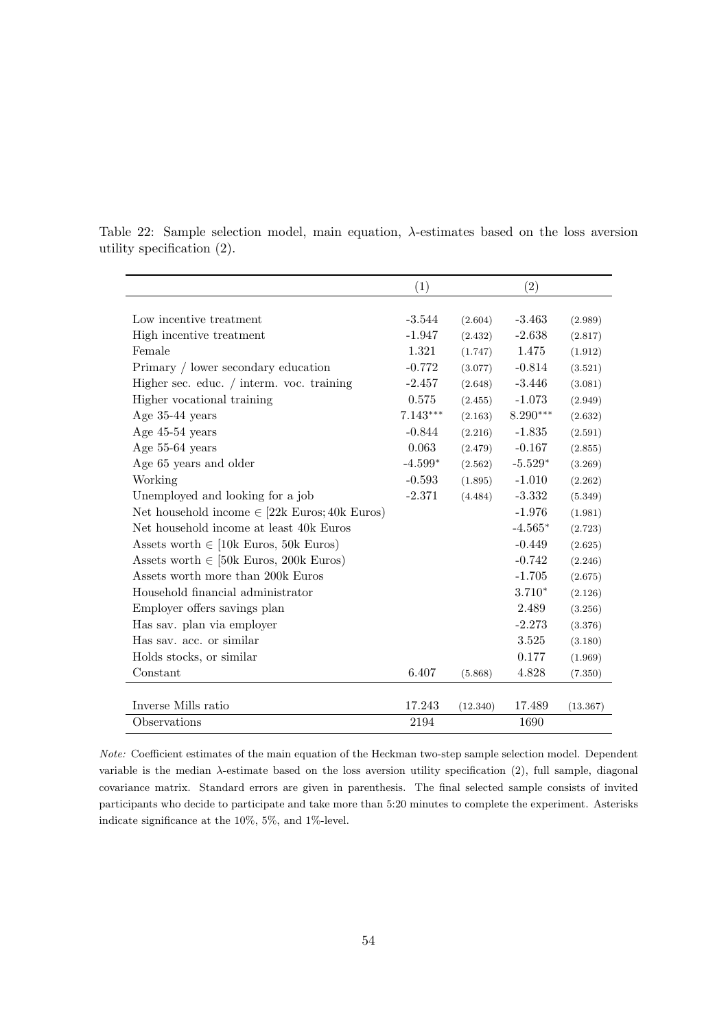Table 22: Sample selection model, main equation, $\lambda$-estimates based on the loss aversion utility specification (2).

| | (1) | | (2) | |
|---|---|---|---|---|
| Low incentive treatment | -3.544 | (2.604) | -3.463 | (2.989) |
| High incentive treatment | -1.947 | (2.432) | -2.638 | (2.817) |
| Female | 1.321 | (1.747) | 1.475 | (1.912) |
| Primary / lower secondary education | -0.772 | (3.077) | -0.814 | (3.521) |
| Higher sec. educ. / interm. voc. training | -2.457 | (2.648) | -3.446 | (3.081) |
| Higher vocational training | 0.575 | (2.455) | -1.073 | (2.949) |
| Age 35-44 years | $7.143^{***}$ | (2.163) | $8.290^{***}$ | (2.632) |
| Age 45-54 years | -0.844 | (2.216) | -1.835 | (2.591) |
| Age 55-64 years | 0.063 | (2.479) | -0.167 | (2.855) |
| Age 65 years and older | $-4.599^{*}$ | (2.562) | $-5.529^{*}$ | (3.269) |
| Working | -0.593 | (1.895) | -1.010 | (2.262) |
| Unemployed and looking for a job | -2.371 | (4.484) | -3.332 | (5.349) |
| Net household income $\in$ [22k Euros; 40k Euros) | | | -1.976 | (1.981) |
| Net household income at least 40k Euros | | | $-4.565^{*}$ | (2.723) |
| Assets worth $\in$ [10k Euros, 50k Euros) | | | -0.449 | (2.625) |
| Assets worth $\in$ [50k Euros, 200k Euros) | | | -0.742 | (2.246) |
| Assets worth more than 200k Euros | | | -1.705 | (2.675) |
| Household financial administrator | | | $3.710^{*}$ | (2.126) |
| Employer offers savings plan | | | 2.489 | (3.256) |
| Has sav. plan via employer | | | -2.273 | (3.376) |
| Has sav. acc. or similar | | | 3.525 | (3.180) |
| Holds stocks, or similar | | | 0.177 | (1.969) |
| Constant | 6.407 | (5.868) | 4.828 | (7.350) |
| Inverse Mills ratio | 17.243 | (12.340) | 17.489 | (13.367) |
| Observations | 2194 | | 1690 | |

*Note:* Coefficient estimates of the main equation of the Heckman two-step sample selection model. Dependent variable is the median $\lambda$-estimate based on the loss aversion utility specification (2), full sample, diagonal covariance matrix. Standard errors are given in parenthesis. The final selected sample consists of invited participants who decide to participate and take more than 5:20 minutes to complete the experiment. Asterisks indicate significance at the 10%, 5%, and 1%-level.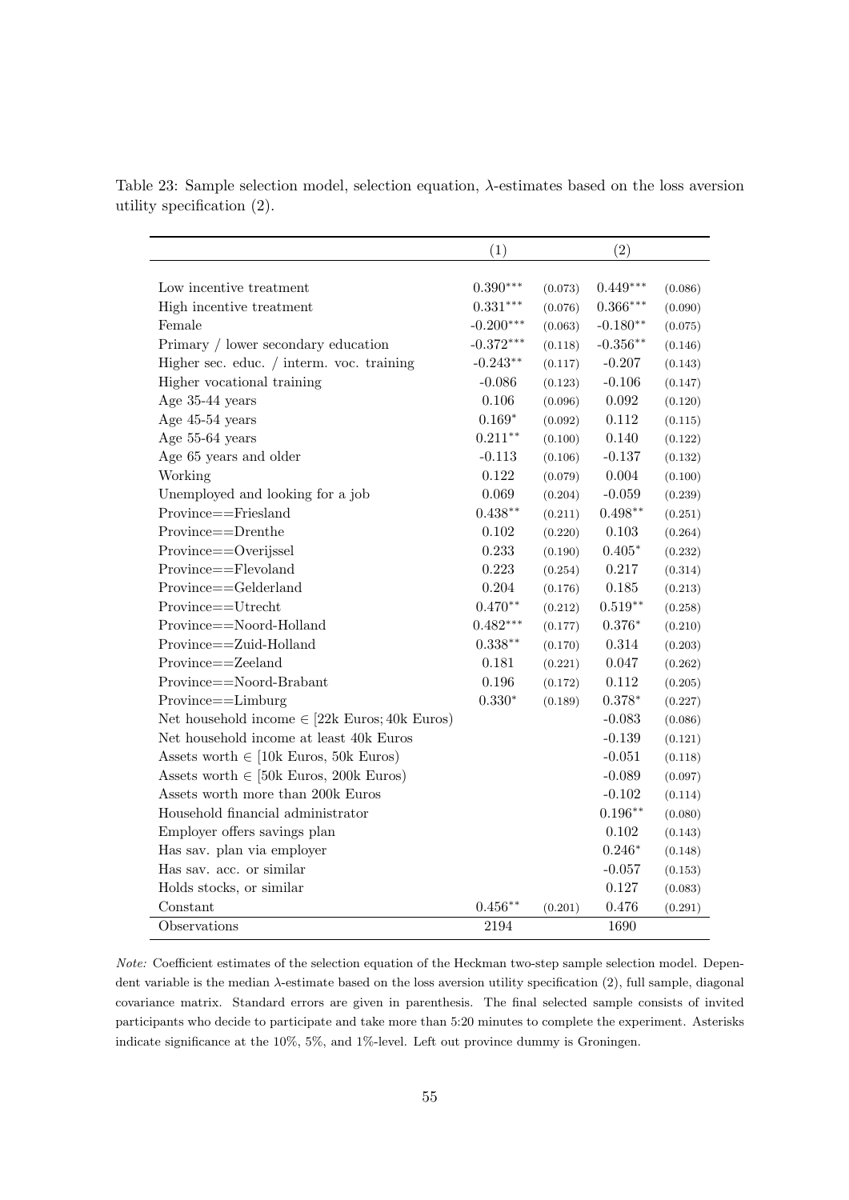Table 23: Sample selection model, selection equation, $\lambda$-estimates based on the loss aversion utility specification (2).

| | (1) | | (2) | |
|---|---|---|---|---|
| Low incentive treatment | 0.390*** | (0.073) | 0.449*** | (0.086) |
| High incentive treatment | 0.331*** | (0.076) | 0.366*** | (0.090) |
| Female | -0.200*** | (0.063) | -0.180** | (0.075) |
| Primary / lower secondary education | -0.372*** | (0.118) | -0.356** | (0.146) |
| Higher sec. educ. / interm. voc. training | -0.243** | (0.117) | -0.207 | (0.143) |
| Higher vocational training | -0.086 | (0.123) | -0.106 | (0.147) |
| Age 35-44 years | 0.106 | (0.096) | 0.092 | (0.120) |
| Age 45-54 years | 0.169* | (0.092) | 0.112 | (0.115) |
| Age 55-64 years | 0.211** | (0.100) | 0.140 | (0.122) |
| Age 65 years and older | -0.113 | (0.106) | -0.137 | (0.132) |
| Working | 0.122 | (0.079) | 0.004 | (0.100) |
| Unemployed and looking for a job | 0.069 | (0.204) | -0.059 | (0.239) |
| Province==Friesland | 0.438** | (0.211) | 0.498** | (0.251) |
| Province==Drenthe | 0.102 | (0.220) | 0.103 | (0.264) |
| Province==Overijssel | 0.233 | (0.190) | 0.405* | (0.232) |
| Province==Flevoland | 0.223 | (0.254) | 0.217 | (0.314) |
| Province==Gelderland | 0.204 | (0.176) | 0.185 | (0.213) |
| Province==Utrecht | 0.470** | (0.212) | 0.519** | (0.258) |
| Province==Noord-Holland | 0.482*** | (0.177) | 0.376* | (0.210) |
| Province==Zuid-Holland | 0.338** | (0.170) | 0.314 | (0.203) |
| Province==Zeeland | 0.181 | (0.221) | 0.047 | (0.262) |
| Province==Noord-Brabant | 0.196 | (0.172) | 0.112 | (0.205) |
| Province==Limburg | 0.330* | (0.189) | 0.378* | (0.227) |
| Net household income $\in$ [22k Euros; 40k Euros) | | | -0.083 | (0.086) |
| Net household income at least 40k Euros | | | -0.139 | (0.121) |
| Assets worth $\in$ [10k Euros, 50k Euros) | | | -0.051 | (0.118) |
| Assets worth $\in$ [50k Euros, 200k Euros) | | | -0.089 | (0.097) |
| Assets worth more than 200k Euros | | | -0.102 | (0.114) |
| Household financial administrator | | | 0.196** | (0.080) |
| Employer offers savings plan | | | 0.102 | (0.143) |
| Has sav. plan via employer | | | 0.246* | (0.148) |
| Has sav. acc. or similar | | | -0.057 | (0.153) |
| Holds stocks, or similar | | | 0.127 | (0.083) |
| Constant | 0.456** | (0.201) | 0.476 | (0.291) |
| Observations | 2194 | | 1690 | |

*Note:* Coefficient estimates of the selection equation of the Heckman two-step sample selection model. Dependent variable is the median $\lambda$-estimate based on the loss aversion utility specification (2), full sample, diagonal covariance matrix. Standard errors are given in parenthesis. The final selected sample consists of invited participants who decide to participate and take more than 5:20 minutes to complete the experiment. Asterisks indicate significance at the 10%, 5%, and 1%-level. Left out province dummy is Groningen.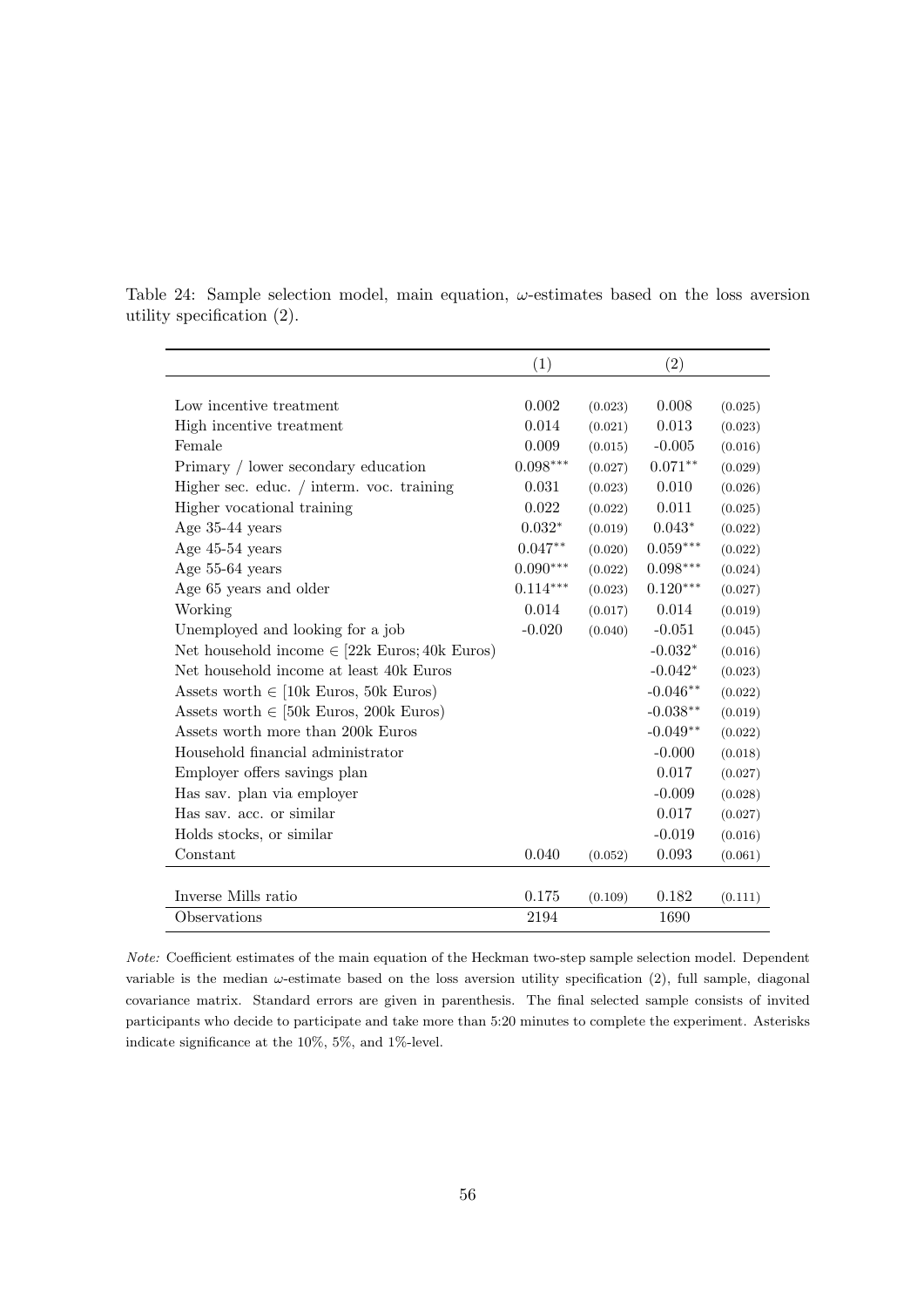Table 24: Sample selection model, main equation, $\omega$-estimates based on the loss aversion utility specification (2).

| | (1) | | (2) | |
|---|---|---|---|---|
| Low incentive treatment | 0.002 | (0.023) | 0.008 | (0.025) |
| High incentive treatment | 0.014 | (0.021) | 0.013 | (0.023) |
| Female | 0.009 | (0.015) | -0.005 | (0.016) |
| Primary / lower secondary education | $0.098^{***}$ | (0.027) | $0.071^{**}$ | (0.029) |
| Higher sec. educ. / interm. voc. training | 0.031 | (0.023) | 0.010 | (0.026) |
| Higher vocational training | 0.022 | (0.022) | 0.011 | (0.025) |
| Age 35-44 years | $0.032^{*}$ | (0.019) | $0.043^{*}$ | (0.022) |
| Age 45-54 years | $0.047^{**}$ | (0.020) | $0.059^{***}$ | (0.022) |
| Age 55-64 years | $0.090^{***}$ | (0.022) | $0.098^{***}$ | (0.024) |
| Age 65 years and older | $0.114^{***}$ | (0.023) | $0.120^{***}$ | (0.027) |
| Working | 0.014 | (0.017) | 0.014 | (0.019) |
| Unemployed and looking for a job | -0.020 | (0.040) | -0.051 | (0.045) |
| Net household income $\in$ [22k Euros; 40k Euros) | | | $-0.032^{*}$ | (0.016) |
| Net household income at least 40k Euros | | | $-0.042^{*}$ | (0.023) |
| Assets worth $\in$ [10k Euros, 50k Euros) | | | $-0.046^{**}$ | (0.022) |
| Assets worth $\in$ [50k Euros, 200k Euros) | | | $-0.038^{**}$ | (0.019) |
| Assets worth more than 200k Euros | | | $-0.049^{**}$ | (0.022) |
| Household financial administrator | | | -0.000 | (0.018) |
| Employer offers savings plan | | | 0.017 | (0.027) |
| Has sav. plan via employer | | | -0.009 | (0.028) |
| Has sav. acc. or similar | | | 0.017 | (0.027) |
| Holds stocks, or similar | | | -0.019 | (0.016) |
| Constant | 0.040 | (0.052) | 0.093 | (0.061) |
| Inverse Mills ratio | 0.175 | (0.109) | 0.182 | (0.111) |
| Observations | 2194 | | 1690 | |

*Note:* Coefficient estimates of the main equation of the Heckman two-step sample selection model. Dependent variable is the median $\omega$-estimate based on the loss aversion utility specification (2), full sample, diagonal covariance matrix. Standard errors are given in parenthesis. The final selected sample consists of invited participants who decide to participate and take more than 5:20 minutes to complete the experiment. Asterisks indicate significance at the 10%, 5%, and 1%-level.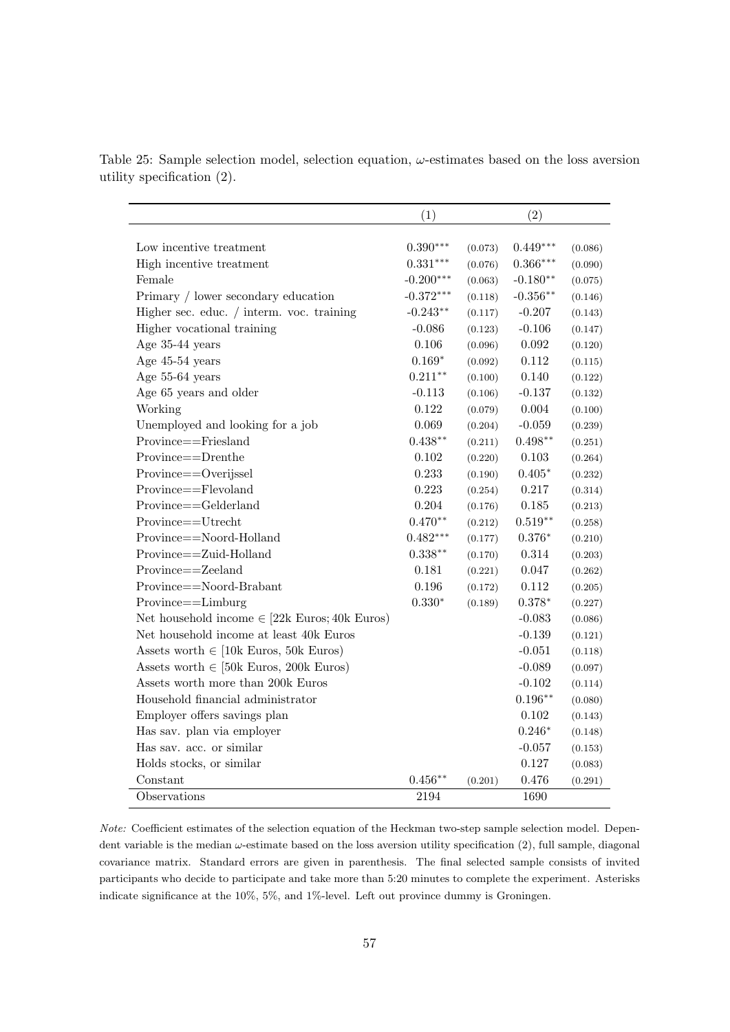Table 25: Sample selection model, selection equation, $\omega$-estimates based on the loss aversion utility specification (2).

| | (1) | | (2) | |
|---|---|---|---|---|
| Low incentive treatment | 0.390*** | (0.073) | 0.449*** | (0.086) |
| High incentive treatment | 0.331*** | (0.076) | 0.366*** | (0.090) |
| Female | -0.200*** | (0.063) | -0.180** | (0.075) |
| Primary / lower secondary education | -0.372*** | (0.118) | -0.356** | (0.146) |
| Higher sec. educ. / interm. voc. training | -0.243** | (0.117) | -0.207 | (0.143) |
| Higher vocational training | -0.086 | (0.123) | -0.106 | (0.147) |
| Age 35-44 years | 0.106 | (0.096) | 0.092 | (0.120) |
| Age 45-54 years | 0.169* | (0.092) | 0.112 | (0.115) |
| Age 55-64 years | 0.211** | (0.100) | 0.140 | (0.122) |
| Age 65 years and older | -0.113 | (0.106) | -0.137 | (0.132) |
| Working | 0.122 | (0.079) | 0.004 | (0.100) |
| Unemployed and looking for a job | 0.069 | (0.204) | -0.059 | (0.239) |
| Province==Friesland | 0.438** | (0.211) | 0.498** | (0.251) |
| Province==Drenthe | 0.102 | (0.220) | 0.103 | (0.264) |
| Province==Overijssel | 0.233 | (0.190) | 0.405* | (0.232) |
| Province==Flevoland | 0.223 | (0.254) | 0.217 | (0.314) |
| Province==Gelderland | 0.204 | (0.176) | 0.185 | (0.213) |
| Province==Utrecht | 0.470** | (0.212) | 0.519** | (0.258) |
| Province==Noord-Holland | 0.482*** | (0.177) | 0.376* | (0.210) |
| Province==Zuid-Holland | 0.338** | (0.170) | 0.314 | (0.203) |
| Province==Zeeland | 0.181 | (0.221) | 0.047 | (0.262) |
| Province==Noord-Brabant | 0.196 | (0.172) | 0.112 | (0.205) |
| Province==Limburg | 0.330* | (0.189) | 0.378* | (0.227) |
| Net household income $\in$ [22k Euros; 40k Euros) | | | -0.083 | (0.086) |
| Net household income at least 40k Euros | | | -0.139 | (0.121) |
| Assets worth $\in$ [10k Euros, 50k Euros) | | | -0.051 | (0.118) |
| Assets worth $\in$ [50k Euros, 200k Euros) | | | -0.089 | (0.097) |
| Assets worth more than 200k Euros | | | -0.102 | (0.114) |
| Household financial administrator | | | 0.196** | (0.080) |
| Employer offers savings plan | | | 0.102 | (0.143) |
| Has sav. plan via employer | | | 0.246* | (0.148) |
| Has sav. acc. or similar | | | -0.057 | (0.153) |
| Holds stocks, or similar | | | 0.127 | (0.083) |
| Constant | 0.456** | (0.201) | 0.476 | (0.291) |
| Observations | 2194 | | 1690 | |

*Note:* Coefficient estimates of the selection equation of the Heckman two-step sample selection model. Dependent variable is the median $\omega$-estimate based on the loss aversion utility specification (2), full sample, diagonal covariance matrix. Standard errors are given in parenthesis. The final selected sample consists of invited participants who decide to participate and take more than 5:20 minutes to complete the experiment. Asterisks indicate significance at the 10%, 5%, and 1%-level. Left out province dummy is Groningen.